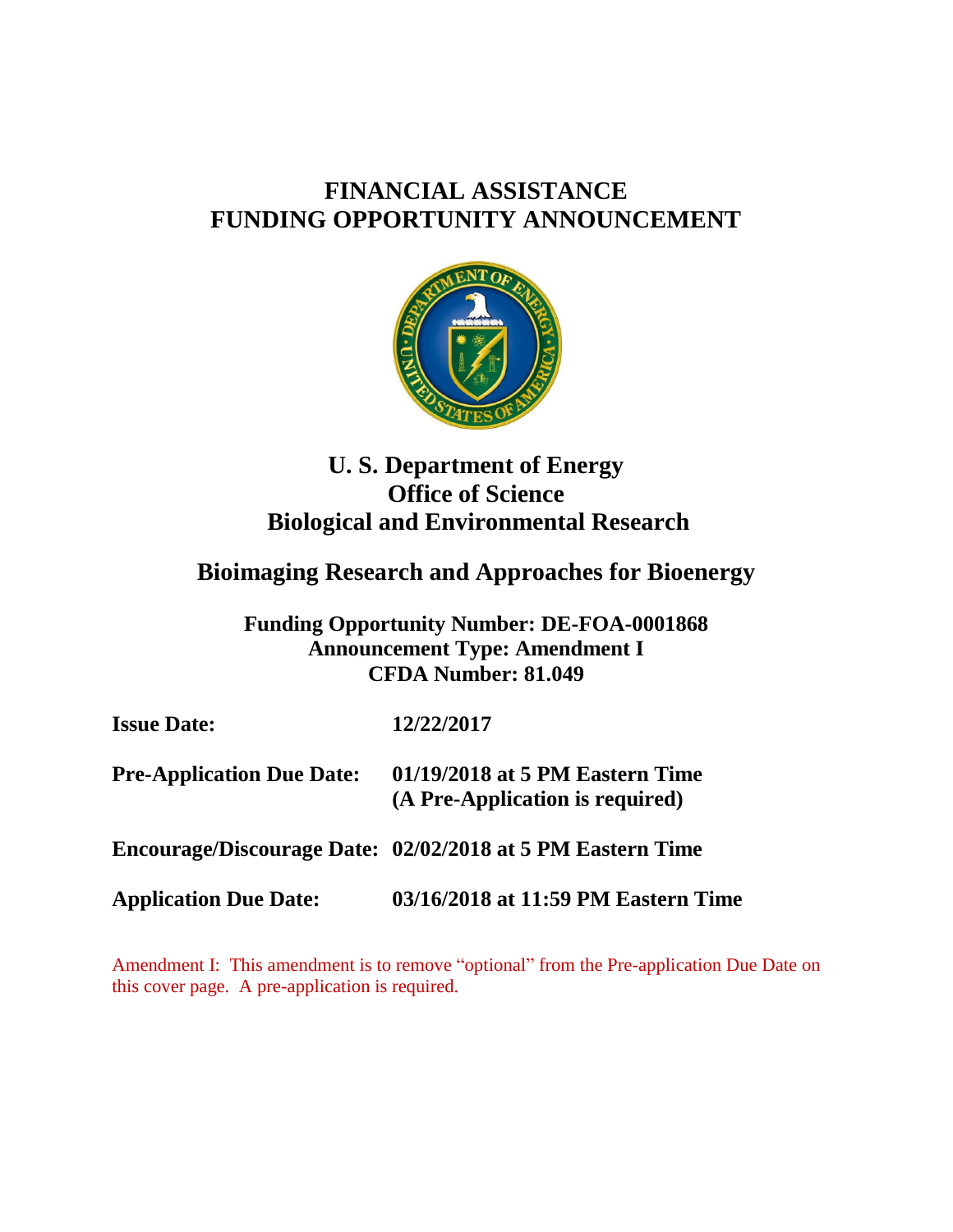# FINANCIAL ASSISTANCE
# FUNDING OPPORTUNITY ANNOUNCEMENT

## U. S. Department of Energy
## Office of Science
## Biological and Environmental Research

## Bioimaging Research and Approaches for Bioenergy

**Funding Opportunity Number: DE-FOA-0001868**
**Announcement Type: Amendment I**
**CFDA Number: 81.049**

| | |
|---|---|
| **Issue Date:** | **12/22/2017** |
| **Pre-Application Due Date:** | **01/19/2018 at 5 PM Eastern Time (A Pre-Application is required)** |
| **Encourage/Discourage Date:** | **02/02/2018 at 5 PM Eastern Time** |
| **Application Due Date:** | **03/16/2018 at 11:59 PM Eastern Time** |

Amendment I: This amendment is to remove "optional" from the Pre-application Due Date on this cover page. A pre-application is required.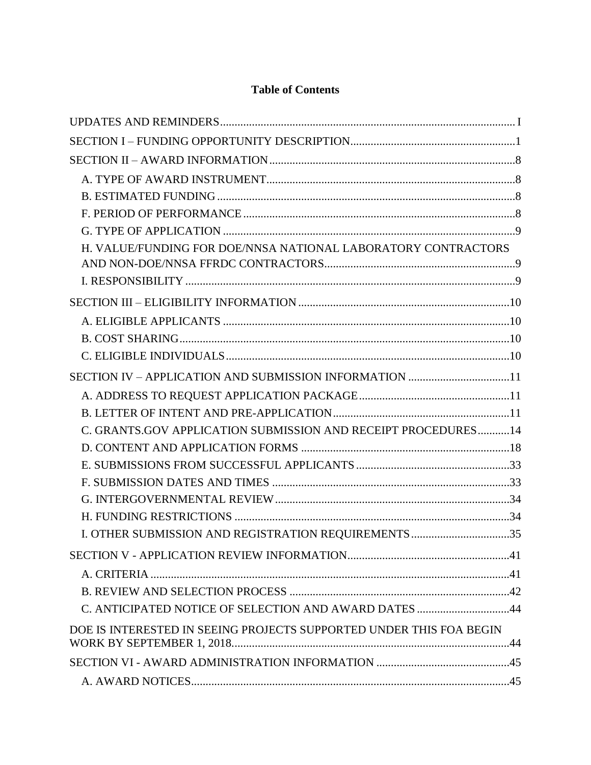**Table of Contents**

UPDATES AND REMINDERS ..... I

SECTION I – FUNDING OPPORTUNITY DESCRIPTION ..... 1

SECTION II – AWARD INFORMATION ..... 8

- A. TYPE OF AWARD INSTRUMENT ..... 8
- B. ESTIMATED FUNDING ..... 8
- F. PERIOD OF PERFORMANCE ..... 8
- G. TYPE OF APPLICATION ..... 9
- H. VALUE/FUNDING FOR DOE/NNSA NATIONAL LABORATORY CONTRACTORS AND NON-DOE/NNSA FFRDC CONTRACTORS ..... 9
- I. RESPONSIBILITY ..... 9

SECTION III – ELIGIBILITY INFORMATION ..... 10

- A. ELIGIBLE APPLICANTS ..... 10
- B. COST SHARING ..... 10
- C. ELIGIBLE INDIVIDUALS ..... 10

SECTION IV – APPLICATION AND SUBMISSION INFORMATION ..... 11

- A. ADDRESS TO REQUEST APPLICATION PACKAGE ..... 11
- B. LETTER OF INTENT AND PRE-APPLICATION ..... 11
- C. GRANTS.GOV APPLICATION SUBMISSION AND RECEIPT PROCEDURES ..... 14
- D. CONTENT AND APPLICATION FORMS ..... 18
- E. SUBMISSIONS FROM SUCCESSFUL APPLICANTS ..... 33
- F. SUBMISSION DATES AND TIMES ..... 33
- G. INTERGOVERNMENTAL REVIEW ..... 34
- H. FUNDING RESTRICTIONS ..... 34
- I. OTHER SUBMISSION AND REGISTRATION REQUIREMENTS ..... 35

SECTION V - APPLICATION REVIEW INFORMATION ..... 41

- A. CRITERIA ..... 41
- B. REVIEW AND SELECTION PROCESS ..... 42
- C. ANTICIPATED NOTICE OF SELECTION AND AWARD DATES ..... 44

DOE IS INTERESTED IN SEEING PROJECTS SUPPORTED UNDER THIS FOA BEGIN WORK BY SEPTEMBER 1, 2018. ..... 44

SECTION VI - AWARD ADMINISTRATION INFORMATION ..... 45

- A. AWARD NOTICES ..... 45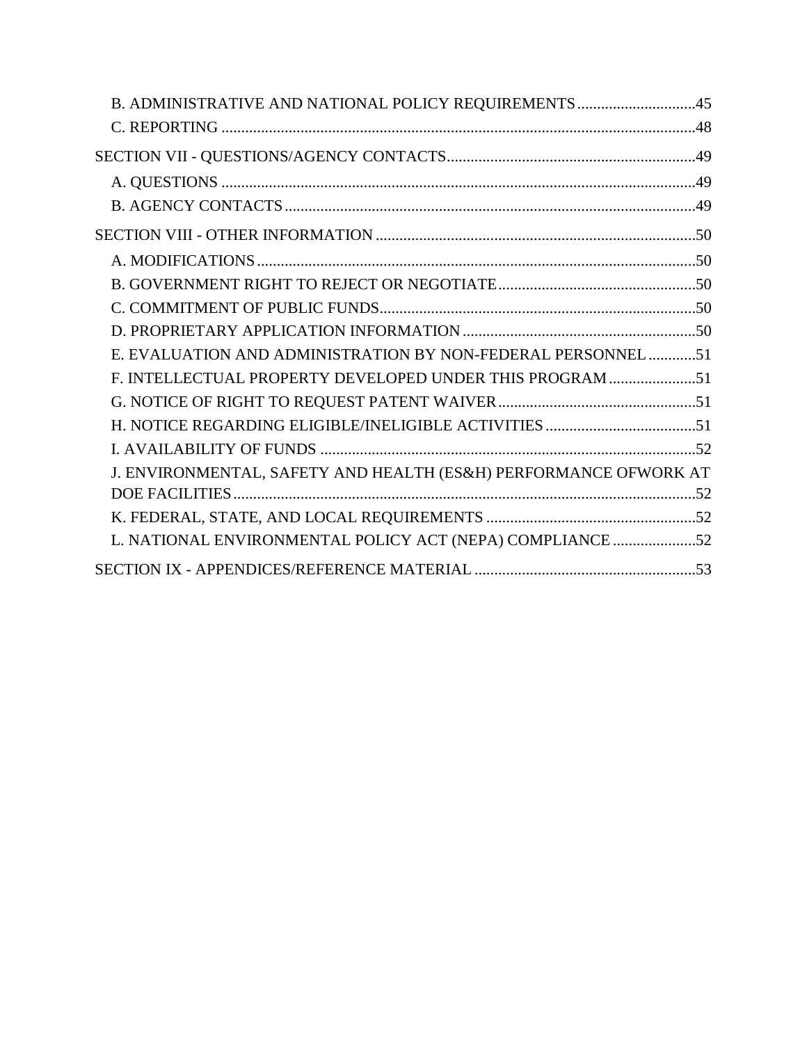B. ADMINISTRATIVE AND NATIONAL POLICY REQUIREMENTS ............................. 45
C. REPORTING ....................................................................................................... 48

SECTION VII - QUESTIONS/AGENCY CONTACTS ............................................................. 49
A. QUESTIONS ....................................................................................................... 49
B. AGENCY CONTACTS ........................................................................................ 49

SECTION VIII - OTHER INFORMATION ................................................................................ 50
A. MODIFICATIONS .............................................................................................. 50
B. GOVERNMENT RIGHT TO REJECT OR NEGOTIATE ....................................... 50
C. COMMITMENT OF PUBLIC FUNDS ................................................................... 50
D. PROPRIETARY APPLICATION INFORMATION .............................................. 50
E. EVALUATION AND ADMINISTRATION BY NON-FEDERAL PERSONNEL ............ 51
F. INTELLECTUAL PROPERTY DEVELOPED UNDER THIS PROGRAM ...................... 51
G. NOTICE OF RIGHT TO REQUEST PATENT WAIVER ......................................... 51
H. NOTICE REGARDING ELIGIBLE/INELIGIBLE ACTIVITIES ................................ 51
I. AVAILABILITY OF FUNDS ............................................................................... 52
J. ENVIRONMENTAL, SAFETY AND HEALTH (ES&H) PERFORMANCE OFWORK AT DOE FACILITIES ..................................................................................... 52
K. FEDERAL, STATE, AND LOCAL REQUIREMENTS .......................................... 52
L. NATIONAL ENVIRONMENTAL POLICY ACT (NEPA) COMPLIANCE ..................... 52

SECTION IX - APPENDICES/REFERENCE MATERIAL ........................................................ 53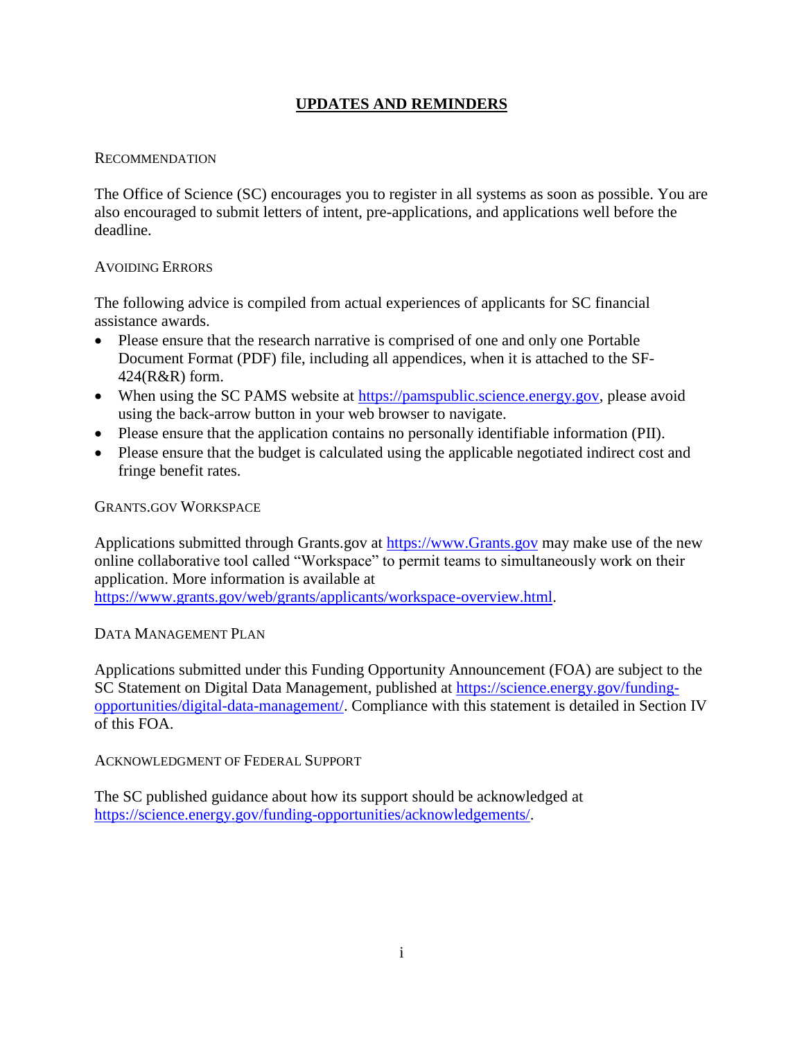# UPDATES AND REMINDERS

## RECOMMENDATION

The Office of Science (SC) encourages you to register in all systems as soon as possible. You are also encouraged to submit letters of intent, pre-applications, and applications well before the deadline.

## AVOIDING ERRORS

The following advice is compiled from actual experiences of applicants for SC financial assistance awards.

- Please ensure that the research narrative is comprised of one and only one Portable Document Format (PDF) file, including all appendices, when it is attached to the SF-424(R&R) form.
- When using the SC PAMS website at https://pamspublic.science.energy.gov, please avoid using the back-arrow button in your web browser to navigate.
- Please ensure that the application contains no personally identifiable information (PII).
- Please ensure that the budget is calculated using the applicable negotiated indirect cost and fringe benefit rates.

## GRANTS.GOV WORKSPACE

Applications submitted through Grants.gov at https://www.Grants.gov may make use of the new online collaborative tool called "Workspace" to permit teams to simultaneously work on their application. More information is available at https://www.grants.gov/web/grants/applicants/workspace-overview.html.

## DATA MANAGEMENT PLAN

Applications submitted under this Funding Opportunity Announcement (FOA) are subject to the SC Statement on Digital Data Management, published at https://science.energy.gov/funding-opportunities/digital-data-management/. Compliance with this statement is detailed in Section IV of this FOA.

## ACKNOWLEDGMENT OF FEDERAL SUPPORT

The SC published guidance about how its support should be acknowledged at https://science.energy.gov/funding-opportunities/acknowledgements/.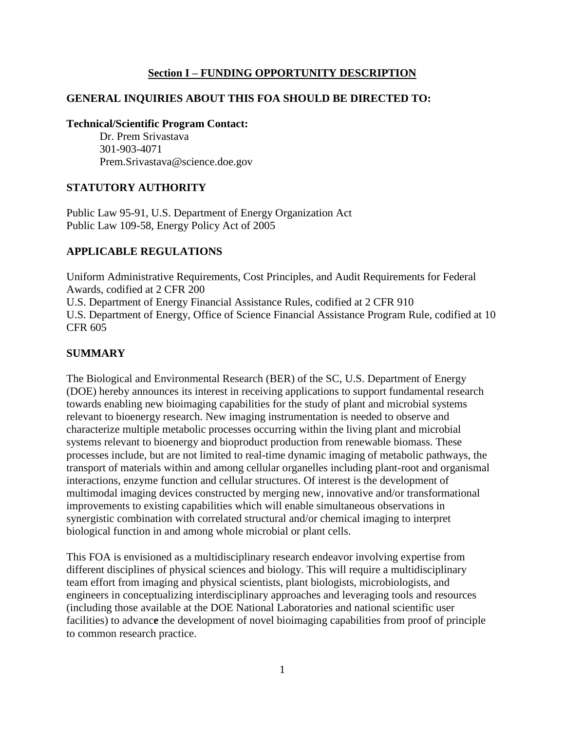## Section I – FUNDING OPPORTUNITY DESCRIPTION

### GENERAL INQUIRIES ABOUT THIS FOA SHOULD BE DIRECTED TO:

**Technical/Scientific Program Contact:**
Dr. Prem Srivastava
301-903-4071
Prem.Srivastava@science.doe.gov

### STATUTORY AUTHORITY

Public Law 95-91, U.S. Department of Energy Organization Act
Public Law 109-58, Energy Policy Act of 2005

### APPLICABLE REGULATIONS

Uniform Administrative Requirements, Cost Principles, and Audit Requirements for Federal Awards, codified at 2 CFR 200
U.S. Department of Energy Financial Assistance Rules, codified at 2 CFR 910
U.S. Department of Energy, Office of Science Financial Assistance Program Rule, codified at 10 CFR 605

### SUMMARY

The Biological and Environmental Research (BER) of the SC, U.S. Department of Energy (DOE) hereby announces its interest in receiving applications to support fundamental research towards enabling new bioimaging capabilities for the study of plant and microbial systems relevant to bioenergy research. New imaging instrumentation is needed to observe and characterize multiple metabolic processes occurring within the living plant and microbial systems relevant to bioenergy and bioproduct production from renewable biomass. These processes include, but are not limited to real-time dynamic imaging of metabolic pathways, the transport of materials within and among cellular organelles including plant-root and organismal interactions, enzyme function and cellular structures. Of interest is the development of multimodal imaging devices constructed by merging new, innovative and/or transformational improvements to existing capabilities which will enable simultaneous observations in synergistic combination with correlated structural and/or chemical imaging to interpret biological function in and among whole microbial or plant cells.

This FOA is envisioned as a multidisciplinary research endeavor involving expertise from different disciplines of physical sciences and biology. This will require a multidisciplinary team effort from imaging and physical scientists, plant biologists, microbiologists, and engineers in conceptualizing interdisciplinary approaches and leveraging tools and resources (including those available at the DOE National Laboratories and national scientific user facilities) to advanc**e** the development of novel bioimaging capabilities from proof of principle to common research practice.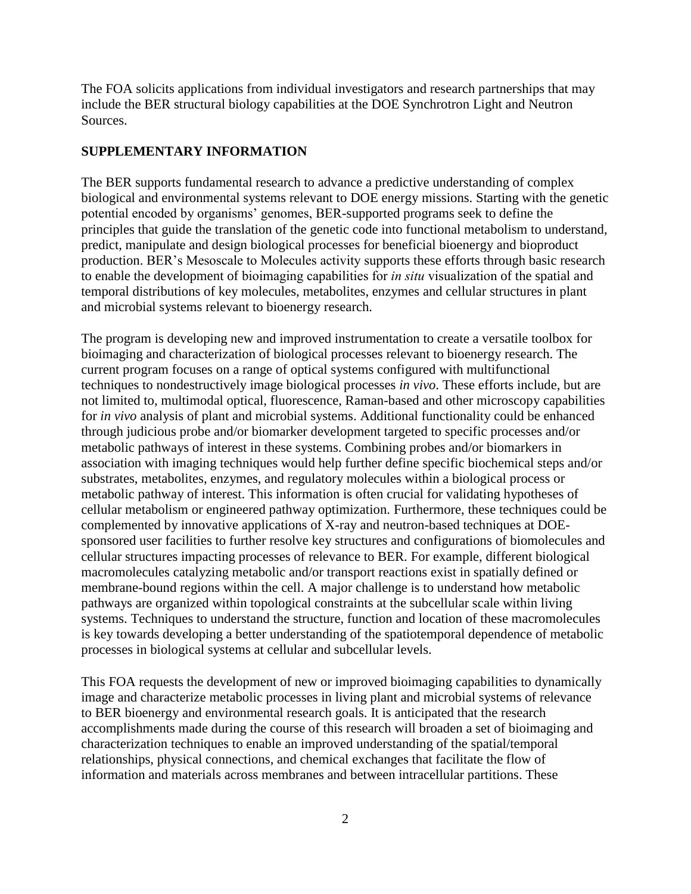The FOA solicits applications from individual investigators and research partnerships that may include the BER structural biology capabilities at the DOE Synchrotron Light and Neutron Sources.

## SUPPLEMENTARY INFORMATION

The BER supports fundamental research to advance a predictive understanding of complex biological and environmental systems relevant to DOE energy missions. Starting with the genetic potential encoded by organisms' genomes, BER-supported programs seek to define the principles that guide the translation of the genetic code into functional metabolism to understand, predict, manipulate and design biological processes for beneficial bioenergy and bioproduct production. BER's Mesoscale to Molecules activity supports these efforts through basic research to enable the development of bioimaging capabilities for *in situ* visualization of the spatial and temporal distributions of key molecules, metabolites, enzymes and cellular structures in plant and microbial systems relevant to bioenergy research.

The program is developing new and improved instrumentation to create a versatile toolbox for bioimaging and characterization of biological processes relevant to bioenergy research. The current program focuses on a range of optical systems configured with multifunctional techniques to nondestructively image biological processes *in vivo*. These efforts include, but are not limited to, multimodal optical, fluorescence, Raman-based and other microscopy capabilities for *in vivo* analysis of plant and microbial systems. Additional functionality could be enhanced through judicious probe and/or biomarker development targeted to specific processes and/or metabolic pathways of interest in these systems. Combining probes and/or biomarkers in association with imaging techniques would help further define specific biochemical steps and/or substrates, metabolites, enzymes, and regulatory molecules within a biological process or metabolic pathway of interest. This information is often crucial for validating hypotheses of cellular metabolism or engineered pathway optimization. Furthermore, these techniques could be complemented by innovative applications of X-ray and neutron-based techniques at DOE-sponsored user facilities to further resolve key structures and configurations of biomolecules and cellular structures impacting processes of relevance to BER. For example, different biological macromolecules catalyzing metabolic and/or transport reactions exist in spatially defined or membrane-bound regions within the cell. A major challenge is to understand how metabolic pathways are organized within topological constraints at the subcellular scale within living systems. Techniques to understand the structure, function and location of these macromolecules is key towards developing a better understanding of the spatiotemporal dependence of metabolic processes in biological systems at cellular and subcellular levels.

This FOA requests the development of new or improved bioimaging capabilities to dynamically image and characterize metabolic processes in living plant and microbial systems of relevance to BER bioenergy and environmental research goals. It is anticipated that the research accomplishments made during the course of this research will broaden a set of bioimaging and characterization techniques to enable an improved understanding of the spatial/temporal relationships, physical connections, and chemical exchanges that facilitate the flow of information and materials across membranes and between intracellular partitions. These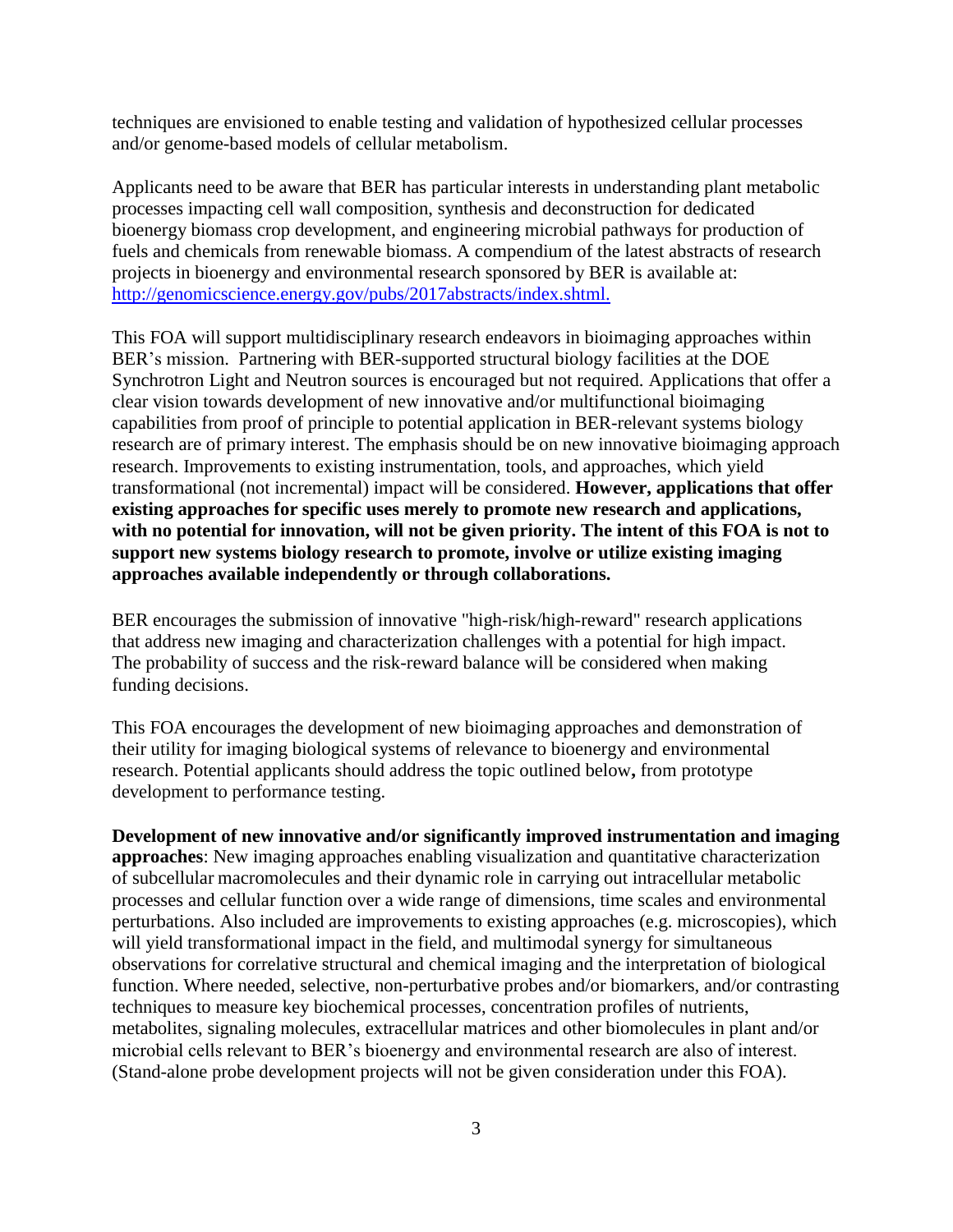techniques are envisioned to enable testing and validation of hypothesized cellular processes and/or genome-based models of cellular metabolism.

Applicants need to be aware that BER has particular interests in understanding plant metabolic processes impacting cell wall composition, synthesis and deconstruction for dedicated bioenergy biomass crop development, and engineering microbial pathways for production of fuels and chemicals from renewable biomass. A compendium of the latest abstracts of research projects in bioenergy and environmental research sponsored by BER is available at: [http://genomicscience.energy.gov/pubs/2017abstracts/index.shtml.](http://genomicscience.energy.gov/pubs/2017abstracts/index.shtml)

This FOA will support multidisciplinary research endeavors in bioimaging approaches within BER's mission. Partnering with BER-supported structural biology facilities at the DOE Synchrotron Light and Neutron sources is encouraged but not required. Applications that offer a clear vision towards development of new innovative and/or multifunctional bioimaging capabilities from proof of principle to potential application in BER-relevant systems biology research are of primary interest. The emphasis should be on new innovative bioimaging approach research. Improvements to existing instrumentation, tools, and approaches, which yield transformational (not incremental) impact will be considered. **However, applications that offer existing approaches for specific uses merely to promote new research and applications, with no potential for innovation, will not be given priority. The intent of this FOA is not to support new systems biology research to promote, involve or utilize existing imaging approaches available independently or through collaborations.**

BER encourages the submission of innovative "high-risk/high-reward" research applications that address new imaging and characterization challenges with a potential for high impact. The probability of success and the risk-reward balance will be considered when making funding decisions.

This FOA encourages the development of new bioimaging approaches and demonstration of their utility for imaging biological systems of relevance to bioenergy and environmental research. Potential applicants should address the topic outlined below**,** from prototype development to performance testing.

**Development of new innovative and/or significantly improved instrumentation and imaging approaches**: New imaging approaches enabling visualization and quantitative characterization of subcellular macromolecules and their dynamic role in carrying out intracellular metabolic processes and cellular function over a wide range of dimensions, time scales and environmental perturbations. Also included are improvements to existing approaches (e.g. microscopies), which will yield transformational impact in the field, and multimodal synergy for simultaneous observations for correlative structural and chemical imaging and the interpretation of biological function. Where needed, selective, non-perturbative probes and/or biomarkers, and/or contrasting techniques to measure key biochemical processes, concentration profiles of nutrients, metabolites, signaling molecules, extracellular matrices and other biomolecules in plant and/or microbial cells relevant to BER's bioenergy and environmental research are also of interest. (Stand-alone probe development projects will not be given consideration under this FOA).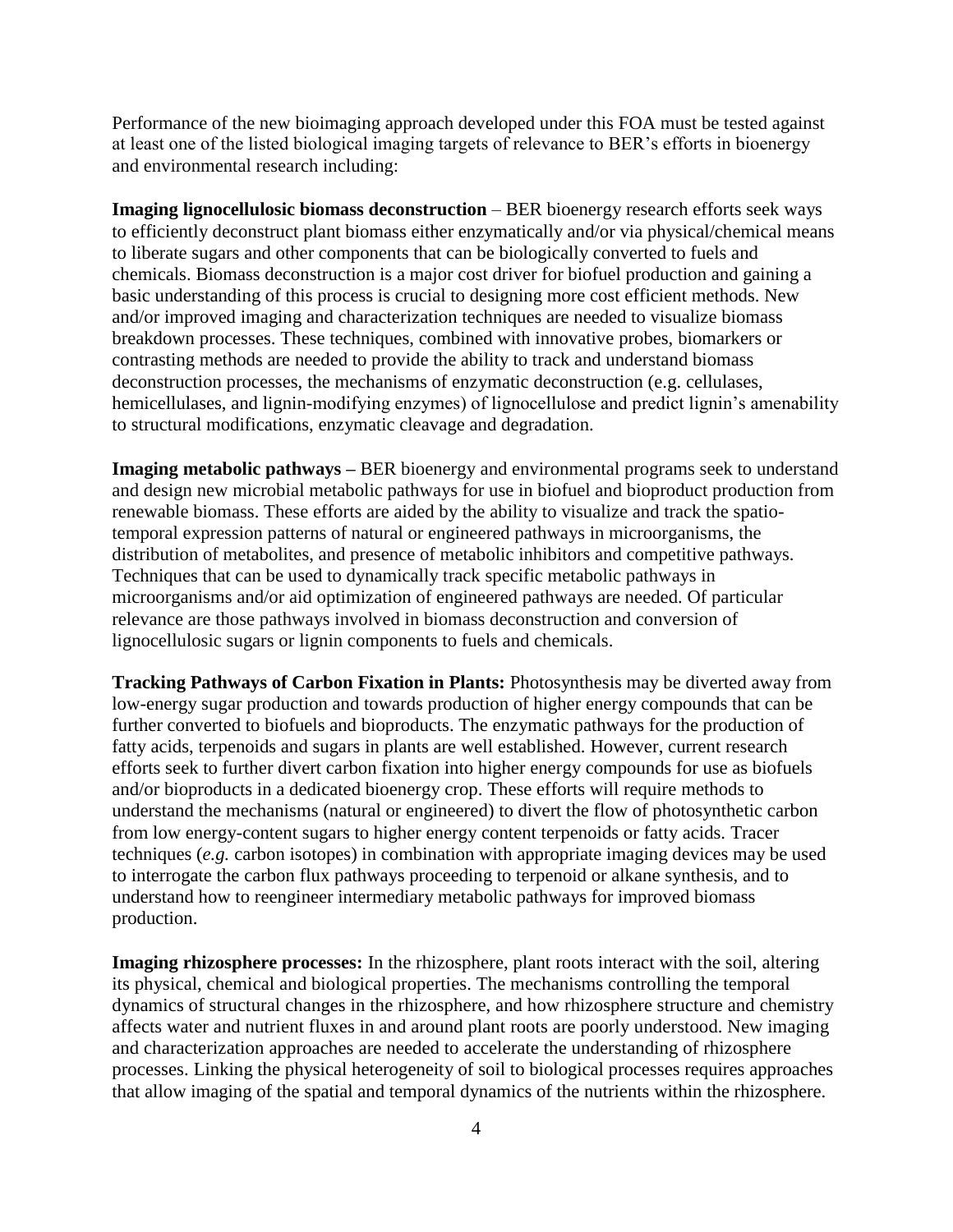Performance of the new bioimaging approach developed under this FOA must be tested against at least one of the listed biological imaging targets of relevance to BER's efforts in bioenergy and environmental research including:

**Imaging lignocellulosic biomass deconstruction** – BER bioenergy research efforts seek ways to efficiently deconstruct plant biomass either enzymatically and/or via physical/chemical means to liberate sugars and other components that can be biologically converted to fuels and chemicals. Biomass deconstruction is a major cost driver for biofuel production and gaining a basic understanding of this process is crucial to designing more cost efficient methods. New and/or improved imaging and characterization techniques are needed to visualize biomass breakdown processes. These techniques, combined with innovative probes, biomarkers or contrasting methods are needed to provide the ability to track and understand biomass deconstruction processes, the mechanisms of enzymatic deconstruction (e.g. cellulases, hemicellulases, and lignin-modifying enzymes) of lignocellulose and predict lignin's amenability to structural modifications, enzymatic cleavage and degradation.

**Imaging metabolic pathways –** BER bioenergy and environmental programs seek to understand and design new microbial metabolic pathways for use in biofuel and bioproduct production from renewable biomass. These efforts are aided by the ability to visualize and track the spatio-temporal expression patterns of natural or engineered pathways in microorganisms, the distribution of metabolites, and presence of metabolic inhibitors and competitive pathways. Techniques that can be used to dynamically track specific metabolic pathways in microorganisms and/or aid optimization of engineered pathways are needed. Of particular relevance are those pathways involved in biomass deconstruction and conversion of lignocellulosic sugars or lignin components to fuels and chemicals.

**Tracking Pathways of Carbon Fixation in Plants:** Photosynthesis may be diverted away from low-energy sugar production and towards production of higher energy compounds that can be further converted to biofuels and bioproducts. The enzymatic pathways for the production of fatty acids, terpenoids and sugars in plants are well established. However, current research efforts seek to further divert carbon fixation into higher energy compounds for use as biofuels and/or bioproducts in a dedicated bioenergy crop. These efforts will require methods to understand the mechanisms (natural or engineered) to divert the flow of photosynthetic carbon from low energy-content sugars to higher energy content terpenoids or fatty acids. Tracer techniques (*e.g.* carbon isotopes) in combination with appropriate imaging devices may be used to interrogate the carbon flux pathways proceeding to terpenoid or alkane synthesis, and to understand how to reengineer intermediary metabolic pathways for improved biomass production.

**Imaging rhizosphere processes:** In the rhizosphere, plant roots interact with the soil, altering its physical, chemical and biological properties. The mechanisms controlling the temporal dynamics of structural changes in the rhizosphere, and how rhizosphere structure and chemistry affects water and nutrient fluxes in and around plant roots are poorly understood. New imaging and characterization approaches are needed to accelerate the understanding of rhizosphere processes. Linking the physical heterogeneity of soil to biological processes requires approaches that allow imaging of the spatial and temporal dynamics of the nutrients within the rhizosphere.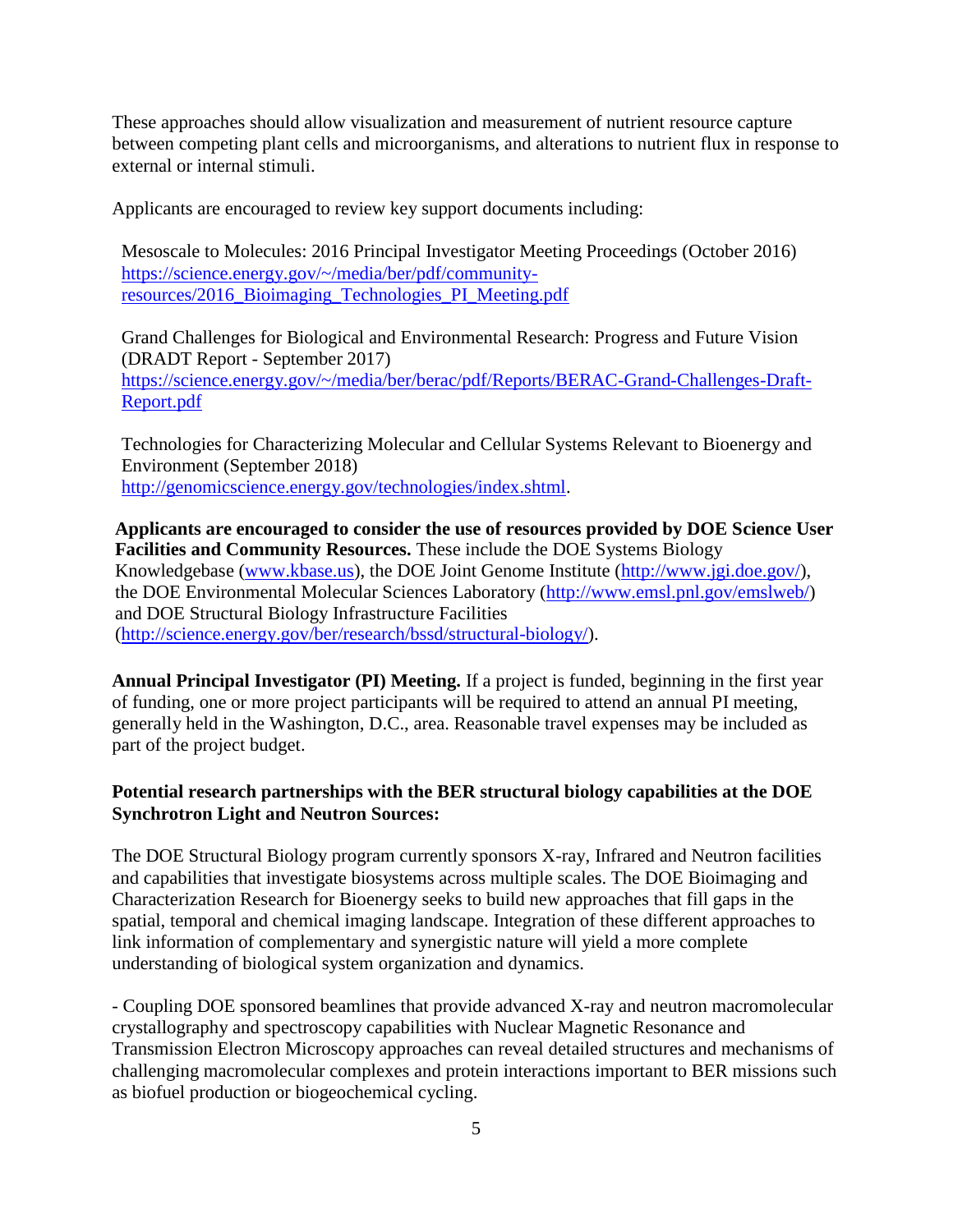These approaches should allow visualization and measurement of nutrient resource capture between competing plant cells and microorganisms, and alterations to nutrient flux in response to external or internal stimuli.

Applicants are encouraged to review key support documents including:

Mesoscale to Molecules: 2016 Principal Investigator Meeting Proceedings (October 2016) https://science.energy.gov/~/media/ber/pdf/community-resources/2016_Bioimaging_Technologies_PI_Meeting.pdf

Grand Challenges for Biological and Environmental Research: Progress and Future Vision (DRADT Report - September 2017) https://science.energy.gov/~/media/ber/berac/pdf/Reports/BERAC-Grand-Challenges-Draft-Report.pdf

Technologies for Characterizing Molecular and Cellular Systems Relevant to Bioenergy and Environment (September 2018) http://genomicscience.energy.gov/technologies/index.shtml.

**Applicants are encouraged to consider the use of resources provided by DOE Science User Facilities and Community Resources.** These include the DOE Systems Biology Knowledgebase (www.kbase.us), the DOE Joint Genome Institute (http://www.jgi.doe.gov/), the DOE Environmental Molecular Sciences Laboratory (http://www.emsl.pnl.gov/emslweb/) and DOE Structural Biology Infrastructure Facilities (http://science.energy.gov/ber/research/bssd/structural-biology/).

**Annual Principal Investigator (PI) Meeting.** If a project is funded, beginning in the first year of funding, one or more project participants will be required to attend an annual PI meeting, generally held in the Washington, D.C., area. Reasonable travel expenses may be included as part of the project budget.

**Potential research partnerships with the BER structural biology capabilities at the DOE Synchrotron Light and Neutron Sources:**

The DOE Structural Biology program currently sponsors X-ray, Infrared and Neutron facilities and capabilities that investigate biosystems across multiple scales. The DOE Bioimaging and Characterization Research for Bioenergy seeks to build new approaches that fill gaps in the spatial, temporal and chemical imaging landscape. Integration of these different approaches to link information of complementary and synergistic nature will yield a more complete understanding of biological system organization and dynamics.

- Coupling DOE sponsored beamlines that provide advanced X-ray and neutron macromolecular crystallography and spectroscopy capabilities with Nuclear Magnetic Resonance and Transmission Electron Microscopy approaches can reveal detailed structures and mechanisms of challenging macromolecular complexes and protein interactions important to BER missions such as biofuel production or biogeochemical cycling.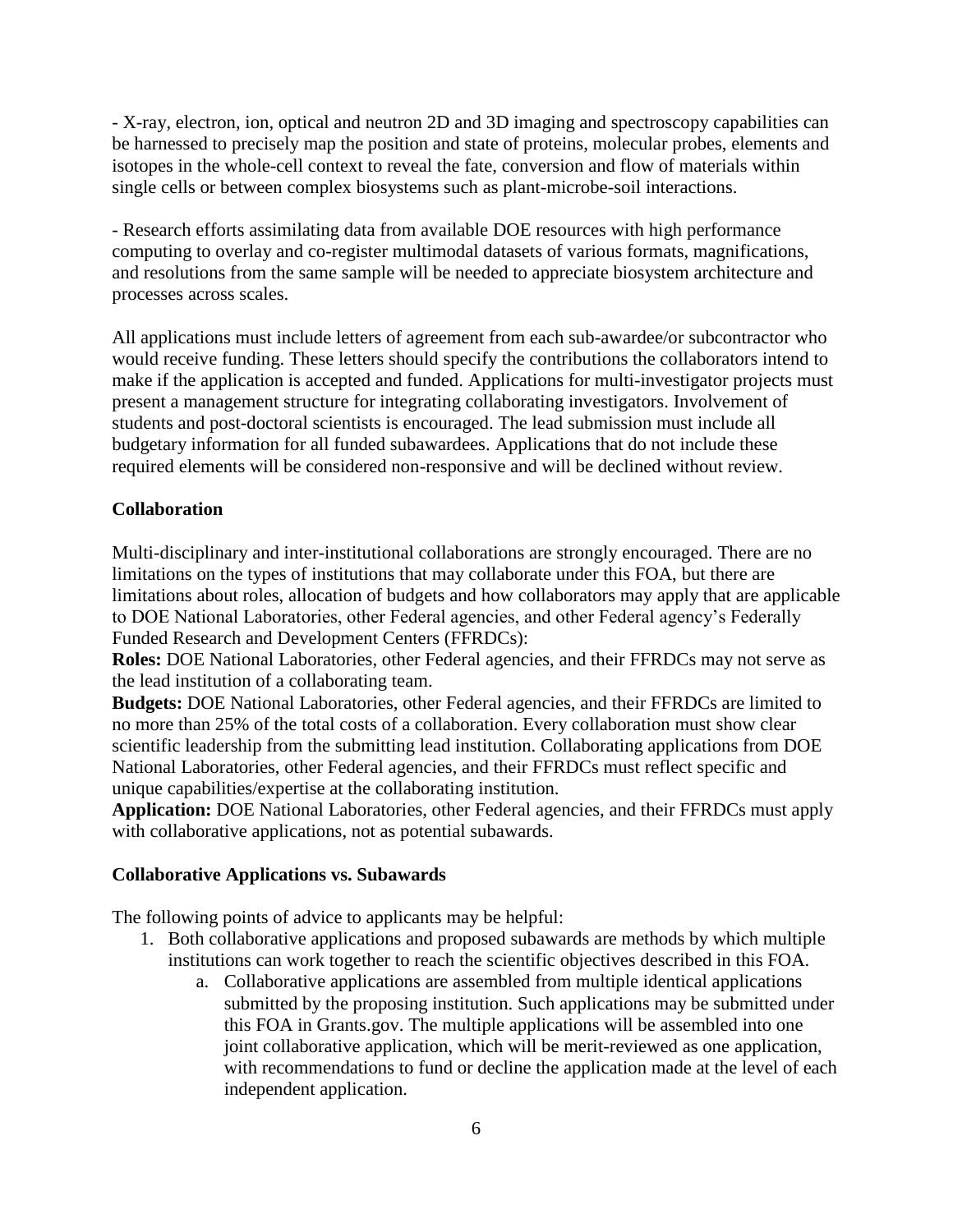- X-ray, electron, ion, optical and neutron 2D and 3D imaging and spectroscopy capabilities can be harnessed to precisely map the position and state of proteins, molecular probes, elements and isotopes in the whole-cell context to reveal the fate, conversion and flow of materials within single cells or between complex biosystems such as plant-microbe-soil interactions.

- Research efforts assimilating data from available DOE resources with high performance computing to overlay and co-register multimodal datasets of various formats, magnifications, and resolutions from the same sample will be needed to appreciate biosystem architecture and processes across scales.

All applications must include letters of agreement from each sub-awardee/or subcontractor who would receive funding. These letters should specify the contributions the collaborators intend to make if the application is accepted and funded. Applications for multi-investigator projects must present a management structure for integrating collaborating investigators. Involvement of students and post-doctoral scientists is encouraged. The lead submission must include all budgetary information for all funded subawardees. Applications that do not include these required elements will be considered non-responsive and will be declined without review.

**Collaboration**

Multi-disciplinary and inter-institutional collaborations are strongly encouraged. There are no limitations on the types of institutions that may collaborate under this FOA, but there are limitations about roles, allocation of budgets and how collaborators may apply that are applicable to DOE National Laboratories, other Federal agencies, and other Federal agency's Federally Funded Research and Development Centers (FFRDCs):

**Roles:** DOE National Laboratories, other Federal agencies, and their FFRDCs may not serve as the lead institution of a collaborating team.

**Budgets:** DOE National Laboratories, other Federal agencies, and their FFRDCs are limited to no more than 25% of the total costs of a collaboration. Every collaboration must show clear scientific leadership from the submitting lead institution. Collaborating applications from DOE National Laboratories, other Federal agencies, and their FFRDCs must reflect specific and unique capabilities/expertise at the collaborating institution.

**Application:** DOE National Laboratories, other Federal agencies, and their FFRDCs must apply with collaborative applications, not as potential subawards.

**Collaborative Applications vs. Subawards**

The following points of advice to applicants may be helpful:

1. Both collaborative applications and proposed subawards are methods by which multiple institutions can work together to reach the scientific objectives described in this FOA.
    a. Collaborative applications are assembled from multiple identical applications submitted by the proposing institution. Such applications may be submitted under this FOA in Grants.gov. The multiple applications will be assembled into one joint collaborative application, which will be merit-reviewed as one application, with recommendations to fund or decline the application made at the level of each independent application.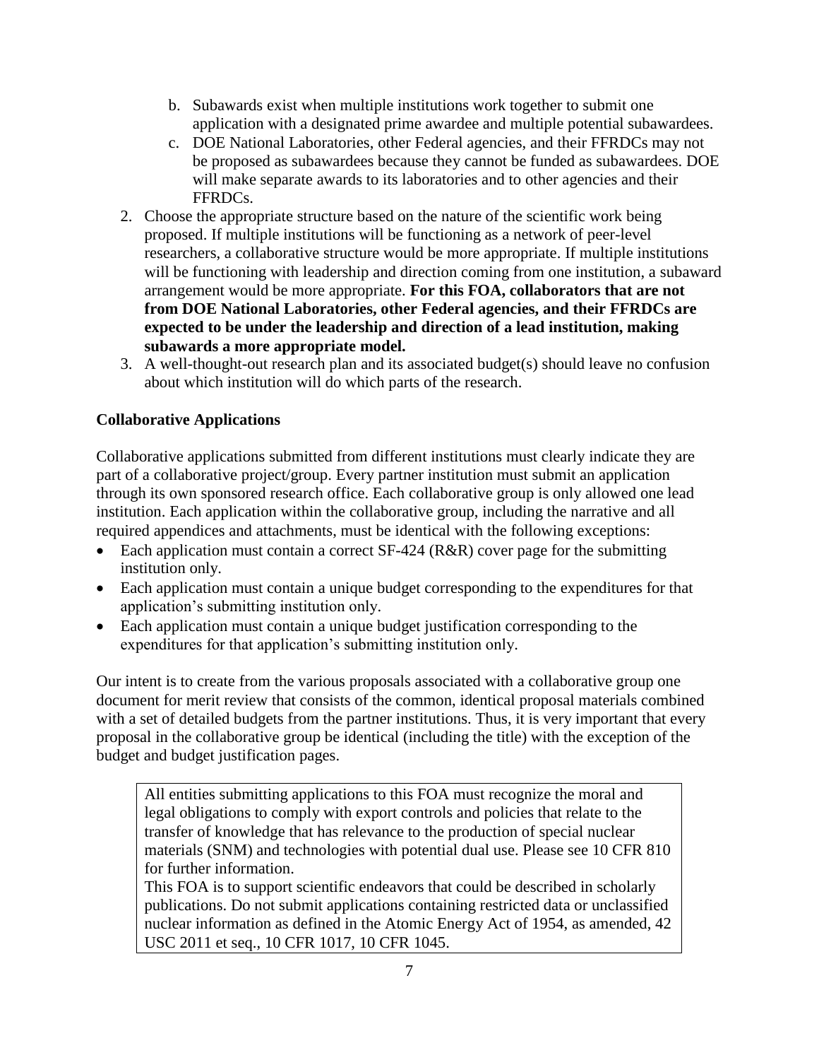b. Subawards exist when multiple institutions work together to submit one application with a designated prime awardee and multiple potential subawardees.
   c. DOE National Laboratories, other Federal agencies, and their FFRDCs may not be proposed as subawardees because they cannot be funded as subawardees. DOE will make separate awards to its laboratories and to other agencies and their FFRDCs.
2. Choose the appropriate structure based on the nature of the scientific work being proposed. If multiple institutions will be functioning as a network of peer-level researchers, a collaborative structure would be more appropriate. If multiple institutions will be functioning with leadership and direction coming from one institution, a subaward arrangement would be more appropriate. **For this FOA, collaborators that are not from DOE National Laboratories, other Federal agencies, and their FFRDCs are expected to be under the leadership and direction of a lead institution, making subawards a more appropriate model.**
3. A well-thought-out research plan and its associated budget(s) should leave no confusion about which institution will do which parts of the research.

**Collaborative Applications**

Collaborative applications submitted from different institutions must clearly indicate they are part of a collaborative project/group. Every partner institution must submit an application through its own sponsored research office. Each collaborative group is only allowed one lead institution. Each application within the collaborative group, including the narrative and all required appendices and attachments, must be identical with the following exceptions:

- Each application must contain a correct SF-424 (R&R) cover page for the submitting institution only.
- Each application must contain a unique budget corresponding to the expenditures for that application's submitting institution only.
- Each application must contain a unique budget justification corresponding to the expenditures for that application's submitting institution only.

Our intent is to create from the various proposals associated with a collaborative group one document for merit review that consists of the common, identical proposal materials combined with a set of detailed budgets from the partner institutions. Thus, it is very important that every proposal in the collaborative group be identical (including the title) with the exception of the budget and budget justification pages.

> All entities submitting applications to this FOA must recognize the moral and legal obligations to comply with export controls and policies that relate to the transfer of knowledge that has relevance to the production of special nuclear materials (SNM) and technologies with potential dual use. Please see 10 CFR 810 for further information.
> This FOA is to support scientific endeavors that could be described in scholarly publications. Do not submit applications containing restricted data or unclassified nuclear information as defined in the Atomic Energy Act of 1954, as amended, 42 USC 2011 et seq., 10 CFR 1017, 10 CFR 1045.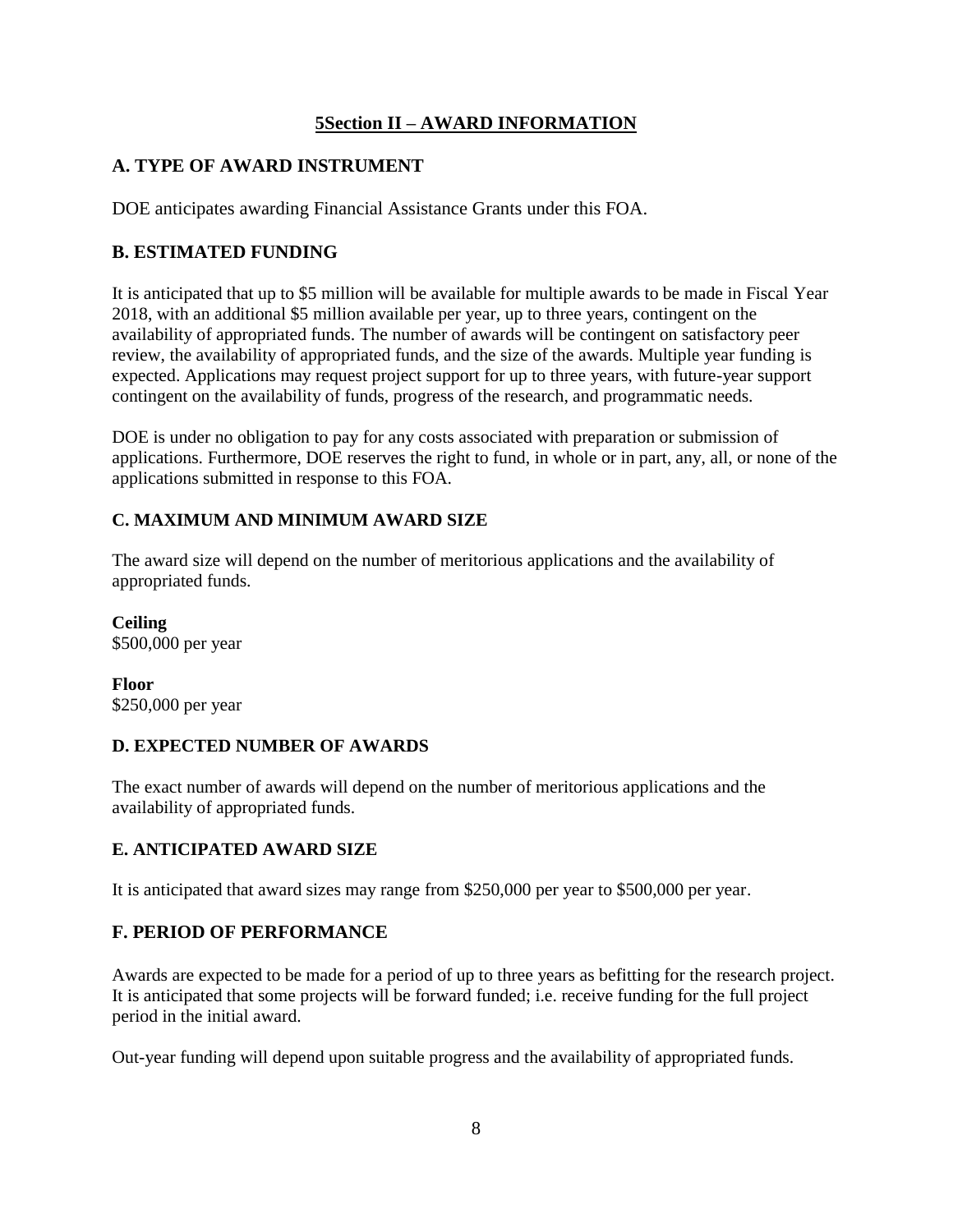## 5Section II – AWARD INFORMATION

### A. TYPE OF AWARD INSTRUMENT

DOE anticipates awarding Financial Assistance Grants under this FOA.

### B. ESTIMATED FUNDING

It is anticipated that up to $5 million will be available for multiple awards to be made in Fiscal Year 2018, with an additional $5 million available per year, up to three years, contingent on the availability of appropriated funds. The number of awards will be contingent on satisfactory peer review, the availability of appropriated funds, and the size of the awards. Multiple year funding is expected. Applications may request project support for up to three years, with future-year support contingent on the availability of funds, progress of the research, and programmatic needs.

DOE is under no obligation to pay for any costs associated with preparation or submission of applications. Furthermore, DOE reserves the right to fund, in whole or in part, any, all, or none of the applications submitted in response to this FOA.

### C. MAXIMUM AND MINIMUM AWARD SIZE

The award size will depend on the number of meritorious applications and the availability of appropriated funds.

**Ceiling**
$500,000 per year

**Floor**
$250,000 per year

### D. EXPECTED NUMBER OF AWARDS

The exact number of awards will depend on the number of meritorious applications and the availability of appropriated funds.

### E. ANTICIPATED AWARD SIZE

It is anticipated that award sizes may range from $250,000 per year to $500,000 per year.

### F. PERIOD OF PERFORMANCE

Awards are expected to be made for a period of up to three years as befitting for the research project. It is anticipated that some projects will be forward funded; i.e. receive funding for the full project period in the initial award.

Out-year funding will depend upon suitable progress and the availability of appropriated funds.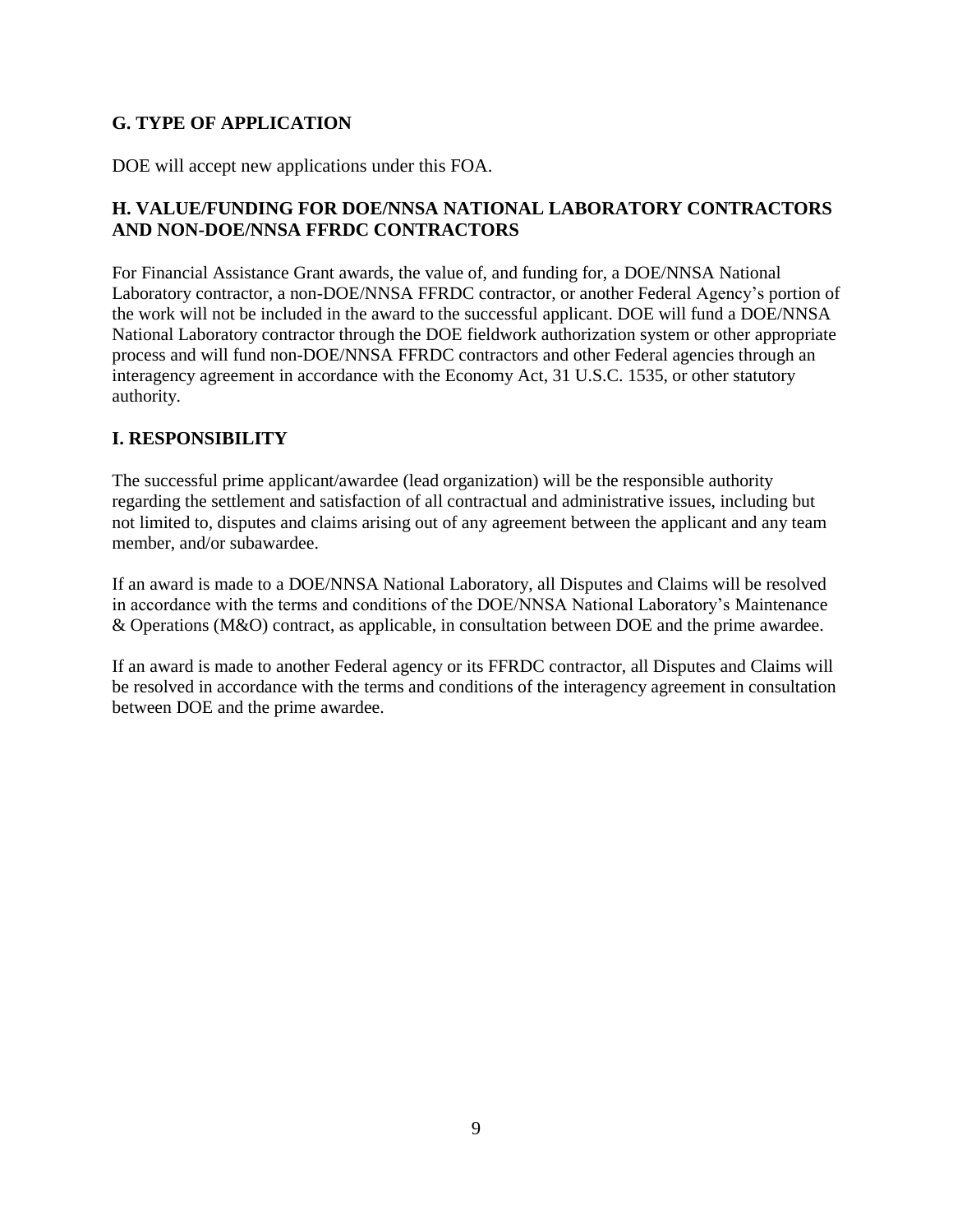## G. TYPE OF APPLICATION

DOE will accept new applications under this FOA.

## H. VALUE/FUNDING FOR DOE/NNSA NATIONAL LABORATORY CONTRACTORS AND NON-DOE/NNSA FFRDC CONTRACTORS

For Financial Assistance Grant awards, the value of, and funding for, a DOE/NNSA National Laboratory contractor, a non-DOE/NNSA FFRDC contractor, or another Federal Agency's portion of the work will not be included in the award to the successful applicant. DOE will fund a DOE/NNSA National Laboratory contractor through the DOE fieldwork authorization system or other appropriate process and will fund non-DOE/NNSA FFRDC contractors and other Federal agencies through an interagency agreement in accordance with the Economy Act, 31 U.S.C. 1535, or other statutory authority.

## I. RESPONSIBILITY

The successful prime applicant/awardee (lead organization) will be the responsible authority regarding the settlement and satisfaction of all contractual and administrative issues, including but not limited to, disputes and claims arising out of any agreement between the applicant and any team member, and/or subawardee.

If an award is made to a DOE/NNSA National Laboratory, all Disputes and Claims will be resolved in accordance with the terms and conditions of the DOE/NNSA National Laboratory's Maintenance & Operations (M&O) contract, as applicable, in consultation between DOE and the prime awardee.

If an award is made to another Federal agency or its FFRDC contractor, all Disputes and Claims will be resolved in accordance with the terms and conditions of the interagency agreement in consultation between DOE and the prime awardee.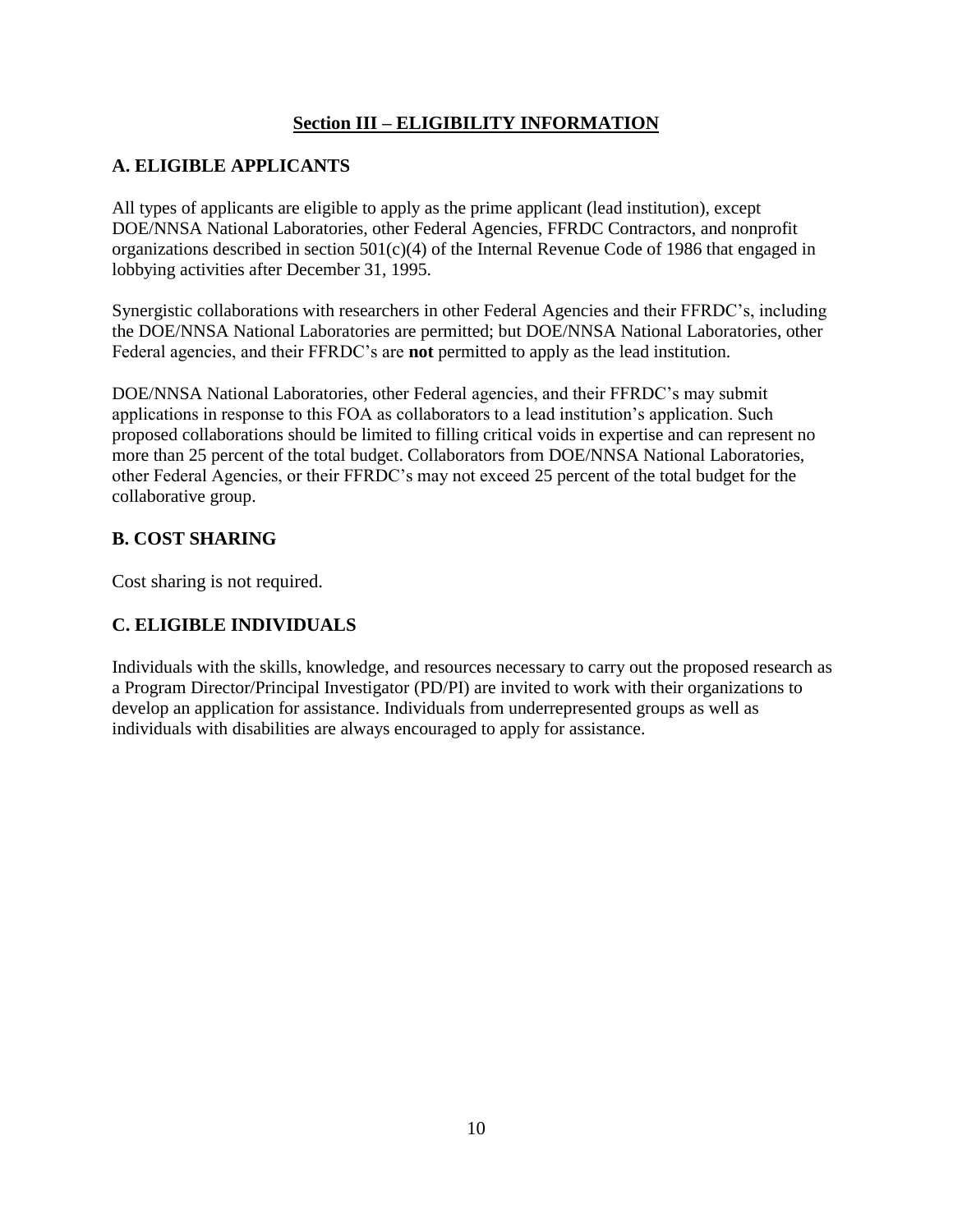## Section III – ELIGIBILITY INFORMATION

### A. ELIGIBLE APPLICANTS

All types of applicants are eligible to apply as the prime applicant (lead institution), except DOE/NNSA National Laboratories, other Federal Agencies, FFRDC Contractors, and nonprofit organizations described in section 501(c)(4) of the Internal Revenue Code of 1986 that engaged in lobbying activities after December 31, 1995.

Synergistic collaborations with researchers in other Federal Agencies and their FFRDC's, including the DOE/NNSA National Laboratories are permitted; but DOE/NNSA National Laboratories, other Federal agencies, and their FFRDC's are **not** permitted to apply as the lead institution.

DOE/NNSA National Laboratories, other Federal agencies, and their FFRDC's may submit applications in response to this FOA as collaborators to a lead institution's application. Such proposed collaborations should be limited to filling critical voids in expertise and can represent no more than 25 percent of the total budget. Collaborators from DOE/NNSA National Laboratories, other Federal Agencies, or their FFRDC's may not exceed 25 percent of the total budget for the collaborative group.

### B. COST SHARING

Cost sharing is not required.

### C. ELIGIBLE INDIVIDUALS

Individuals with the skills, knowledge, and resources necessary to carry out the proposed research as a Program Director/Principal Investigator (PD/PI) are invited to work with their organizations to develop an application for assistance. Individuals from underrepresented groups as well as individuals with disabilities are always encouraged to apply for assistance.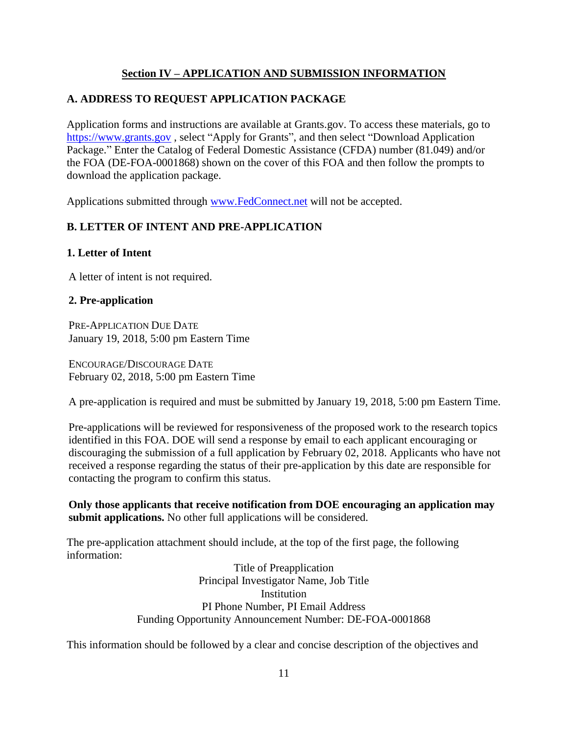## Section IV – APPLICATION AND SUBMISSION INFORMATION

### A. ADDRESS TO REQUEST APPLICATION PACKAGE

Application forms and instructions are available at Grants.gov. To access these materials, go to https://www.grants.gov , select "Apply for Grants", and then select "Download Application Package." Enter the Catalog of Federal Domestic Assistance (CFDA) number (81.049) and/or the FOA (DE-FOA-0001868) shown on the cover of this FOA and then follow the prompts to download the application package.

Applications submitted through www.FedConnect.net will not be accepted.

### B. LETTER OF INTENT AND PRE-APPLICATION

#### 1. Letter of Intent

A letter of intent is not required.

#### 2. Pre-application

PRE-APPLICATION DUE DATE
January 19, 2018, 5:00 pm Eastern Time

ENCOURAGE/DISCOURAGE DATE
February 02, 2018, 5:00 pm Eastern Time

A pre-application is required and must be submitted by January 19, 2018, 5:00 pm Eastern Time.

Pre-applications will be reviewed for responsiveness of the proposed work to the research topics identified in this FOA. DOE will send a response by email to each applicant encouraging or discouraging the submission of a full application by February 02, 2018. Applicants who have not received a response regarding the status of their pre-application by this date are responsible for contacting the program to confirm this status.

**Only those applicants that receive notification from DOE encouraging an application may submit applications.** No other full applications will be considered.

The pre-application attachment should include, at the top of the first page, the following information:

Title of Preapplication
Principal Investigator Name, Job Title
Institution
PI Phone Number, PI Email Address
Funding Opportunity Announcement Number: DE-FOA-0001868

This information should be followed by a clear and concise description of the objectives and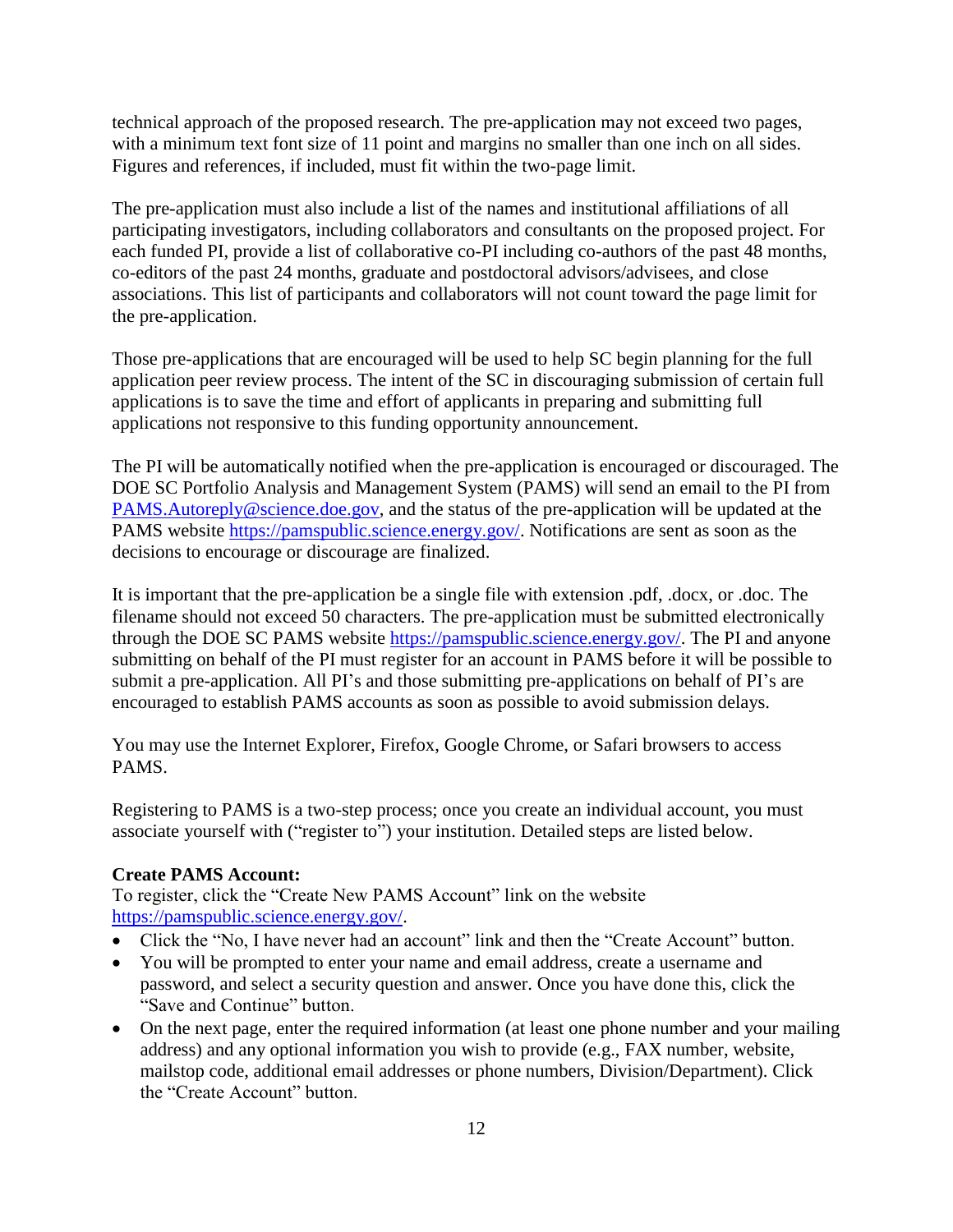technical approach of the proposed research. The pre-application may not exceed two pages, with a minimum text font size of 11 point and margins no smaller than one inch on all sides. Figures and references, if included, must fit within the two-page limit.

The pre-application must also include a list of the names and institutional affiliations of all participating investigators, including collaborators and consultants on the proposed project. For each funded PI, provide a list of collaborative co-PI including co-authors of the past 48 months, co-editors of the past 24 months, graduate and postdoctoral advisors/advisees, and close associations. This list of participants and collaborators will not count toward the page limit for the pre-application.

Those pre-applications that are encouraged will be used to help SC begin planning for the full application peer review process. The intent of the SC in discouraging submission of certain full applications is to save the time and effort of applicants in preparing and submitting full applications not responsive to this funding opportunity announcement.

The PI will be automatically notified when the pre-application is encouraged or discouraged. The DOE SC Portfolio Analysis and Management System (PAMS) will send an email to the PI from PAMS.Autoreply@science.doe.gov, and the status of the pre-application will be updated at the PAMS website https://pamspublic.science.energy.gov/. Notifications are sent as soon as the decisions to encourage or discourage are finalized.

It is important that the pre-application be a single file with extension .pdf, .docx, or .doc. The filename should not exceed 50 characters. The pre-application must be submitted electronically through the DOE SC PAMS website https://pamspublic.science.energy.gov/. The PI and anyone submitting on behalf of the PI must register for an account in PAMS before it will be possible to submit a pre-application. All PI's and those submitting pre-applications on behalf of PI's are encouraged to establish PAMS accounts as soon as possible to avoid submission delays.

You may use the Internet Explorer, Firefox, Google Chrome, or Safari browsers to access PAMS.

Registering to PAMS is a two-step process; once you create an individual account, you must associate yourself with ("register to") your institution. Detailed steps are listed below.

**Create PAMS Account:**
To register, click the "Create New PAMS Account" link on the website https://pamspublic.science.energy.gov/.

- Click the "No, I have never had an account" link and then the "Create Account" button.
- You will be prompted to enter your name and email address, create a username and password, and select a security question and answer. Once you have done this, click the "Save and Continue" button.
- On the next page, enter the required information (at least one phone number and your mailing address) and any optional information you wish to provide (e.g., FAX number, website, mailstop code, additional email addresses or phone numbers, Division/Department). Click the "Create Account" button.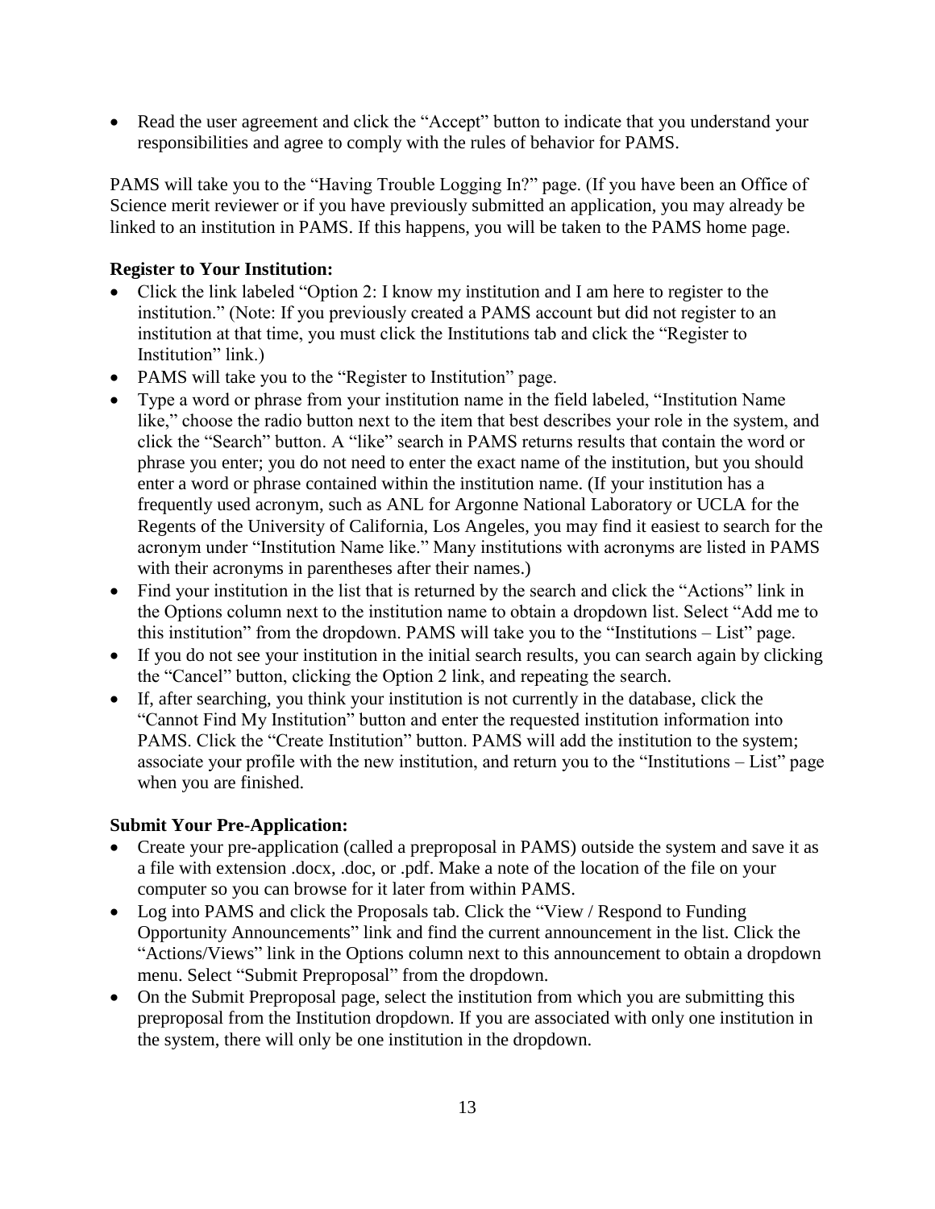- Read the user agreement and click the “Accept” button to indicate that you understand your responsibilities and agree to comply with the rules of behavior for PAMS.

PAMS will take you to the “Having Trouble Logging In?” page. (If you have been an Office of Science merit reviewer or if you have previously submitted an application, you may already be linked to an institution in PAMS. If this happens, you will be taken to the PAMS home page.

**Register to Your Institution:**

- Click the link labeled “Option 2: I know my institution and I am here to register to the institution.” (Note: If you previously created a PAMS account but did not register to an institution at that time, you must click the Institutions tab and click the “Register to Institution” link.)
- PAMS will take you to the “Register to Institution” page.
- Type a word or phrase from your institution name in the field labeled, “Institution Name like,” choose the radio button next to the item that best describes your role in the system, and click the “Search” button. A “like” search in PAMS returns results that contain the word or phrase you enter; you do not need to enter the exact name of the institution, but you should enter a word or phrase contained within the institution name. (If your institution has a frequently used acronym, such as ANL for Argonne National Laboratory or UCLA for the Regents of the University of California, Los Angeles, you may find it easiest to search for the acronym under “Institution Name like.” Many institutions with acronyms are listed in PAMS with their acronyms in parentheses after their names.)
- Find your institution in the list that is returned by the search and click the “Actions” link in the Options column next to the institution name to obtain a dropdown list. Select “Add me to this institution” from the dropdown. PAMS will take you to the “Institutions – List” page.
- If you do not see your institution in the initial search results, you can search again by clicking the “Cancel” button, clicking the Option 2 link, and repeating the search.
- If, after searching, you think your institution is not currently in the database, click the “Cannot Find My Institution” button and enter the requested institution information into PAMS. Click the “Create Institution” button. PAMS will add the institution to the system; associate your profile with the new institution, and return you to the “Institutions – List” page when you are finished.

**Submit Your Pre-Application:**

- Create your pre-application (called a preproposal in PAMS) outside the system and save it as a file with extension .docx, .doc, or .pdf. Make a note of the location of the file on your computer so you can browse for it later from within PAMS.
- Log into PAMS and click the Proposals tab. Click the “View / Respond to Funding Opportunity Announcements” link and find the current announcement in the list. Click the “Actions/Views” link in the Options column next to this announcement to obtain a dropdown menu. Select “Submit Preproposal” from the dropdown.
- On the Submit Preproposal page, select the institution from which you are submitting this preproposal from the Institution dropdown. If you are associated with only one institution in the system, there will only be one institution in the dropdown.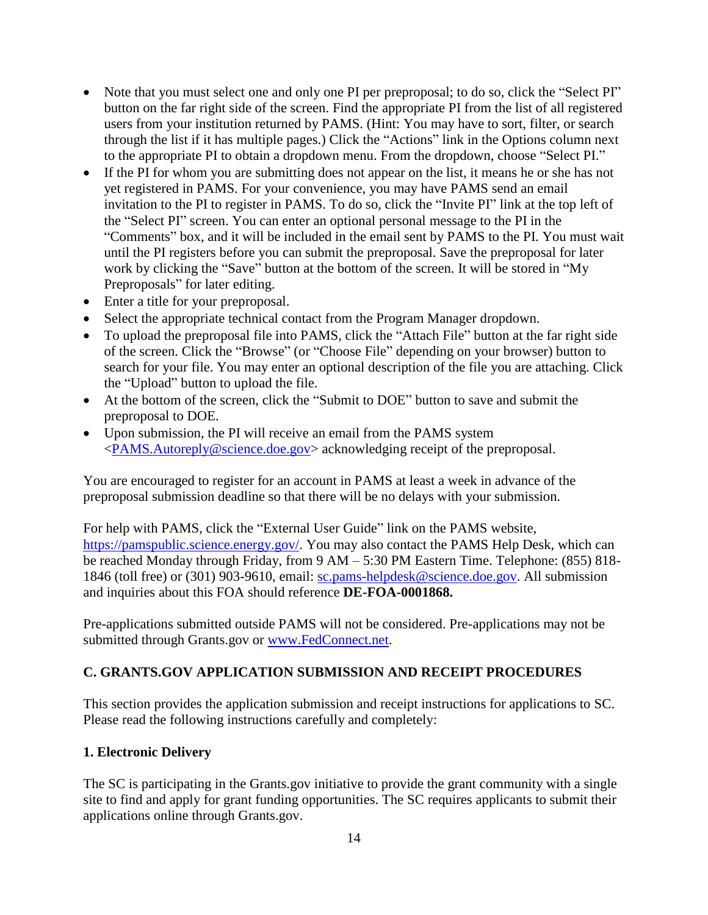- Note that you must select one and only one PI per preproposal; to do so, click the "Select PI" button on the far right side of the screen. Find the appropriate PI from the list of all registered users from your institution returned by PAMS. (Hint: You may have to sort, filter, or search through the list if it has multiple pages.) Click the "Actions" link in the Options column next to the appropriate PI to obtain a dropdown menu. From the dropdown, choose "Select PI."
- If the PI for whom you are submitting does not appear on the list, it means he or she has not yet registered in PAMS. For your convenience, you may have PAMS send an email invitation to the PI to register in PAMS. To do so, click the "Invite PI" link at the top left of the "Select PI" screen. You can enter an optional personal message to the PI in the "Comments" box, and it will be included in the email sent by PAMS to the PI. You must wait until the PI registers before you can submit the preproposal. Save the preproposal for later work by clicking the "Save" button at the bottom of the screen. It will be stored in "My Preproposals" for later editing.
- Enter a title for your preproposal.
- Select the appropriate technical contact from the Program Manager dropdown.
- To upload the preproposal file into PAMS, click the "Attach File" button at the far right side of the screen. Click the "Browse" (or "Choose File" depending on your browser) button to search for your file. You may enter an optional description of the file you are attaching. Click the "Upload" button to upload the file.
- At the bottom of the screen, click the "Submit to DOE" button to save and submit the preproposal to DOE.
- Upon submission, the PI will receive an email from the PAMS system <PAMS.Autoreply@science.doe.gov> acknowledging receipt of the preproposal.

You are encouraged to register for an account in PAMS at least a week in advance of the preproposal submission deadline so that there will be no delays with your submission.

For help with PAMS, click the "External User Guide" link on the PAMS website, https://pamspublic.science.energy.gov/. You may also contact the PAMS Help Desk, which can be reached Monday through Friday, from 9 AM – 5:30 PM Eastern Time. Telephone: (855) 818-1846 (toll free) or (301) 903-9610, email: sc.pams-helpdesk@science.doe.gov. All submission and inquiries about this FOA should reference **DE-FOA-0001868.**

Pre-applications submitted outside PAMS will not be considered. Pre-applications may not be submitted through Grants.gov or www.FedConnect.net.

## C. GRANTS.GOV APPLICATION SUBMISSION AND RECEIPT PROCEDURES

This section provides the application submission and receipt instructions for applications to SC. Please read the following instructions carefully and completely:

### 1. Electronic Delivery

The SC is participating in the Grants.gov initiative to provide the grant community with a single site to find and apply for grant funding opportunities. The SC requires applicants to submit their applications online through Grants.gov.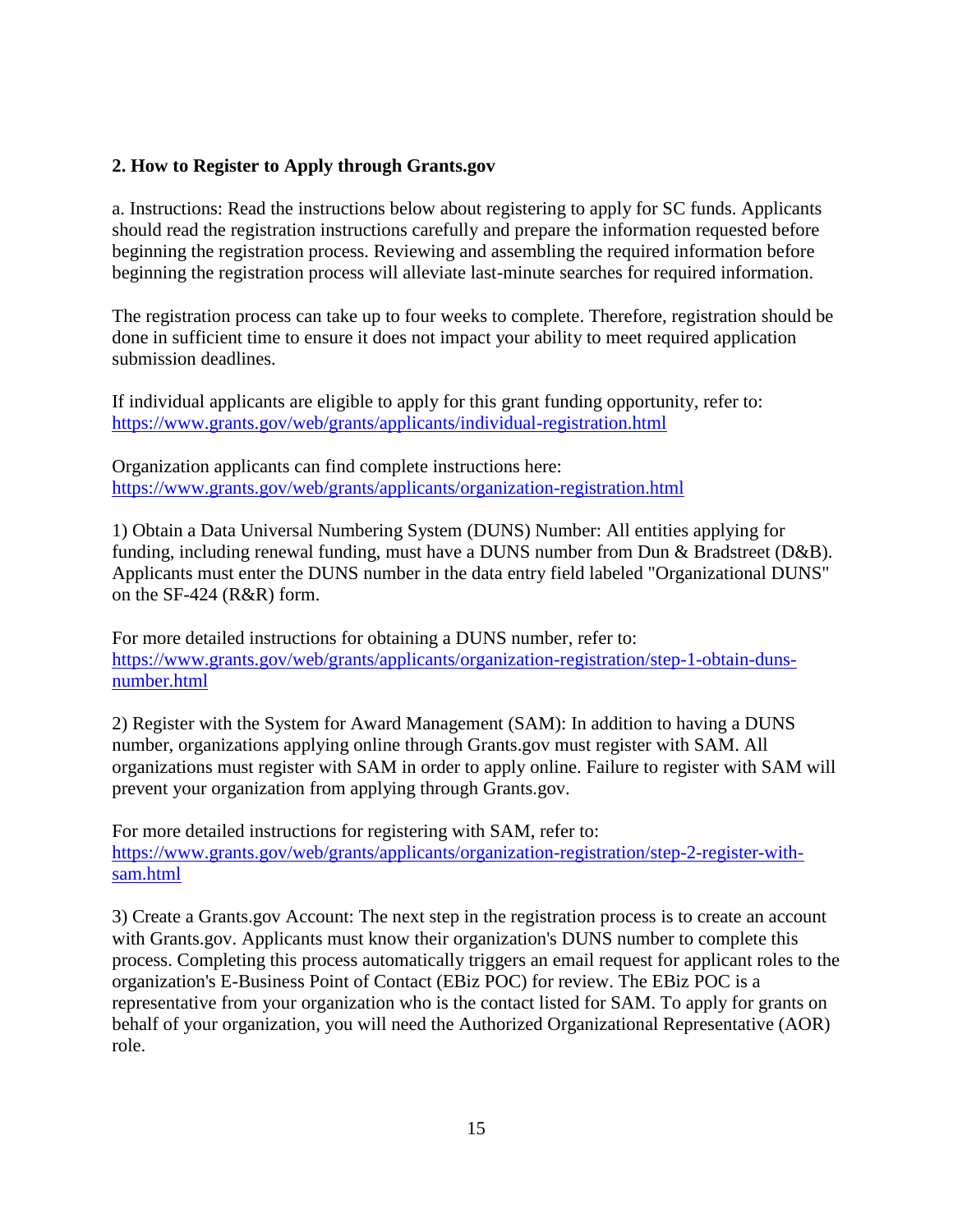## 2. How to Register to Apply through Grants.gov

a. Instructions: Read the instructions below about registering to apply for SC funds. Applicants should read the registration instructions carefully and prepare the information requested before beginning the registration process. Reviewing and assembling the required information before beginning the registration process will alleviate last-minute searches for required information.

The registration process can take up to four weeks to complete. Therefore, registration should be done in sufficient time to ensure it does not impact your ability to meet required application submission deadlines.

If individual applicants are eligible to apply for this grant funding opportunity, refer to: https://www.grants.gov/web/grants/applicants/individual-registration.html

Organization applicants can find complete instructions here: https://www.grants.gov/web/grants/applicants/organization-registration.html

1) Obtain a Data Universal Numbering System (DUNS) Number: All entities applying for funding, including renewal funding, must have a DUNS number from Dun & Bradstreet (D&B). Applicants must enter the DUNS number in the data entry field labeled "Organizational DUNS" on the SF-424 (R&R) form.

For more detailed instructions for obtaining a DUNS number, refer to: https://www.grants.gov/web/grants/applicants/organization-registration/step-1-obtain-duns-number.html

2) Register with the System for Award Management (SAM): In addition to having a DUNS number, organizations applying online through Grants.gov must register with SAM. All organizations must register with SAM in order to apply online. Failure to register with SAM will prevent your organization from applying through Grants.gov.

For more detailed instructions for registering with SAM, refer to: https://www.grants.gov/web/grants/applicants/organization-registration/step-2-register-with-sam.html

3) Create a Grants.gov Account: The next step in the registration process is to create an account with Grants.gov. Applicants must know their organization's DUNS number to complete this process. Completing this process automatically triggers an email request for applicant roles to the organization's E-Business Point of Contact (EBiz POC) for review. The EBiz POC is a representative from your organization who is the contact listed for SAM. To apply for grants on behalf of your organization, you will need the Authorized Organizational Representative (AOR) role.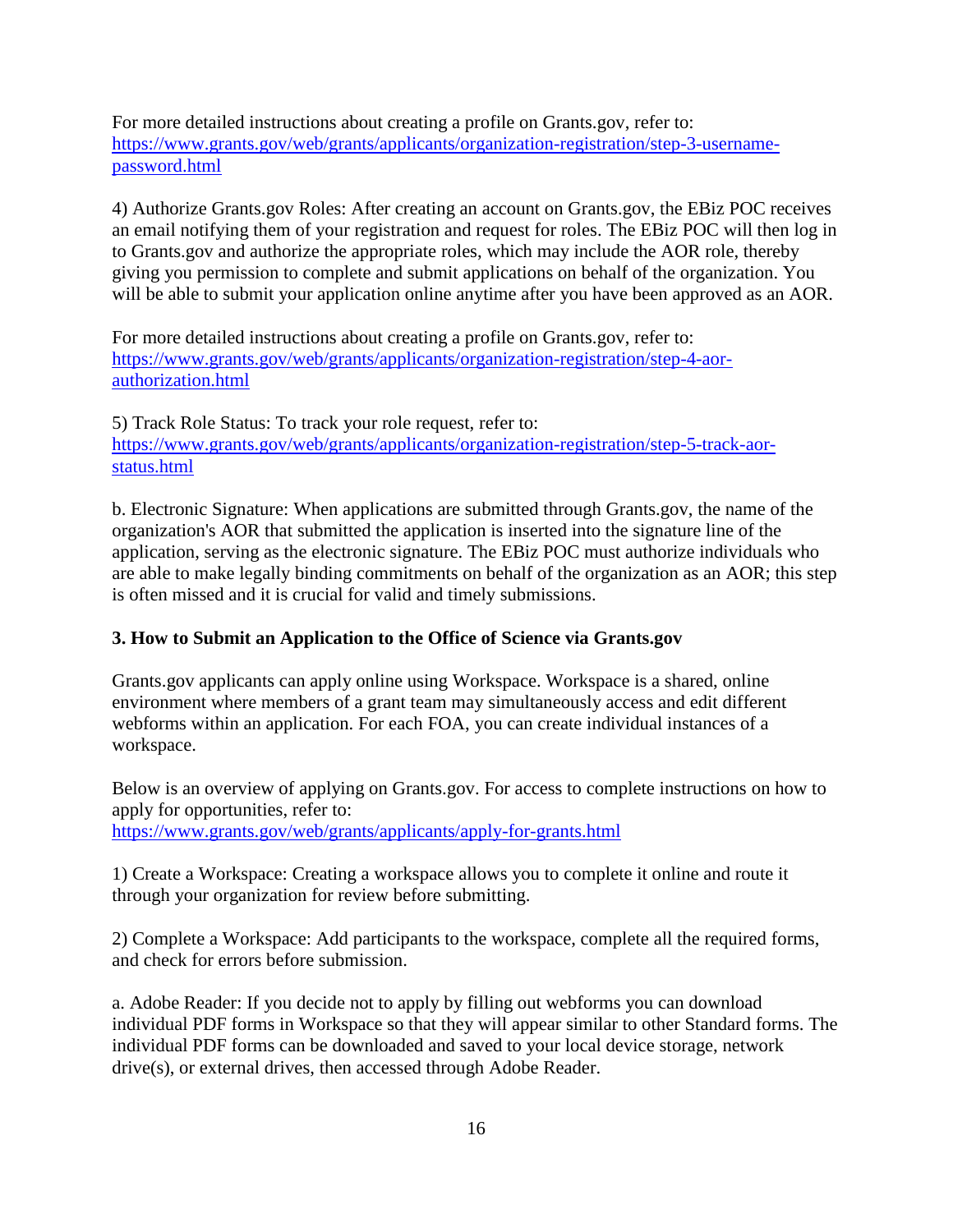For more detailed instructions about creating a profile on Grants.gov, refer to: https://www.grants.gov/web/grants/applicants/organization-registration/step-3-username-password.html

4) Authorize Grants.gov Roles: After creating an account on Grants.gov, the EBiz POC receives an email notifying them of your registration and request for roles. The EBiz POC will then log in to Grants.gov and authorize the appropriate roles, which may include the AOR role, thereby giving you permission to complete and submit applications on behalf of the organization. You will be able to submit your application online anytime after you have been approved as an AOR.

For more detailed instructions about creating a profile on Grants.gov, refer to: https://www.grants.gov/web/grants/applicants/organization-registration/step-4-aor-authorization.html

5) Track Role Status: To track your role request, refer to: https://www.grants.gov/web/grants/applicants/organization-registration/step-5-track-aor-status.html

b. Electronic Signature: When applications are submitted through Grants.gov, the name of the organization's AOR that submitted the application is inserted into the signature line of the application, serving as the electronic signature. The EBiz POC must authorize individuals who are able to make legally binding commitments on behalf of the organization as an AOR; this step is often missed and it is crucial for valid and timely submissions.

**3. How to Submit an Application to the Office of Science via Grants.gov**

Grants.gov applicants can apply online using Workspace. Workspace is a shared, online environment where members of a grant team may simultaneously access and edit different webforms within an application. For each FOA, you can create individual instances of a workspace.

Below is an overview of applying on Grants.gov. For access to complete instructions on how to apply for opportunities, refer to: https://www.grants.gov/web/grants/applicants/apply-for-grants.html

1) Create a Workspace: Creating a workspace allows you to complete it online and route it through your organization for review before submitting.

2) Complete a Workspace: Add participants to the workspace, complete all the required forms, and check for errors before submission.

a. Adobe Reader: If you decide not to apply by filling out webforms you can download individual PDF forms in Workspace so that they will appear similar to other Standard forms. The individual PDF forms can be downloaded and saved to your local device storage, network drive(s), or external drives, then accessed through Adobe Reader.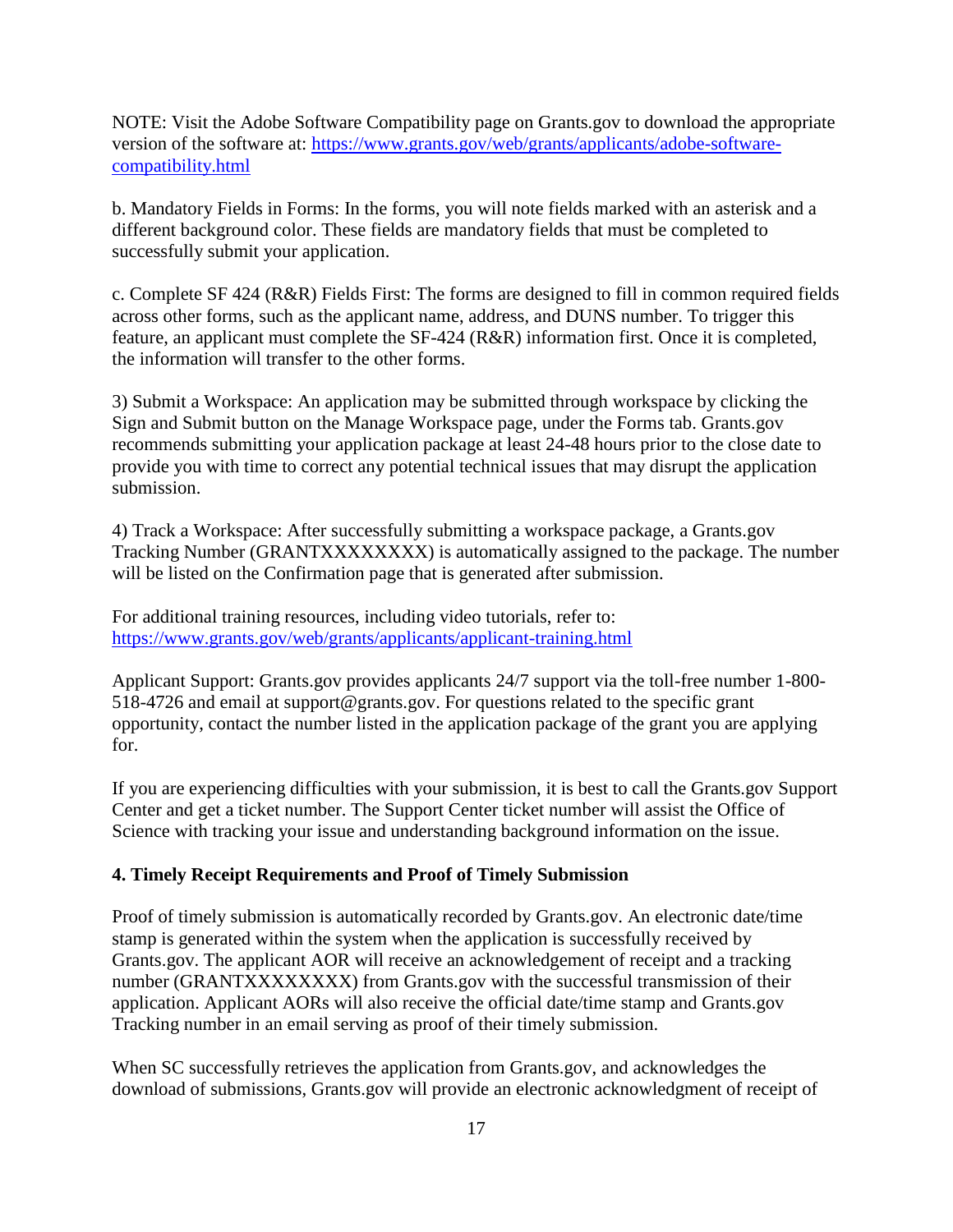NOTE: Visit the Adobe Software Compatibility page on Grants.gov to download the appropriate version of the software at: [https://www.grants.gov/web/grants/applicants/adobe-software-compatibility.html](https://www.grants.gov/web/grants/applicants/adobe-software-compatibility.html)

b. Mandatory Fields in Forms: In the forms, you will note fields marked with an asterisk and a different background color. These fields are mandatory fields that must be completed to successfully submit your application.

c. Complete SF 424 (R&R) Fields First: The forms are designed to fill in common required fields across other forms, such as the applicant name, address, and DUNS number. To trigger this feature, an applicant must complete the SF-424 (R&R) information first. Once it is completed, the information will transfer to the other forms.

3) Submit a Workspace: An application may be submitted through workspace by clicking the Sign and Submit button on the Manage Workspace page, under the Forms tab. Grants.gov recommends submitting your application package at least 24-48 hours prior to the close date to provide you with time to correct any potential technical issues that may disrupt the application submission.

4) Track a Workspace: After successfully submitting a workspace package, a Grants.gov Tracking Number (GRANTXXXXXXXX) is automatically assigned to the package. The number will be listed on the Confirmation page that is generated after submission.

For additional training resources, including video tutorials, refer to: [https://www.grants.gov/web/grants/applicants/applicant-training.html](https://www.grants.gov/web/grants/applicants/applicant-training.html)

Applicant Support: Grants.gov provides applicants 24/7 support via the toll-free number 1-800-518-4726 and email at support@grants.gov. For questions related to the specific grant opportunity, contact the number listed in the application package of the grant you are applying for.

If you are experiencing difficulties with your submission, it is best to call the Grants.gov Support Center and get a ticket number. The Support Center ticket number will assist the Office of Science with tracking your issue and understanding background information on the issue.

### 4. Timely Receipt Requirements and Proof of Timely Submission

Proof of timely submission is automatically recorded by Grants.gov. An electronic date/time stamp is generated within the system when the application is successfully received by Grants.gov. The applicant AOR will receive an acknowledgement of receipt and a tracking number (GRANTXXXXXXXX) from Grants.gov with the successful transmission of their application. Applicant AORs will also receive the official date/time stamp and Grants.gov Tracking number in an email serving as proof of their timely submission.

When SC successfully retrieves the application from Grants.gov, and acknowledges the download of submissions, Grants.gov will provide an electronic acknowledgment of receipt of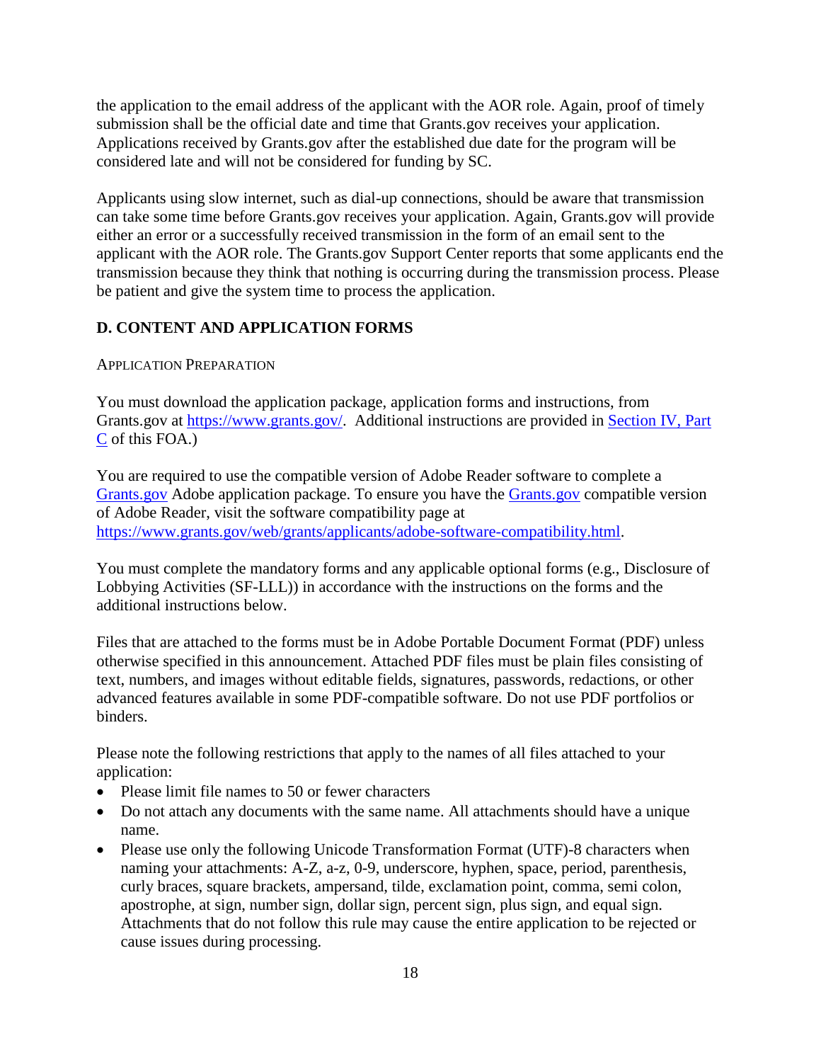the application to the email address of the applicant with the AOR role. Again, proof of timely submission shall be the official date and time that Grants.gov receives your application. Applications received by Grants.gov after the established due date for the program will be considered late and will not be considered for funding by SC.

Applicants using slow internet, such as dial-up connections, should be aware that transmission can take some time before Grants.gov receives your application. Again, Grants.gov will provide either an error or a successfully received transmission in the form of an email sent to the applicant with the AOR role. The Grants.gov Support Center reports that some applicants end the transmission because they think that nothing is occurring during the transmission process. Please be patient and give the system time to process the application.

## D. CONTENT AND APPLICATION FORMS

APPLICATION PREPARATION

You must download the application package, application forms and instructions, from Grants.gov at [https://www.grants.gov/](https://www.grants.gov/). Additional instructions are provided in Section IV, Part C of this FOA.)

You are required to use the compatible version of Adobe Reader software to complete a Grants.gov Adobe application package. To ensure you have the Grants.gov compatible version of Adobe Reader, visit the software compatibility page at [https://www.grants.gov/web/grants/applicants/adobe-software-compatibility.html](https://www.grants.gov/web/grants/applicants/adobe-software-compatibility.html).

You must complete the mandatory forms and any applicable optional forms (e.g., Disclosure of Lobbying Activities (SF-LLL)) in accordance with the instructions on the forms and the additional instructions below.

Files that are attached to the forms must be in Adobe Portable Document Format (PDF) unless otherwise specified in this announcement. Attached PDF files must be plain files consisting of text, numbers, and images without editable fields, signatures, passwords, redactions, or other advanced features available in some PDF-compatible software. Do not use PDF portfolios or binders.

Please note the following restrictions that apply to the names of all files attached to your application:

- Please limit file names to 50 or fewer characters
- Do not attach any documents with the same name. All attachments should have a unique name.
- Please use only the following Unicode Transformation Format (UTF)-8 characters when naming your attachments: A-Z, a-z, 0-9, underscore, hyphen, space, period, parenthesis, curly braces, square brackets, ampersand, tilde, exclamation point, comma, semi colon, apostrophe, at sign, number sign, dollar sign, percent sign, plus sign, and equal sign. Attachments that do not follow this rule may cause the entire application to be rejected or cause issues during processing.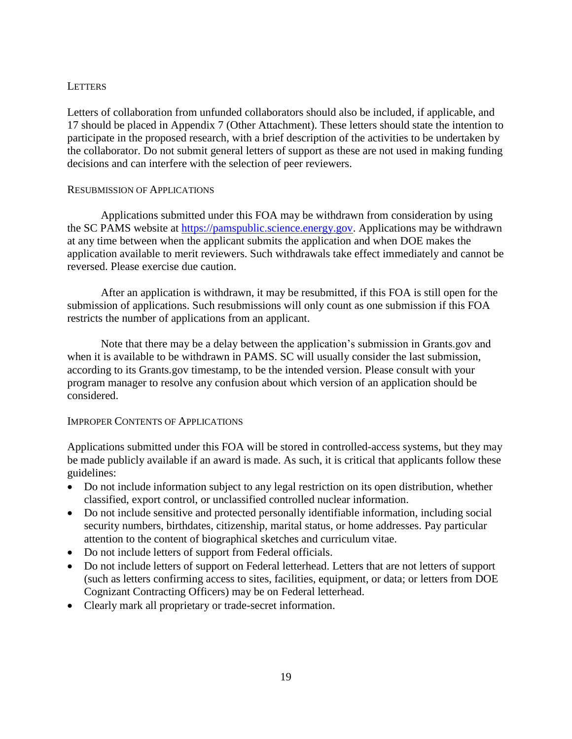#### LETTERS

Letters of collaboration from unfunded collaborators should also be included, if applicable, and 17 should be placed in Appendix 7 (Other Attachment). These letters should state the intention to participate in the proposed research, with a brief description of the activities to be undertaken by the collaborator. Do not submit general letters of support as these are not used in making funding decisions and can interfere with the selection of peer reviewers.

#### RESUBMISSION OF APPLICATIONS

Applications submitted under this FOA may be withdrawn from consideration by using the SC PAMS website at https://pamspublic.science.energy.gov. Applications may be withdrawn at any time between when the applicant submits the application and when DOE makes the application available to merit reviewers. Such withdrawals take effect immediately and cannot be reversed. Please exercise due caution.

After an application is withdrawn, it may be resubmitted, if this FOA is still open for the submission of applications. Such resubmissions will only count as one submission if this FOA restricts the number of applications from an applicant.

Note that there may be a delay between the application's submission in Grants.gov and when it is available to be withdrawn in PAMS. SC will usually consider the last submission, according to its Grants.gov timestamp, to be the intended version. Please consult with your program manager to resolve any confusion about which version of an application should be considered.

#### IMPROPER CONTENTS OF APPLICATIONS

Applications submitted under this FOA will be stored in controlled-access systems, but they may be made publicly available if an award is made. As such, it is critical that applicants follow these guidelines:

- Do not include information subject to any legal restriction on its open distribution, whether classified, export control, or unclassified controlled nuclear information.
- Do not include sensitive and protected personally identifiable information, including social security numbers, birthdates, citizenship, marital status, or home addresses. Pay particular attention to the content of biographical sketches and curriculum vitae.
- Do not include letters of support from Federal officials.
- Do not include letters of support on Federal letterhead. Letters that are not letters of support (such as letters confirming access to sites, facilities, equipment, or data; or letters from DOE Cognizant Contracting Officers) may be on Federal letterhead.
- Clearly mark all proprietary or trade-secret information.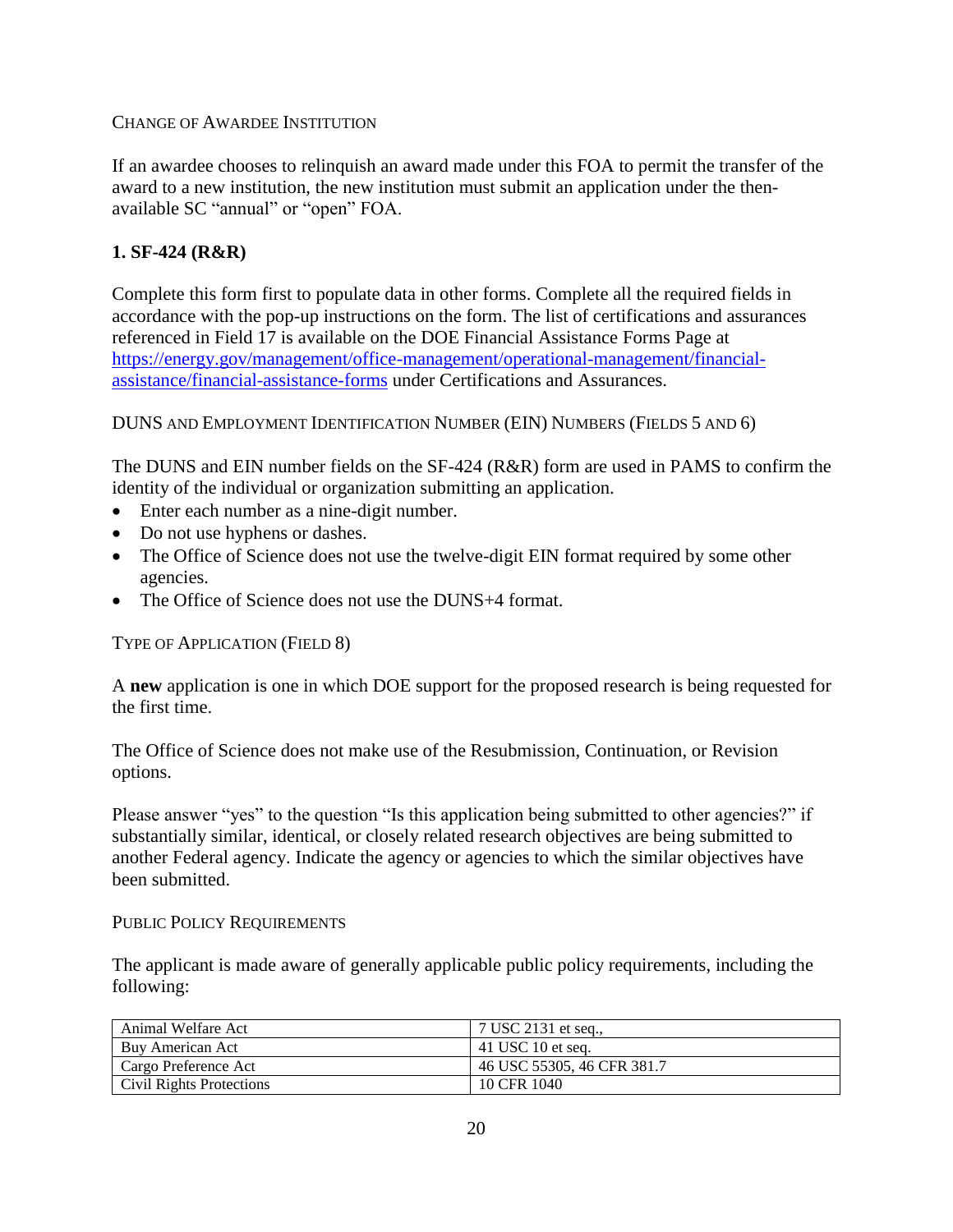CHANGE OF AWARDEE INSTITUTION

If an awardee chooses to relinquish an award made under this FOA to permit the transfer of the award to a new institution, the new institution must submit an application under the then-available SC "annual" or "open" FOA.

### 1. SF-424 (R&R)

Complete this form first to populate data in other forms. Complete all the required fields in accordance with the pop-up instructions on the form. The list of certifications and assurances referenced in Field 17 is available on the DOE Financial Assistance Forms Page at [https://energy.gov/management/office-management/operational-management/financial-assistance/financial-assistance-forms](https://energy.gov/management/office-management/operational-management/financial-assistance/financial-assistance-forms) under Certifications and Assurances.

DUNS AND EMPLOYMENT IDENTIFICATION NUMBER (EIN) NUMBERS (FIELDS 5 AND 6)

The DUNS and EIN number fields on the SF-424 (R&R) form are used in PAMS to confirm the identity of the individual or organization submitting an application.

- Enter each number as a nine-digit number.
- Do not use hyphens or dashes.
- The Office of Science does not use the twelve-digit EIN format required by some other agencies.
- The Office of Science does not use the DUNS+4 format.

TYPE OF APPLICATION (FIELD 8)

A **new** application is one in which DOE support for the proposed research is being requested for the first time.

The Office of Science does not make use of the Resubmission, Continuation, or Revision options.

Please answer "yes" to the question "Is this application being submitted to other agencies?" if substantially similar, identical, or closely related research objectives are being submitted to another Federal agency. Indicate the agency or agencies to which the similar objectives have been submitted.

PUBLIC POLICY REQUIREMENTS

The applicant is made aware of generally applicable public policy requirements, including the following:

| | |
|---|---|
| Animal Welfare Act | 7 USC 2131 et seq., |
| Buy American Act | 41 USC 10 et seq. |
| Cargo Preference Act | 46 USC 55305, 46 CFR 381.7 |
| Civil Rights Protections | 10 CFR 1040 |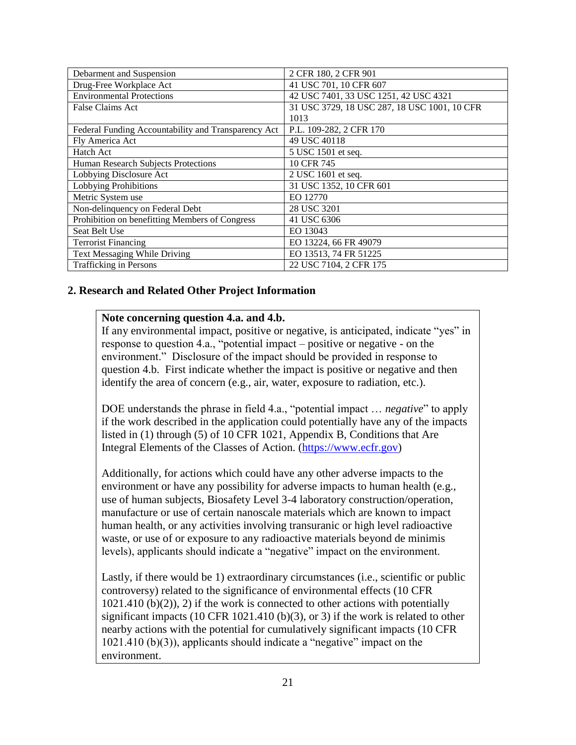| Debarment and Suspension | 2 CFR 180, 2 CFR 901 |
|---|---|
| Drug-Free Workplace Act | 41 USC 701, 10 CFR 607 |
| Environmental Protections | 42 USC 7401, 33 USC 1251, 42 USC 4321 |
| False Claims Act | 31 USC 3729, 18 USC 287, 18 USC 1001, 10 CFR 1013 |
| Federal Funding Accountability and Transparency Act | P.L. 109-282, 2 CFR 170 |
| Fly America Act | 49 USC 40118 |
| Hatch Act | 5 USC 1501 et seq. |
| Human Research Subjects Protections | 10 CFR 745 |
| Lobbying Disclosure Act | 2 USC 1601 et seq. |
| Lobbying Prohibitions | 31 USC 1352, 10 CFR 601 |
| Metric System use | EO 12770 |
| Non-delinquency on Federal Debt | 28 USC 3201 |
| Prohibition on benefitting Members of Congress | 41 USC 6306 |
| Seat Belt Use | EO 13043 |
| Terrorist Financing | EO 13224, 66 FR 49079 |
| Text Messaging While Driving | EO 13513, 74 FR 51225 |
| Trafficking in Persons | 22 USC 7104, 2 CFR 175 |

### 2. Research and Related Other Project Information

**Note concerning question 4.a. and 4.b.**
If any environmental impact, positive or negative, is anticipated, indicate "yes" in response to question 4.a., "potential impact – positive or negative - on the environment." Disclosure of the impact should be provided in response to question 4.b. First indicate whether the impact is positive or negative and then identify the area of concern (e.g., air, water, exposure to radiation, etc.).

DOE understands the phrase in field 4.a., "potential impact … *negative*" to apply if the work described in the application could potentially have any of the impacts listed in (1) through (5) of 10 CFR 1021, Appendix B, Conditions that Are Integral Elements of the Classes of Action. (https://www.ecfr.gov)

Additionally, for actions which could have any other adverse impacts to the environment or have any possibility for adverse impacts to human health (e.g., use of human subjects, Biosafety Level 3-4 laboratory construction/operation, manufacture or use of certain nanoscale materials which are known to impact human health, or any activities involving transuranic or high level radioactive waste, or use of or exposure to any radioactive materials beyond de minimis levels), applicants should indicate a "negative" impact on the environment.

Lastly, if there would be 1) extraordinary circumstances (i.e., scientific or public controversy) related to the significance of environmental effects (10 CFR 1021.410 (b)(2)), 2) if the work is connected to other actions with potentially significant impacts (10 CFR 1021.410 (b)(3), or 3) if the work is related to other nearby actions with the potential for cumulatively significant impacts (10 CFR 1021.410 (b)(3)), applicants should indicate a "negative" impact on the environment.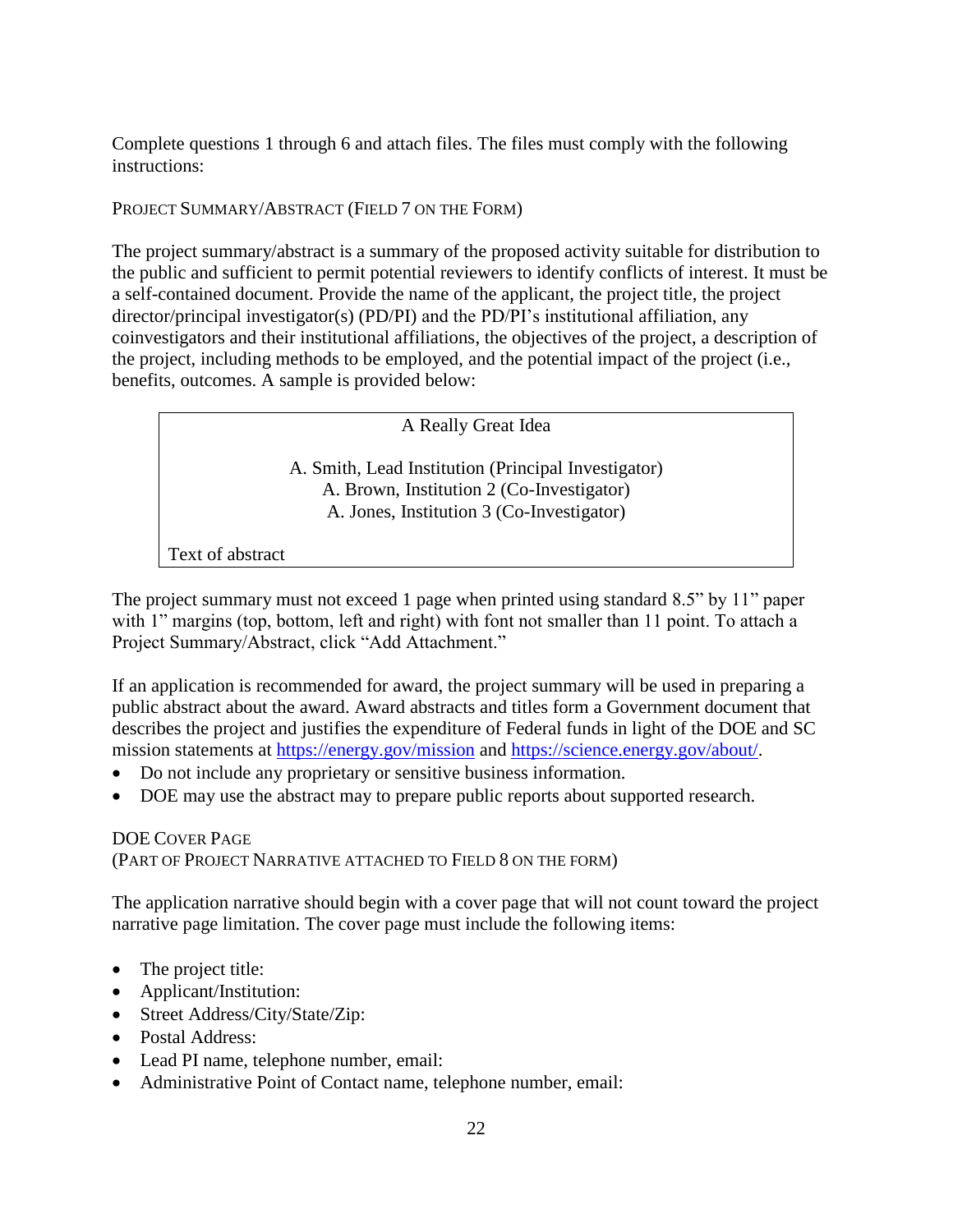Complete questions 1 through 6 and attach files. The files must comply with the following instructions:

### Project Summary/Abstract (Field 7 on the Form)

The project summary/abstract is a summary of the proposed activity suitable for distribution to the public and sufficient to permit potential reviewers to identify conflicts of interest. It must be a self-contained document. Provide the name of the applicant, the project title, the project director/principal investigator(s) (PD/PI) and the PD/PI's institutional affiliation, any coinvestigators and their institutional affiliations, the objectives of the project, a description of the project, including methods to be employed, and the potential impact of the project (i.e., benefits, outcomes. A sample is provided below:

> A Really Great Idea
>
> A. Smith, Lead Institution (Principal Investigator)
> A. Brown, Institution 2 (Co-Investigator)
> A. Jones, Institution 3 (Co-Investigator)
>
> Text of abstract

The project summary must not exceed 1 page when printed using standard 8.5" by 11" paper with 1" margins (top, bottom, left and right) with font not smaller than 11 point. To attach a Project Summary/Abstract, click "Add Attachment."

If an application is recommended for award, the project summary will be used in preparing a public abstract about the award. Award abstracts and titles form a Government document that describes the project and justifies the expenditure of Federal funds in light of the DOE and SC mission statements at https://energy.gov/mission and https://science.energy.gov/about/.

- Do not include any proprietary or sensitive business information.
- DOE may use the abstract may to prepare public reports about supported research.

### DOE Cover Page
(Part of Project Narrative attached to Field 8 on the Form)

The application narrative should begin with a cover page that will not count toward the project narrative page limitation. The cover page must include the following items:

- The project title:
- Applicant/Institution:
- Street Address/City/State/Zip:
- Postal Address:
- Lead PI name, telephone number, email:
- Administrative Point of Contact name, telephone number, email: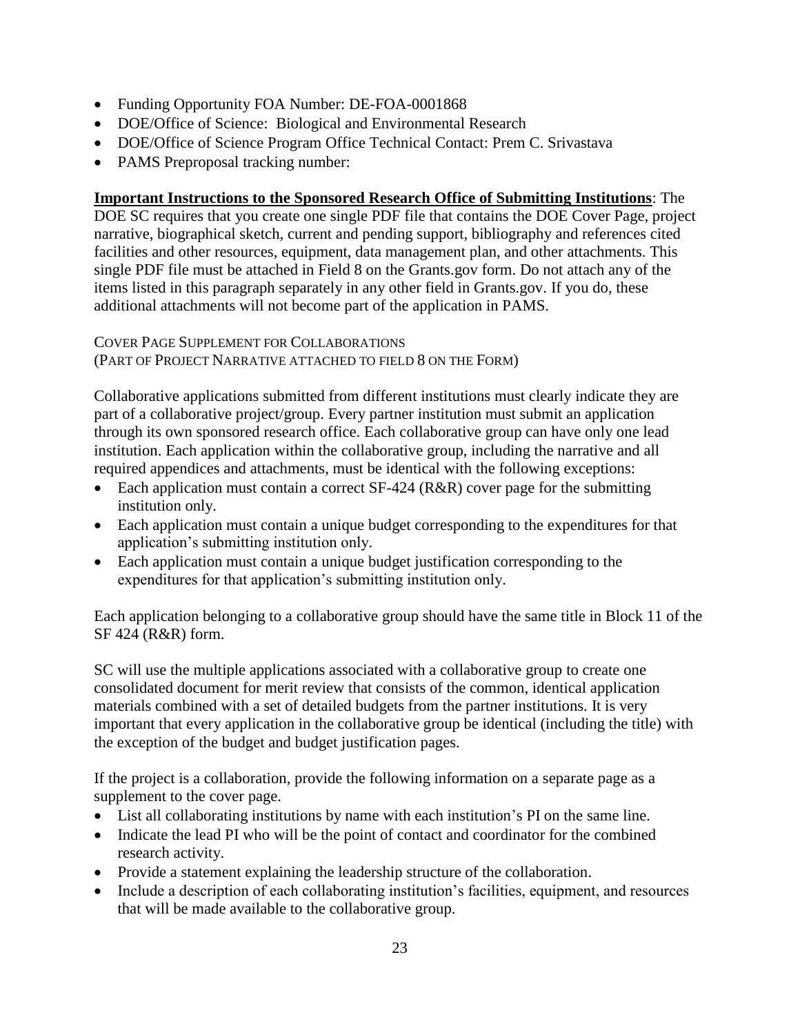- Funding Opportunity FOA Number: DE-FOA-0001868
- DOE/Office of Science: Biological and Environmental Research
- DOE/Office of Science Program Office Technical Contact: Prem C. Srivastava
- PAMS Preproposal tracking number:

**Important Instructions to the Sponsored Research Office of Submitting Institutions**: The DOE SC requires that you create one single PDF file that contains the DOE Cover Page, project narrative, biographical sketch, current and pending support, bibliography and references cited facilities and other resources, equipment, data management plan, and other attachments. This single PDF file must be attached in Field 8 on the Grants.gov form. Do not attach any of the items listed in this paragraph separately in any other field in Grants.gov. If you do, these additional attachments will not become part of the application in PAMS.

COVER PAGE SUPPLEMENT FOR COLLABORATIONS
(PART OF PROJECT NARRATIVE ATTACHED TO FIELD 8 ON THE FORM)

Collaborative applications submitted from different institutions must clearly indicate they are part of a collaborative project/group. Every partner institution must submit an application through its own sponsored research office. Each collaborative group can have only one lead institution. Each application within the collaborative group, including the narrative and all required appendices and attachments, must be identical with the following exceptions:

- Each application must contain a correct SF-424 (R&R) cover page for the submitting institution only.
- Each application must contain a unique budget corresponding to the expenditures for that application's submitting institution only.
- Each application must contain a unique budget justification corresponding to the expenditures for that application's submitting institution only.

Each application belonging to a collaborative group should have the same title in Block 11 of the SF 424 (R&R) form.

SC will use the multiple applications associated with a collaborative group to create one consolidated document for merit review that consists of the common, identical application materials combined with a set of detailed budgets from the partner institutions. It is very important that every application in the collaborative group be identical (including the title) with the exception of the budget and budget justification pages.

If the project is a collaboration, provide the following information on a separate page as a supplement to the cover page.

- List all collaborating institutions by name with each institution's PI on the same line.
- Indicate the lead PI who will be the point of contact and coordinator for the combined research activity.
- Provide a statement explaining the leadership structure of the collaboration.
- Include a description of each collaborating institution's facilities, equipment, and resources that will be made available to the collaborative group.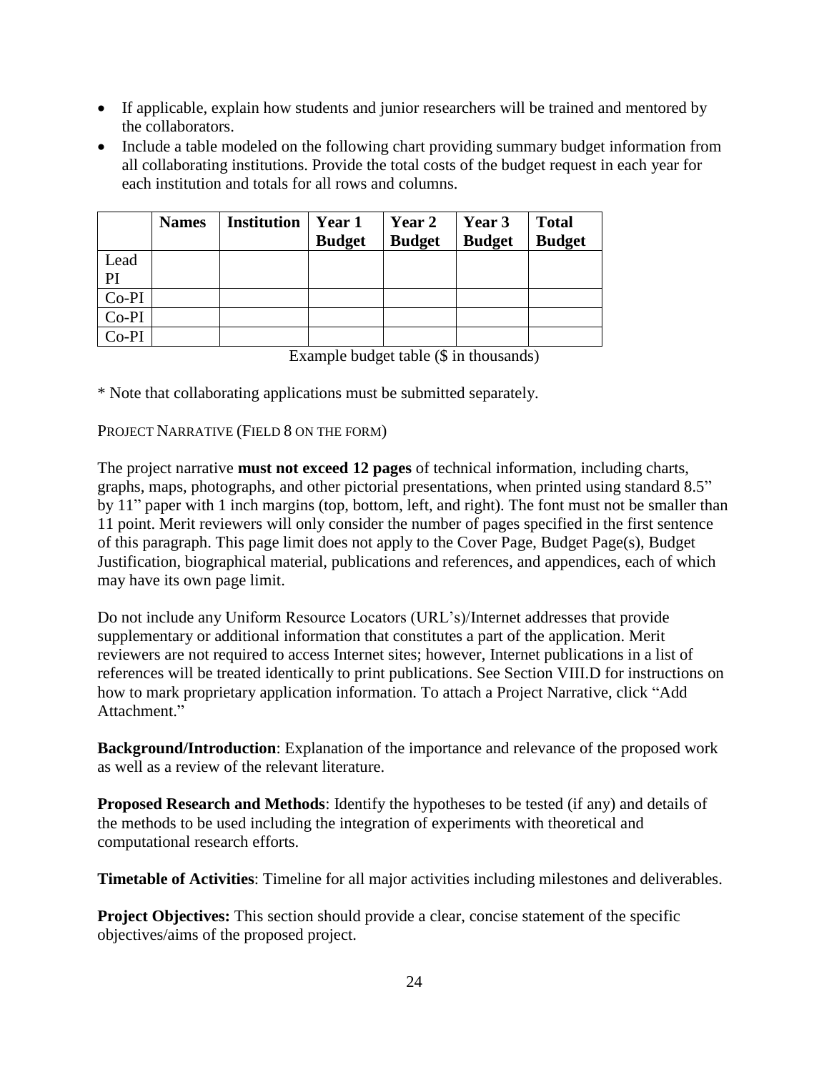- If applicable, explain how students and junior researchers will be trained and mentored by the collaborators.
- Include a table modeled on the following chart providing summary budget information from all collaborating institutions. Provide the total costs of the budget request in each year for each institution and totals for all rows and columns.

| | Names | Institution | Year 1 Budget | Year 2 Budget | Year 3 Budget | Total Budget |
|---|---|---|---|---|---|---|
| Lead PI | | | | | | |
| Co-PI | | | | | | |
| Co-PI | | | | | | |
| Co-PI | | | | | | |

Example budget table ($ in thousands)

* Note that collaborating applications must be submitted separately.

PROJECT NARRATIVE (FIELD 8 ON THE FORM)

The project narrative **must not exceed 12 pages** of technical information, including charts, graphs, maps, photographs, and other pictorial presentations, when printed using standard 8.5" by 11" paper with 1 inch margins (top, bottom, left, and right). The font must not be smaller than 11 point. Merit reviewers will only consider the number of pages specified in the first sentence of this paragraph. This page limit does not apply to the Cover Page, Budget Page(s), Budget Justification, biographical material, publications and references, and appendices, each of which may have its own page limit.

Do not include any Uniform Resource Locators (URL's)/Internet addresses that provide supplementary or additional information that constitutes a part of the application. Merit reviewers are not required to access Internet sites; however, Internet publications in a list of references will be treated identically to print publications. See Section VIII.D for instructions on how to mark proprietary application information. To attach a Project Narrative, click "Add Attachment."

**Background/Introduction**: Explanation of the importance and relevance of the proposed work as well as a review of the relevant literature.

**Proposed Research and Methods**: Identify the hypotheses to be tested (if any) and details of the methods to be used including the integration of experiments with theoretical and computational research efforts.

**Timetable of Activities**: Timeline for all major activities including milestones and deliverables.

**Project Objectives:** This section should provide a clear, concise statement of the specific objectives/aims of the proposed project.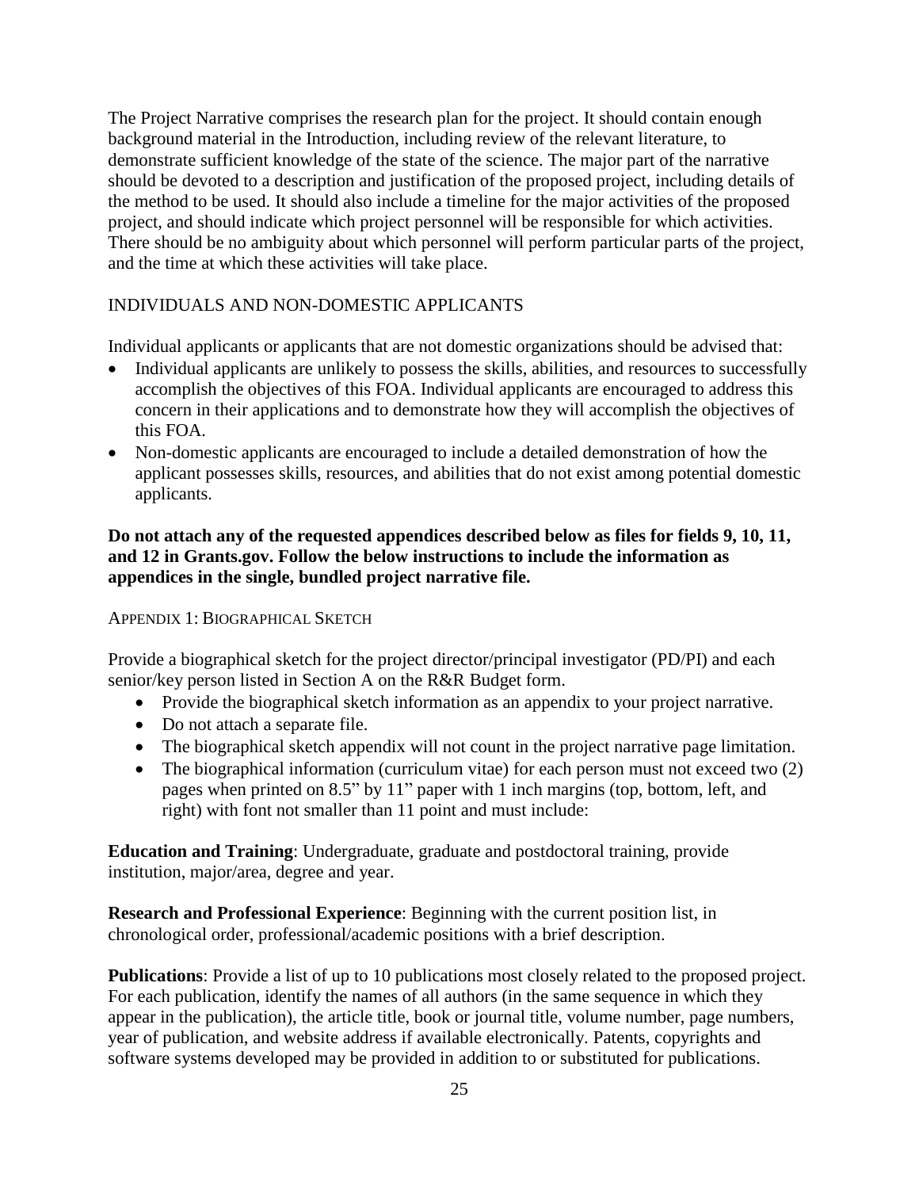The Project Narrative comprises the research plan for the project. It should contain enough background material in the Introduction, including review of the relevant literature, to demonstrate sufficient knowledge of the state of the science. The major part of the narrative should be devoted to a description and justification of the proposed project, including details of the method to be used. It should also include a timeline for the major activities of the proposed project, and should indicate which project personnel will be responsible for which activities. There should be no ambiguity about which personnel will perform particular parts of the project, and the time at which these activities will take place.

### INDIVIDUALS AND NON-DOMESTIC APPLICANTS

Individual applicants or applicants that are not domestic organizations should be advised that:

- Individual applicants are unlikely to possess the skills, abilities, and resources to successfully accomplish the objectives of this FOA. Individual applicants are encouraged to address this concern in their applications and to demonstrate how they will accomplish the objectives of this FOA.
- Non-domestic applicants are encouraged to include a detailed demonstration of how the applicant possesses skills, resources, and abilities that do not exist among potential domestic applicants.

**Do not attach any of the requested appendices described below as files for fields 9, 10, 11, and 12 in Grants.gov. Follow the below instructions to include the information as appendices in the single, bundled project narrative file.**

#### APPENDIX 1: BIOGRAPHICAL SKETCH

Provide a biographical sketch for the project director/principal investigator (PD/PI) and each senior/key person listed in Section A on the R&R Budget form.

- Provide the biographical sketch information as an appendix to your project narrative.
- Do not attach a separate file.
- The biographical sketch appendix will not count in the project narrative page limitation.
- The biographical information (curriculum vitae) for each person must not exceed two (2) pages when printed on 8.5" by 11" paper with 1 inch margins (top, bottom, left, and right) with font not smaller than 11 point and must include:

**Education and Training**: Undergraduate, graduate and postdoctoral training, provide institution, major/area, degree and year.

**Research and Professional Experience**: Beginning with the current position list, in chronological order, professional/academic positions with a brief description.

**Publications**: Provide a list of up to 10 publications most closely related to the proposed project. For each publication, identify the names of all authors (in the same sequence in which they appear in the publication), the article title, book or journal title, volume number, page numbers, year of publication, and website address if available electronically. Patents, copyrights and software systems developed may be provided in addition to or substituted for publications.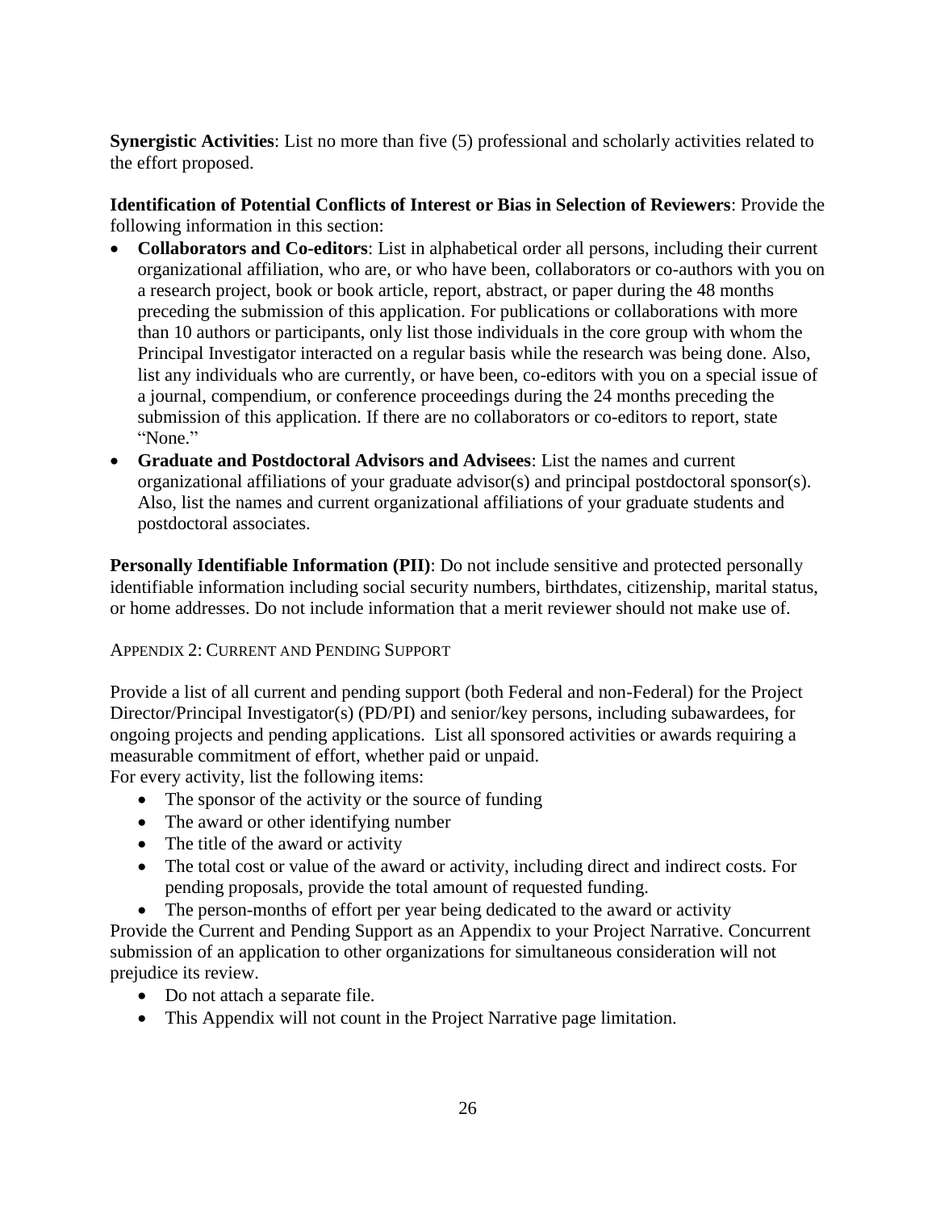**Synergistic Activities**: List no more than five (5) professional and scholarly activities related to the effort proposed.

**Identification of Potential Conflicts of Interest or Bias in Selection of Reviewers**: Provide the following information in this section:

- **Collaborators and Co-editors**: List in alphabetical order all persons, including their current organizational affiliation, who are, or who have been, collaborators or co-authors with you on a research project, book or book article, report, abstract, or paper during the 48 months preceding the submission of this application. For publications or collaborations with more than 10 authors or participants, only list those individuals in the core group with whom the Principal Investigator interacted on a regular basis while the research was being done. Also, list any individuals who are currently, or have been, co-editors with you on a special issue of a journal, compendium, or conference proceedings during the 24 months preceding the submission of this application. If there are no collaborators or co-editors to report, state "None."
- **Graduate and Postdoctoral Advisors and Advisees**: List the names and current organizational affiliations of your graduate advisor(s) and principal postdoctoral sponsor(s). Also, list the names and current organizational affiliations of your graduate students and postdoctoral associates.

**Personally Identifiable Information (PII)**: Do not include sensitive and protected personally identifiable information including social security numbers, birthdates, citizenship, marital status, or home addresses. Do not include information that a merit reviewer should not make use of.

## Appendix 2: Current and Pending Support

Provide a list of all current and pending support (both Federal and non-Federal) for the Project Director/Principal Investigator(s) (PD/PI) and senior/key persons, including subawardees, for ongoing projects and pending applications. List all sponsored activities or awards requiring a measurable commitment of effort, whether paid or unpaid.

For every activity, list the following items:

- The sponsor of the activity or the source of funding
- The award or other identifying number
- The title of the award or activity
- The total cost or value of the award or activity, including direct and indirect costs. For pending proposals, provide the total amount of requested funding.
- The person-months of effort per year being dedicated to the award or activity

Provide the Current and Pending Support as an Appendix to your Project Narrative. Concurrent submission of an application to other organizations for simultaneous consideration will not prejudice its review.

- Do not attach a separate file.
- This Appendix will not count in the Project Narrative page limitation.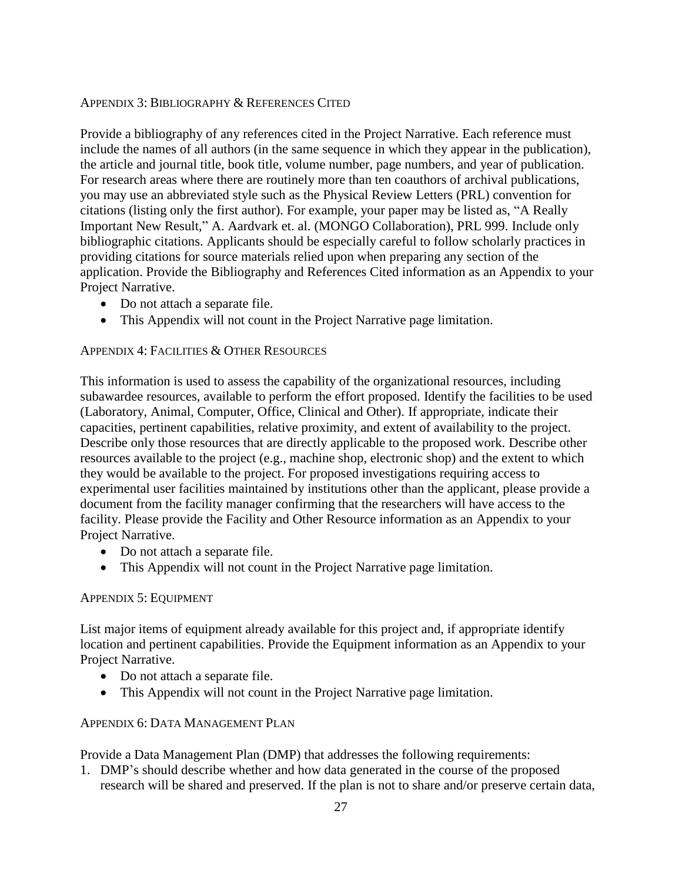### Appendix 3: Bibliography & References Cited

Provide a bibliography of any references cited in the Project Narrative. Each reference must include the names of all authors (in the same sequence in which they appear in the publication), the article and journal title, book title, volume number, page numbers, and year of publication. For research areas where there are routinely more than ten coauthors of archival publications, you may use an abbreviated style such as the Physical Review Letters (PRL) convention for citations (listing only the first author). For example, your paper may be listed as, "A Really Important New Result," A. Aardvark et. al. (MONGO Collaboration), PRL 999. Include only bibliographic citations. Applicants should be especially careful to follow scholarly practices in providing citations for source materials relied upon when preparing any section of the application. Provide the Bibliography and References Cited information as an Appendix to your Project Narrative.

- Do not attach a separate file.
- This Appendix will not count in the Project Narrative page limitation.

### Appendix 4: Facilities & Other Resources

This information is used to assess the capability of the organizational resources, including subawardee resources, available to perform the effort proposed. Identify the facilities to be used (Laboratory, Animal, Computer, Office, Clinical and Other). If appropriate, indicate their capacities, pertinent capabilities, relative proximity, and extent of availability to the project. Describe only those resources that are directly applicable to the proposed work. Describe other resources available to the project (e.g., machine shop, electronic shop) and the extent to which they would be available to the project. For proposed investigations requiring access to experimental user facilities maintained by institutions other than the applicant, please provide a document from the facility manager confirming that the researchers will have access to the facility. Please provide the Facility and Other Resource information as an Appendix to your Project Narrative.

- Do not attach a separate file.
- This Appendix will not count in the Project Narrative page limitation.

### Appendix 5: Equipment

List major items of equipment already available for this project and, if appropriate identify location and pertinent capabilities. Provide the Equipment information as an Appendix to your Project Narrative.

- Do not attach a separate file.
- This Appendix will not count in the Project Narrative page limitation.

### Appendix 6: Data Management Plan

Provide a Data Management Plan (DMP) that addresses the following requirements:

1. DMP's should describe whether and how data generated in the course of the proposed research will be shared and preserved. If the plan is not to share and/or preserve certain data,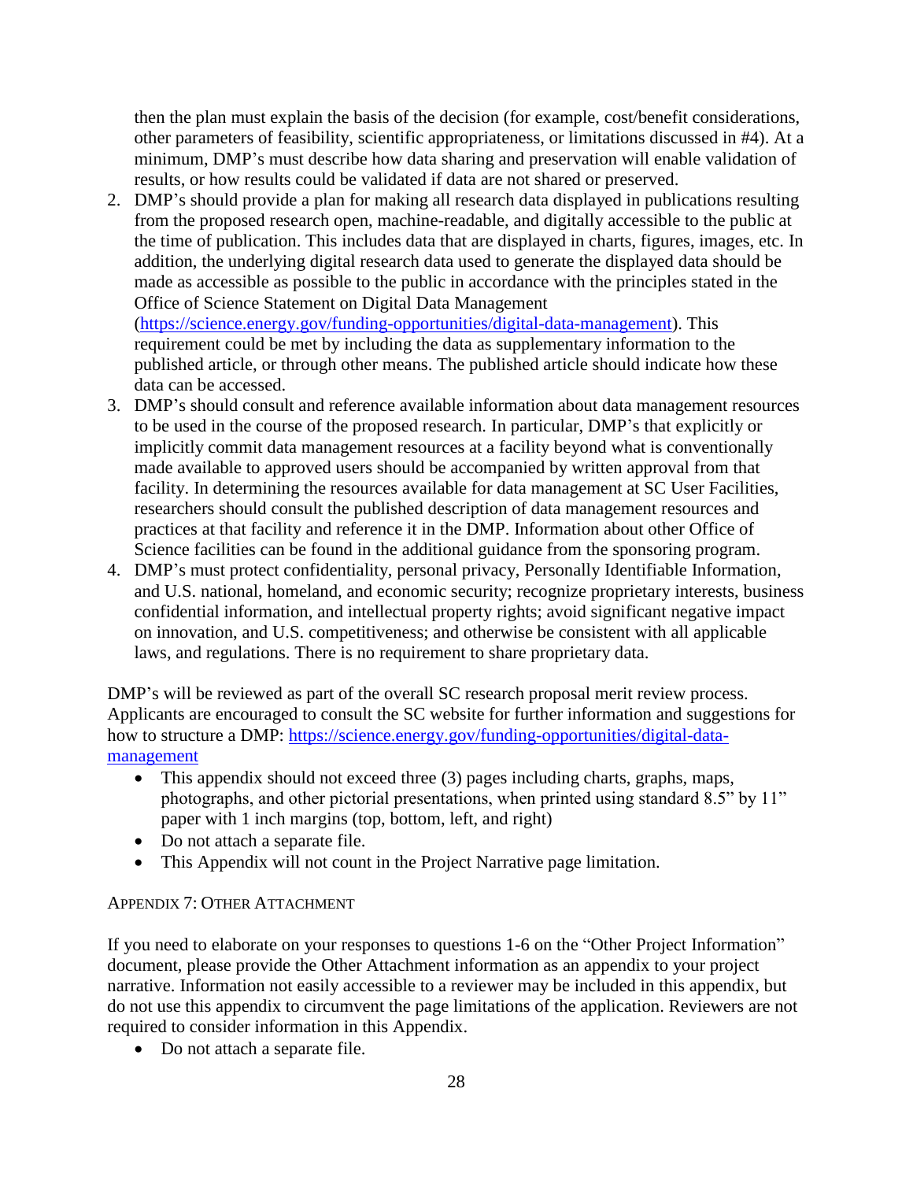then the plan must explain the basis of the decision (for example, cost/benefit considerations, other parameters of feasibility, scientific appropriateness, or limitations discussed in #4). At a minimum, DMP's must describe how data sharing and preservation will enable validation of results, or how results could be validated if data are not shared or preserved.

2. DMP's should provide a plan for making all research data displayed in publications resulting from the proposed research open, machine-readable, and digitally accessible to the public at the time of publication. This includes data that are displayed in charts, figures, images, etc. In addition, the underlying digital research data used to generate the displayed data should be made as accessible as possible to the public in accordance with the principles stated in the Office of Science Statement on Digital Data Management ([https://science.energy.gov/funding-opportunities/digital-data-management](https://science.energy.gov/funding-opportunities/digital-data-management)). This requirement could be met by including the data as supplementary information to the published article, or through other means. The published article should indicate how these data can be accessed.
3. DMP's should consult and reference available information about data management resources to be used in the course of the proposed research. In particular, DMP's that explicitly or implicitly commit data management resources at a facility beyond what is conventionally made available to approved users should be accompanied by written approval from that facility. In determining the resources available for data management at SC User Facilities, researchers should consult the published description of data management resources and practices at that facility and reference it in the DMP. Information about other Office of Science facilities can be found in the additional guidance from the sponsoring program.
4. DMP's must protect confidentiality, personal privacy, Personally Identifiable Information, and U.S. national, homeland, and economic security; recognize proprietary interests, business confidential information, and intellectual property rights; avoid significant negative impact on innovation, and U.S. competitiveness; and otherwise be consistent with all applicable laws, and regulations. There is no requirement to share proprietary data.

DMP's will be reviewed as part of the overall SC research proposal merit review process. Applicants are encouraged to consult the SC website for further information and suggestions for how to structure a DMP: [https://science.energy.gov/funding-opportunities/digital-data-management](https://science.energy.gov/funding-opportunities/digital-data-management)

- This appendix should not exceed three (3) pages including charts, graphs, maps, photographs, and other pictorial presentations, when printed using standard 8.5" by 11" paper with 1 inch margins (top, bottom, left, and right)
- Do not attach a separate file.
- This Appendix will not count in the Project Narrative page limitation.

### Appendix 7: Other Attachment

If you need to elaborate on your responses to questions 1-6 on the "Other Project Information" document, please provide the Other Attachment information as an appendix to your project narrative. Information not easily accessible to a reviewer may be included in this appendix, but do not use this appendix to circumvent the page limitations of the application. Reviewers are not required to consider information in this Appendix.

- Do not attach a separate file.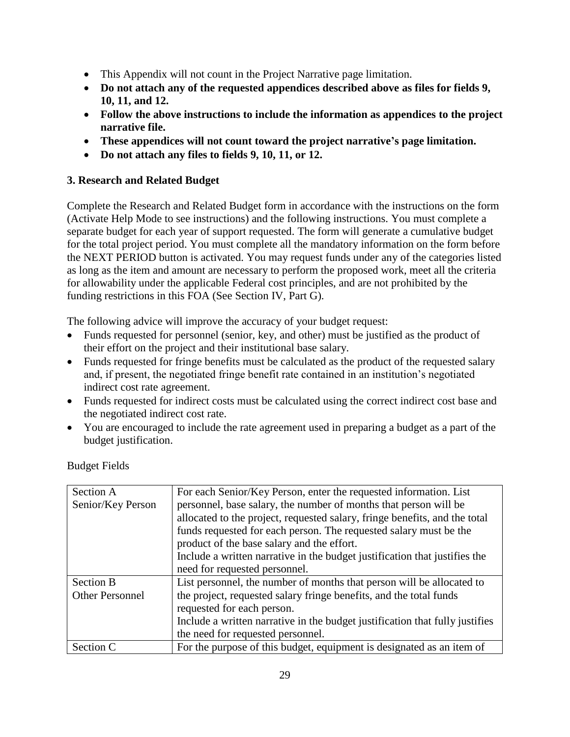- This Appendix will not count in the Project Narrative page limitation.
- **Do not attach any of the requested appendices described above as files for fields 9, 10, 11, and 12.**
- **Follow the above instructions to include the information as appendices to the project narrative file.**
- **These appendices will not count toward the project narrative's page limitation.**
- **Do not attach any files to fields 9, 10, 11, or 12.**

### 3. Research and Related Budget

Complete the Research and Related Budget form in accordance with the instructions on the form (Activate Help Mode to see instructions) and the following instructions. You must complete a separate budget for each year of support requested. The form will generate a cumulative budget for the total project period. You must complete all the mandatory information on the form before the NEXT PERIOD button is activated. You may request funds under any of the categories listed as long as the item and amount are necessary to perform the proposed work, meet all the criteria for allowability under the applicable Federal cost principles, and are not prohibited by the funding restrictions in this FOA (See Section IV, Part G).

The following advice will improve the accuracy of your budget request:

- Funds requested for personnel (senior, key, and other) must be justified as the product of their effort on the project and their institutional base salary.
- Funds requested for fringe benefits must be calculated as the product of the requested salary and, if present, the negotiated fringe benefit rate contained in an institution's negotiated indirect cost rate agreement.
- Funds requested for indirect costs must be calculated using the correct indirect cost base and the negotiated indirect cost rate.
- You are encouraged to include the rate agreement used in preparing a budget as a part of the budget justification.

Budget Fields

| | |
|---|---|
| Section A Senior/Key Person | For each Senior/Key Person, enter the requested information. List personnel, base salary, the number of months that person will be allocated to the project, requested salary, fringe benefits, and the total funds requested for each person. The requested salary must be the product of the base salary and the effort.<br>Include a written narrative in the budget justification that justifies the need for requested personnel. |
| Section B Other Personnel | List personnel, the number of months that person will be allocated to the project, requested salary fringe benefits, and the total funds requested for each person.<br>Include a written narrative in the budget justification that fully justifies the need for requested personnel. |
| Section C | For the purpose of this budget, equipment is designated as an item of |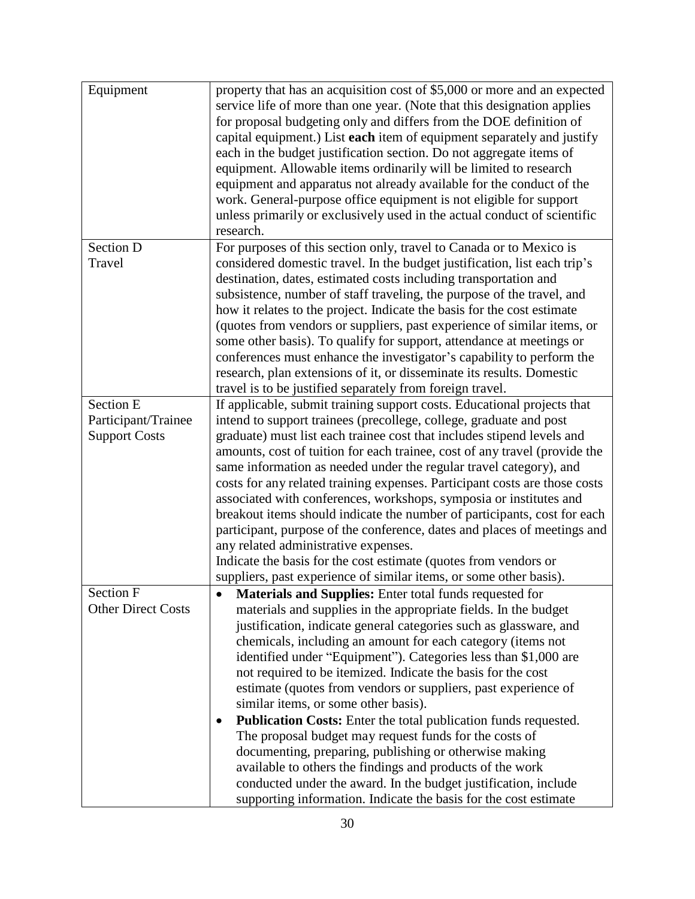| | |
|---|---|
| Equipment | property that has an acquisition cost of $5,000 or more and an expected service life of more than one year. (Note that this designation applies for proposal budgeting only and differs from the DOE definition of capital equipment.) List **each** item of equipment separately and justify each in the budget justification section. Do not aggregate items of equipment. Allowable items ordinarily will be limited to research equipment and apparatus not already available for the conduct of the work. General-purpose office equipment is not eligible for support unless primarily or exclusively used in the actual conduct of scientific research. |
| Section D<br>Travel | For purposes of this section only, travel to Canada or to Mexico is considered domestic travel. In the budget justification, list each trip's destination, dates, estimated costs including transportation and subsistence, number of staff traveling, the purpose of the travel, and how it relates to the project. Indicate the basis for the cost estimate (quotes from vendors or suppliers, past experience of similar items, or some other basis). To qualify for support, attendance at meetings or conferences must enhance the investigator's capability to perform the research, plan extensions of it, or disseminate its results. Domestic travel is to be justified separately from foreign travel. |
| Section E<br>Participant/Trainee Support Costs | If applicable, submit training support costs. Educational projects that intend to support trainees (precollege, college, graduate and post graduate) must list each trainee cost that includes stipend levels and amounts, cost of tuition for each trainee, cost of any travel (provide the same information as needed under the regular travel category), and costs for any related training expenses. Participant costs are those costs associated with conferences, workshops, symposia or institutes and breakout items should indicate the number of participants, cost for each participant, purpose of the conference, dates and places of meetings and any related administrative expenses.<br>Indicate the basis for the cost estimate (quotes from vendors or suppliers, past experience of similar items, or some other basis). |
| Section F<br>Other Direct Costs | • **Materials and Supplies:** Enter total funds requested for materials and supplies in the appropriate fields. In the budget justification, indicate general categories such as glassware, and chemicals, including an amount for each category (items not identified under "Equipment"). Categories less than $1,000 are not required to be itemized. Indicate the basis for the cost estimate (quotes from vendors or suppliers, past experience of similar items, or some other basis).<br>• **Publication Costs:** Enter the total publication funds requested. The proposal budget may request funds for the costs of documenting, preparing, publishing or otherwise making available to others the findings and products of the work conducted under the award. In the budget justification, include supporting information. Indicate the basis for the cost estimate |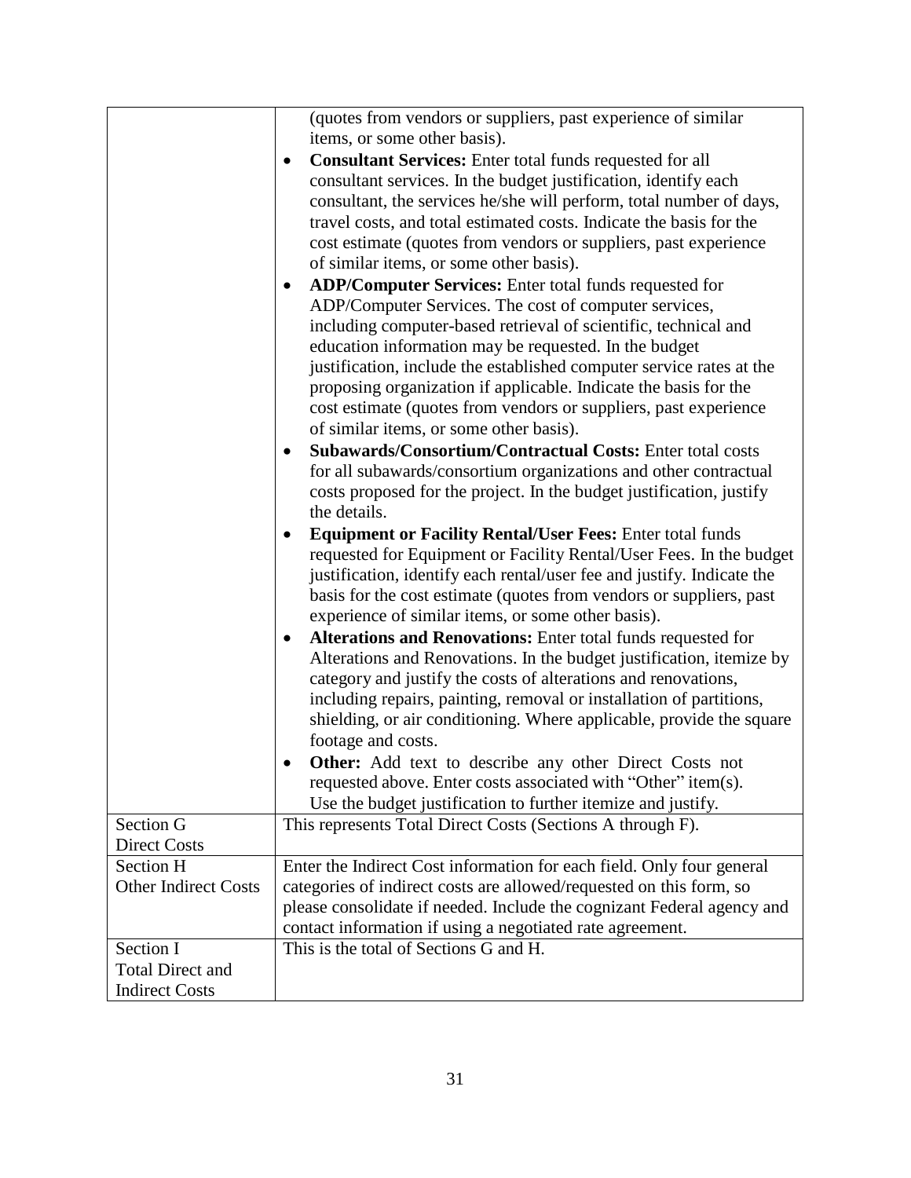| | |
|---|---|
| | (quotes from vendors or suppliers, past experience of similar items, or some other basis).<br>• **Consultant Services:** Enter total funds requested for all consultant services. In the budget justification, identify each consultant, the services he/she will perform, total number of days, travel costs, and total estimated costs. Indicate the basis for the cost estimate (quotes from vendors or suppliers, past experience of similar items, or some other basis).<br>• **ADP/Computer Services:** Enter total funds requested for ADP/Computer Services. The cost of computer services, including computer-based retrieval of scientific, technical and education information may be requested. In the budget justification, include the established computer service rates at the proposing organization if applicable. Indicate the basis for the cost estimate (quotes from vendors or suppliers, past experience of similar items, or some other basis).<br>• **Subawards/Consortium/Contractual Costs:** Enter total costs for all subawards/consortium organizations and other contractual costs proposed for the project. In the budget justification, justify the details.<br>• **Equipment or Facility Rental/User Fees:** Enter total funds requested for Equipment or Facility Rental/User Fees. In the budget justification, identify each rental/user fee and justify. Indicate the basis for the cost estimate (quotes from vendors or suppliers, past experience of similar items, or some other basis).<br>• **Alterations and Renovations:** Enter total funds requested for Alterations and Renovations. In the budget justification, itemize by category and justify the costs of alterations and renovations, including repairs, painting, removal or installation of partitions, shielding, or air conditioning. Where applicable, provide the square footage and costs.<br>• **Other:** Add text to describe any other Direct Costs not requested above. Enter costs associated with "Other" item(s). Use the budget justification to further itemize and justify. |
| Section G<br>Direct Costs | This represents Total Direct Costs (Sections A through F). |
| Section H<br>Other Indirect Costs | Enter the Indirect Cost information for each field. Only four general categories of indirect costs are allowed/requested on this form, so please consolidate if needed. Include the cognizant Federal agency and contact information if using a negotiated rate agreement. |
| Section I<br>Total Direct and Indirect Costs | This is the total of Sections G and H. |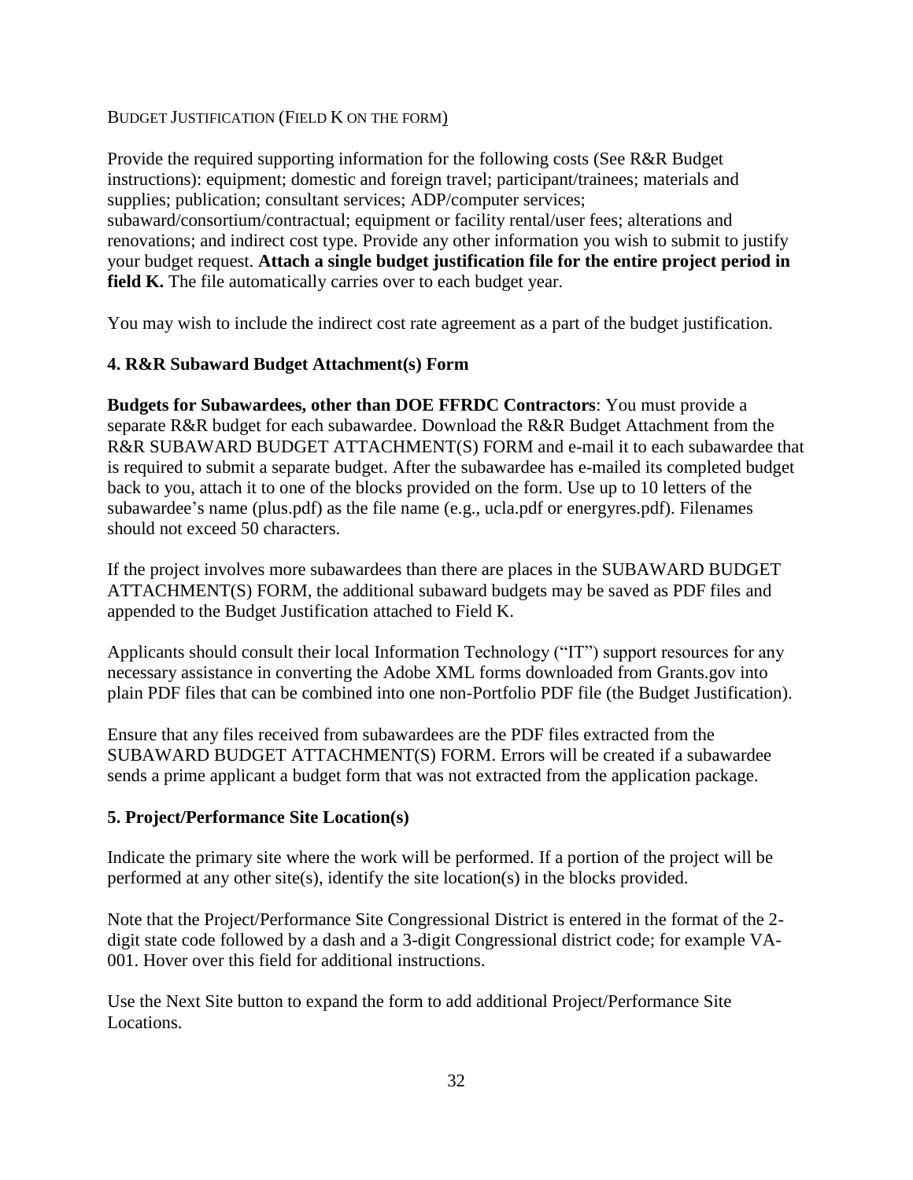BUDGET JUSTIFICATION (FIELD K ON THE FORM)

Provide the required supporting information for the following costs (See R&R Budget instructions): equipment; domestic and foreign travel; participant/trainees; materials and supplies; publication; consultant services; ADP/computer services; subaward/consortium/contractual; equipment or facility rental/user fees; alterations and renovations; and indirect cost type. Provide any other information you wish to submit to justify your budget request. **Attach a single budget justification file for the entire project period in field K.** The file automatically carries over to each budget year.

You may wish to include the indirect cost rate agreement as a part of the budget justification.

### 4. R&R Subaward Budget Attachment(s) Form

**Budgets for Subawardees, other than DOE FFRDC Contractors**: You must provide a separate R&R budget for each subawardee. Download the R&R Budget Attachment from the R&R SUBAWARD BUDGET ATTACHMENT(S) FORM and e-mail it to each subawardee that is required to submit a separate budget. After the subawardee has e-mailed its completed budget back to you, attach it to one of the blocks provided on the form. Use up to 10 letters of the subawardee's name (plus.pdf) as the file name (e.g., ucla.pdf or energyres.pdf). Filenames should not exceed 50 characters.

If the project involves more subawardees than there are places in the SUBAWARD BUDGET ATTACHMENT(S) FORM, the additional subaward budgets may be saved as PDF files and appended to the Budget Justification attached to Field K.

Applicants should consult their local Information Technology ("IT") support resources for any necessary assistance in converting the Adobe XML forms downloaded from Grants.gov into plain PDF files that can be combined into one non-Portfolio PDF file (the Budget Justification).

Ensure that any files received from subawardees are the PDF files extracted from the SUBAWARD BUDGET ATTACHMENT(S) FORM. Errors will be created if a subawardee sends a prime applicant a budget form that was not extracted from the application package.

### 5. Project/Performance Site Location(s)

Indicate the primary site where the work will be performed. If a portion of the project will be performed at any other site(s), identify the site location(s) in the blocks provided.

Note that the Project/Performance Site Congressional District is entered in the format of the 2-digit state code followed by a dash and a 3-digit Congressional district code; for example VA-001. Hover over this field for additional instructions.

Use the Next Site button to expand the form to add additional Project/Performance Site Locations.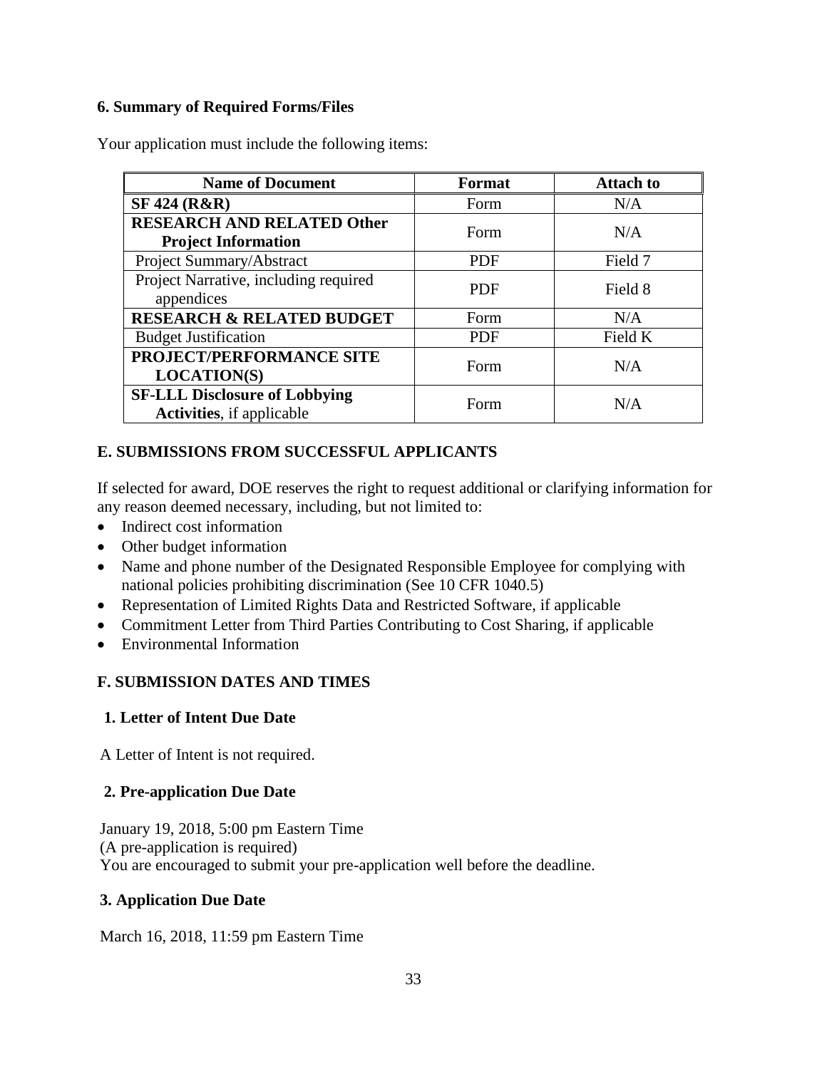### 6. Summary of Required Forms/Files

Your application must include the following items:

| Name of Document | Format | Attach to |
|---|---|---|
| **SF 424 (R&R)** | Form | N/A |
| **RESEARCH AND RELATED Other Project Information** | Form | N/A |
| Project Summary/Abstract | PDF | Field 7 |
| Project Narrative, including required appendices | PDF | Field 8 |
| **RESEARCH & RELATED BUDGET** | Form | N/A |
| Budget Justification | PDF | Field K |
| **PROJECT/PERFORMANCE SITE LOCATION(S)** | Form | N/A |
| **SF-LLL Disclosure of Lobbying Activities**, if applicable | Form | N/A |

## E. SUBMISSIONS FROM SUCCESSFUL APPLICANTS

If selected for award, DOE reserves the right to request additional or clarifying information for any reason deemed necessary, including, but not limited to:

- Indirect cost information
- Other budget information
- Name and phone number of the Designated Responsible Employee for complying with national policies prohibiting discrimination (See 10 CFR 1040.5)
- Representation of Limited Rights Data and Restricted Software, if applicable
- Commitment Letter from Third Parties Contributing to Cost Sharing, if applicable
- Environmental Information

## F. SUBMISSION DATES AND TIMES

### 1. Letter of Intent Due Date

A Letter of Intent is not required.

### 2. Pre-application Due Date

January 19, 2018, 5:00 pm Eastern Time
(A pre-application is required)
You are encouraged to submit your pre-application well before the deadline.

### 3. Application Due Date

March 16, 2018, 11:59 pm Eastern Time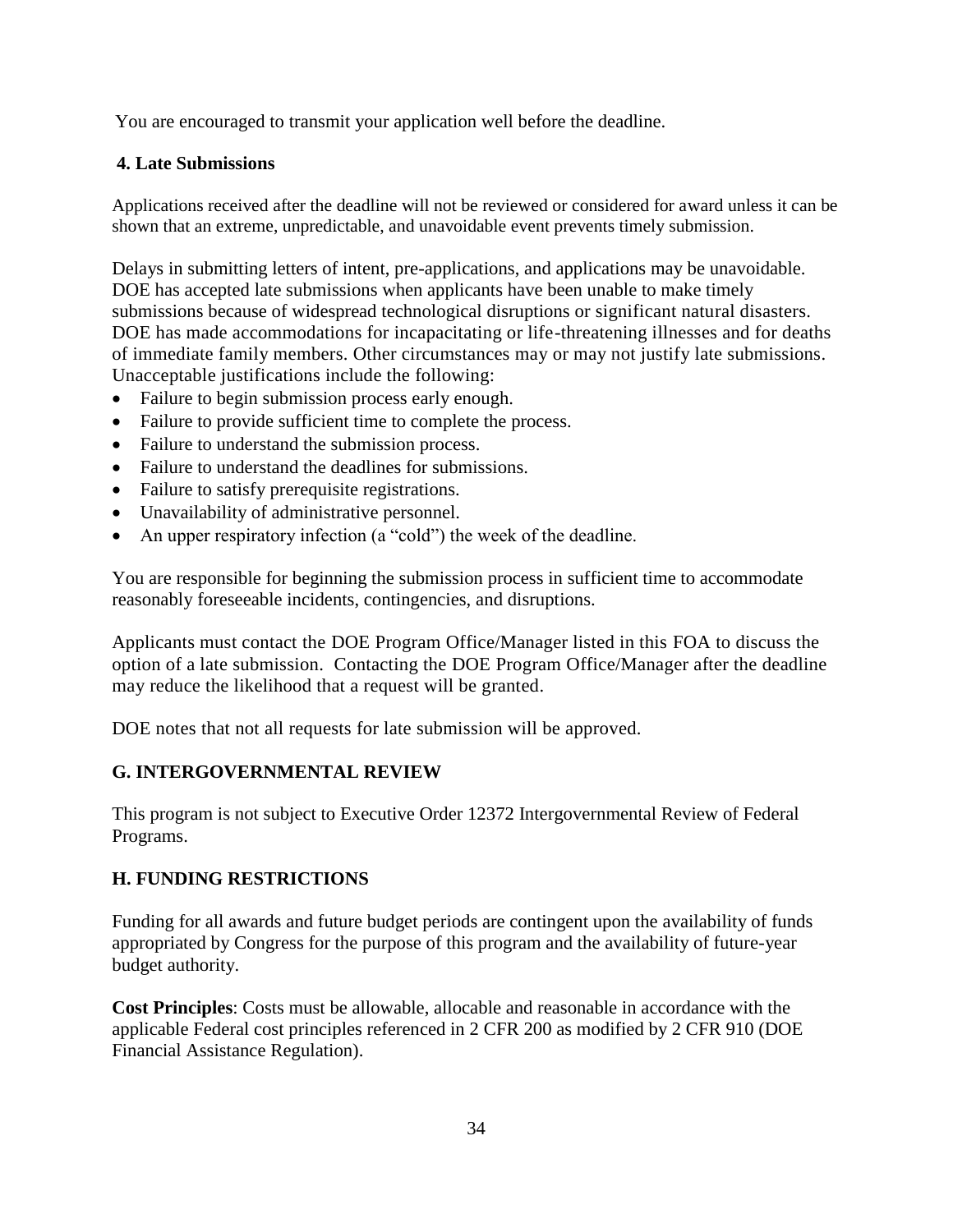You are encouraged to transmit your application well before the deadline.

### 4. Late Submissions

Applications received after the deadline will not be reviewed or considered for award unless it can be shown that an extreme, unpredictable, and unavoidable event prevents timely submission.

Delays in submitting letters of intent, pre-applications, and applications may be unavoidable. DOE has accepted late submissions when applicants have been unable to make timely submissions because of widespread technological disruptions or significant natural disasters. DOE has made accommodations for incapacitating or life-threatening illnesses and for deaths of immediate family members. Other circumstances may or may not justify late submissions. Unacceptable justifications include the following:

- Failure to begin submission process early enough.
- Failure to provide sufficient time to complete the process.
- Failure to understand the submission process.
- Failure to understand the deadlines for submissions.
- Failure to satisfy prerequisite registrations.
- Unavailability of administrative personnel.
- An upper respiratory infection (a "cold") the week of the deadline.

You are responsible for beginning the submission process in sufficient time to accommodate reasonably foreseeable incidents, contingencies, and disruptions.

Applicants must contact the DOE Program Office/Manager listed in this FOA to discuss the option of a late submission. Contacting the DOE Program Office/Manager after the deadline may reduce the likelihood that a request will be granted.

DOE notes that not all requests for late submission will be approved.

## G. INTERGOVERNMENTAL REVIEW

This program is not subject to Executive Order 12372 Intergovernmental Review of Federal Programs.

## H. FUNDING RESTRICTIONS

Funding for all awards and future budget periods are contingent upon the availability of funds appropriated by Congress for the purpose of this program and the availability of future-year budget authority.

**Cost Principles**: Costs must be allowable, allocable and reasonable in accordance with the applicable Federal cost principles referenced in 2 CFR 200 as modified by 2 CFR 910 (DOE Financial Assistance Regulation).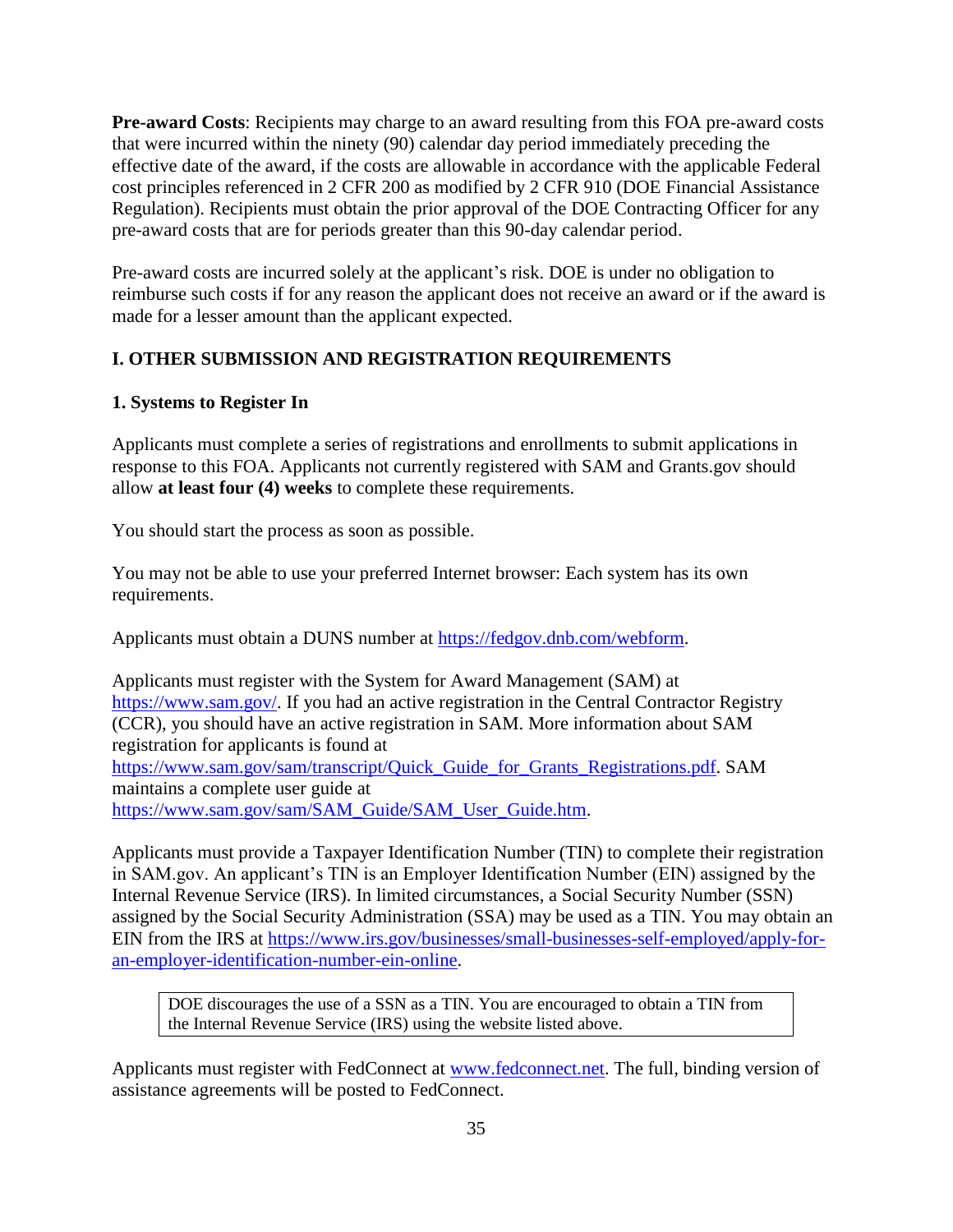**Pre-award Costs**: Recipients may charge to an award resulting from this FOA pre-award costs that were incurred within the ninety (90) calendar day period immediately preceding the effective date of the award, if the costs are allowable in accordance with the applicable Federal cost principles referenced in 2 CFR 200 as modified by 2 CFR 910 (DOE Financial Assistance Regulation). Recipients must obtain the prior approval of the DOE Contracting Officer for any pre-award costs that are for periods greater than this 90-day calendar period.

Pre-award costs are incurred solely at the applicant's risk. DOE is under no obligation to reimburse such costs if for any reason the applicant does not receive an award or if the award is made for a lesser amount than the applicant expected.

## I. OTHER SUBMISSION AND REGISTRATION REQUIREMENTS

### 1. Systems to Register In

Applicants must complete a series of registrations and enrollments to submit applications in response to this FOA. Applicants not currently registered with SAM and Grants.gov should allow **at least four (4) weeks** to complete these requirements.

You should start the process as soon as possible.

You may not be able to use your preferred Internet browser: Each system has its own requirements.

Applicants must obtain a DUNS number at https://fedgov.dnb.com/webform.

Applicants must register with the System for Award Management (SAM) at https://www.sam.gov/. If you had an active registration in the Central Contractor Registry (CCR), you should have an active registration in SAM. More information about SAM registration for applicants is found at https://www.sam.gov/sam/transcript/Quick_Guide_for_Grants_Registrations.pdf. SAM maintains a complete user guide at https://www.sam.gov/sam/SAM_Guide/SAM_User_Guide.htm.

Applicants must provide a Taxpayer Identification Number (TIN) to complete their registration in SAM.gov. An applicant's TIN is an Employer Identification Number (EIN) assigned by the Internal Revenue Service (IRS). In limited circumstances, a Social Security Number (SSN) assigned by the Social Security Administration (SSA) may be used as a TIN. You may obtain an EIN from the IRS at https://www.irs.gov/businesses/small-businesses-self-employed/apply-for-an-employer-identification-number-ein-online.

> DOE discourages the use of a SSN as a TIN. You are encouraged to obtain a TIN from the Internal Revenue Service (IRS) using the website listed above.

Applicants must register with FedConnect at www.fedconnect.net. The full, binding version of assistance agreements will be posted to FedConnect.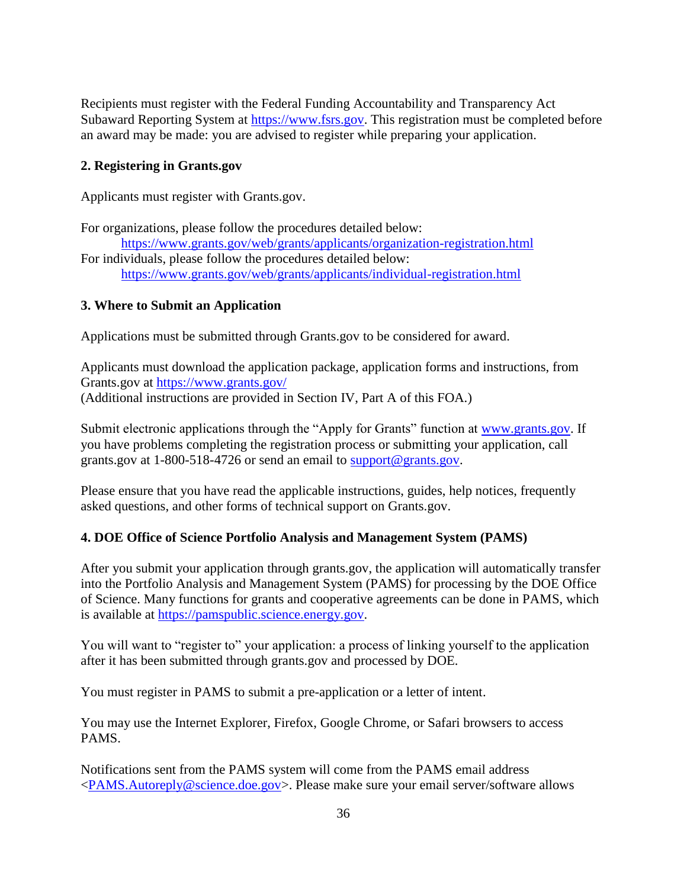Recipients must register with the Federal Funding Accountability and Transparency Act Subaward Reporting System at https://www.fsrs.gov. This registration must be completed before an award may be made: you are advised to register while preparing your application.

**2. Registering in Grants.gov**

Applicants must register with Grants.gov.

For organizations, please follow the procedures detailed below:
 https://www.grants.gov/web/grants/applicants/organization-registration.html
For individuals, please follow the procedures detailed below:
 https://www.grants.gov/web/grants/applicants/individual-registration.html

**3. Where to Submit an Application**

Applications must be submitted through Grants.gov to be considered for award.

Applicants must download the application package, application forms and instructions, from Grants.gov at https://www.grants.gov/
(Additional instructions are provided in Section IV, Part A of this FOA.)

Submit electronic applications through the "Apply for Grants" function at www.grants.gov. If you have problems completing the registration process or submitting your application, call grants.gov at 1-800-518-4726 or send an email to support@grants.gov.

Please ensure that you have read the applicable instructions, guides, help notices, frequently asked questions, and other forms of technical support on Grants.gov.

**4. DOE Office of Science Portfolio Analysis and Management System (PAMS)**

After you submit your application through grants.gov, the application will automatically transfer into the Portfolio Analysis and Management System (PAMS) for processing by the DOE Office of Science. Many functions for grants and cooperative agreements can be done in PAMS, which is available at https://pamspublic.science.energy.gov.

You will want to "register to" your application: a process of linking yourself to the application after it has been submitted through grants.gov and processed by DOE.

You must register in PAMS to submit a pre-application or a letter of intent.

You may use the Internet Explorer, Firefox, Google Chrome, or Safari browsers to access PAMS.

Notifications sent from the PAMS system will come from the PAMS email address <PAMS.Autoreply@science.doe.gov>. Please make sure your email server/software allows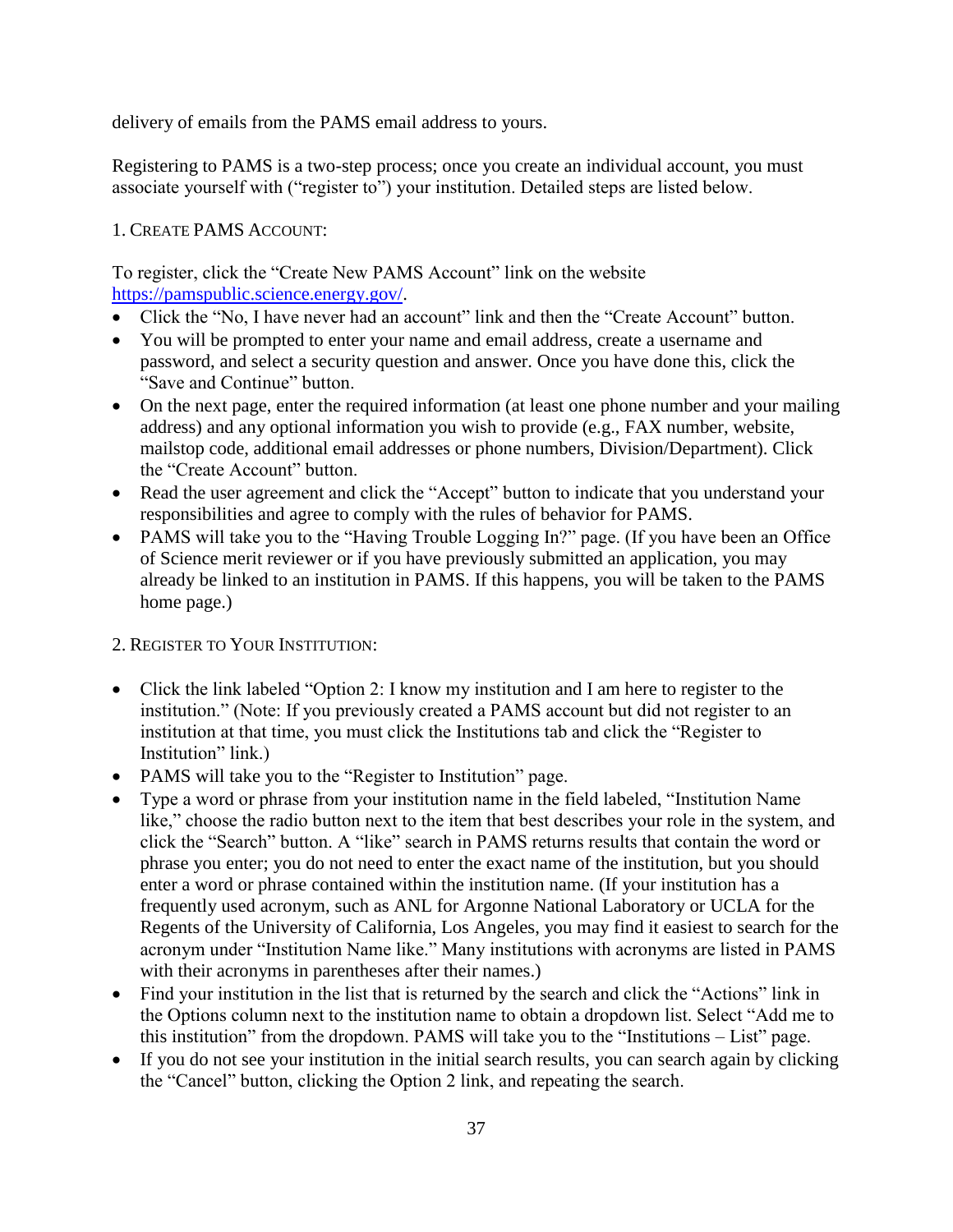delivery of emails from the PAMS email address to yours.

Registering to PAMS is a two-step process; once you create an individual account, you must associate yourself with ("register to") your institution. Detailed steps are listed below.

1. CREATE PAMS ACCOUNT:

To register, click the "Create New PAMS Account" link on the website https://pamspublic.science.energy.gov/.

- Click the "No, I have never had an account" link and then the "Create Account" button.
- You will be prompted to enter your name and email address, create a username and password, and select a security question and answer. Once you have done this, click the "Save and Continue" button.
- On the next page, enter the required information (at least one phone number and your mailing address) and any optional information you wish to provide (e.g., FAX number, website, mailstop code, additional email addresses or phone numbers, Division/Department). Click the "Create Account" button.
- Read the user agreement and click the "Accept" button to indicate that you understand your responsibilities and agree to comply with the rules of behavior for PAMS.
- PAMS will take you to the "Having Trouble Logging In?" page. (If you have been an Office of Science merit reviewer or if you have previously submitted an application, you may already be linked to an institution in PAMS. If this happens, you will be taken to the PAMS home page.)

2. REGISTER TO YOUR INSTITUTION:

- Click the link labeled "Option 2: I know my institution and I am here to register to the institution." (Note: If you previously created a PAMS account but did not register to an institution at that time, you must click the Institutions tab and click the "Register to Institution" link.)
- PAMS will take you to the "Register to Institution" page.
- Type a word or phrase from your institution name in the field labeled, "Institution Name like," choose the radio button next to the item that best describes your role in the system, and click the "Search" button. A "like" search in PAMS returns results that contain the word or phrase you enter; you do not need to enter the exact name of the institution, but you should enter a word or phrase contained within the institution name. (If your institution has a frequently used acronym, such as ANL for Argonne National Laboratory or UCLA for the Regents of the University of California, Los Angeles, you may find it easiest to search for the acronym under "Institution Name like." Many institutions with acronyms are listed in PAMS with their acronyms in parentheses after their names.)
- Find your institution in the list that is returned by the search and click the "Actions" link in the Options column next to the institution name to obtain a dropdown list. Select "Add me to this institution" from the dropdown. PAMS will take you to the "Institutions – List" page.
- If you do not see your institution in the initial search results, you can search again by clicking the "Cancel" button, clicking the Option 2 link, and repeating the search.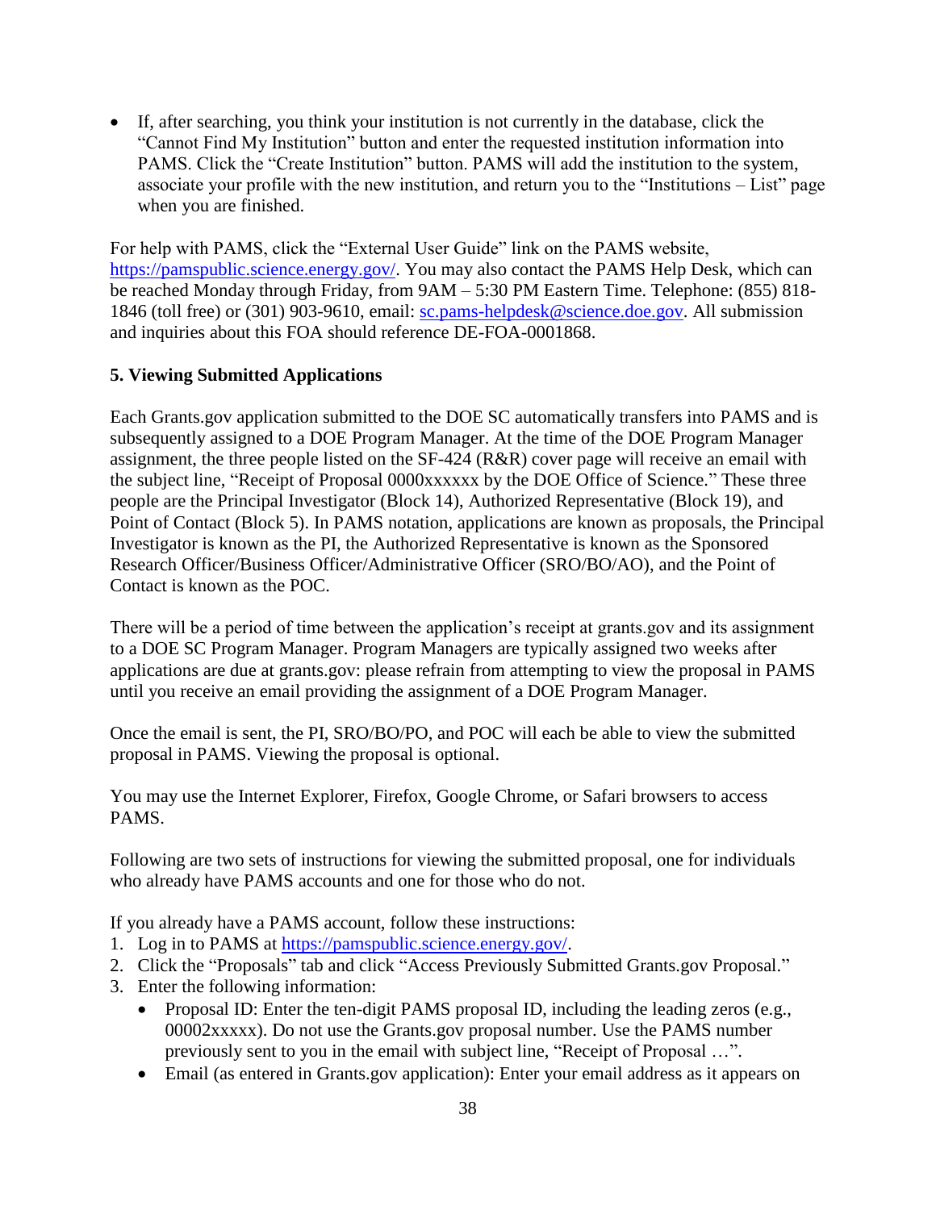- If, after searching, you think your institution is not currently in the database, click the "Cannot Find My Institution" button and enter the requested institution information into PAMS. Click the "Create Institution" button. PAMS will add the institution to the system, associate your profile with the new institution, and return you to the "Institutions – List" page when you are finished.

For help with PAMS, click the "External User Guide" link on the PAMS website, https://pamspublic.science.energy.gov/. You may also contact the PAMS Help Desk, which can be reached Monday through Friday, from 9AM – 5:30 PM Eastern Time. Telephone: (855) 818-1846 (toll free) or (301) 903-9610, email: sc.pams-helpdesk@science.doe.gov. All submission and inquiries about this FOA should reference DE-FOA-0001868.

**5. Viewing Submitted Applications**

Each Grants.gov application submitted to the DOE SC automatically transfers into PAMS and is subsequently assigned to a DOE Program Manager. At the time of the DOE Program Manager assignment, the three people listed on the SF-424 (R&R) cover page will receive an email with the subject line, "Receipt of Proposal 0000xxxxxx by the DOE Office of Science." These three people are the Principal Investigator (Block 14), Authorized Representative (Block 19), and Point of Contact (Block 5). In PAMS notation, applications are known as proposals, the Principal Investigator is known as the PI, the Authorized Representative is known as the Sponsored Research Officer/Business Officer/Administrative Officer (SRO/BO/AO), and the Point of Contact is known as the POC.

There will be a period of time between the application's receipt at grants.gov and its assignment to a DOE SC Program Manager. Program Managers are typically assigned two weeks after applications are due at grants.gov: please refrain from attempting to view the proposal in PAMS until you receive an email providing the assignment of a DOE Program Manager.

Once the email is sent, the PI, SRO/BO/PO, and POC will each be able to view the submitted proposal in PAMS. Viewing the proposal is optional.

You may use the Internet Explorer, Firefox, Google Chrome, or Safari browsers to access PAMS.

Following are two sets of instructions for viewing the submitted proposal, one for individuals who already have PAMS accounts and one for those who do not.

If you already have a PAMS account, follow these instructions:

1. Log in to PAMS at https://pamspublic.science.energy.gov/.
2. Click the "Proposals" tab and click "Access Previously Submitted Grants.gov Proposal."
3. Enter the following information:
   - Proposal ID: Enter the ten-digit PAMS proposal ID, including the leading zeros (e.g., 00002xxxxx). Do not use the Grants.gov proposal number. Use the PAMS number previously sent to you in the email with subject line, "Receipt of Proposal …".
   - Email (as entered in Grants.gov application): Enter your email address as it appears on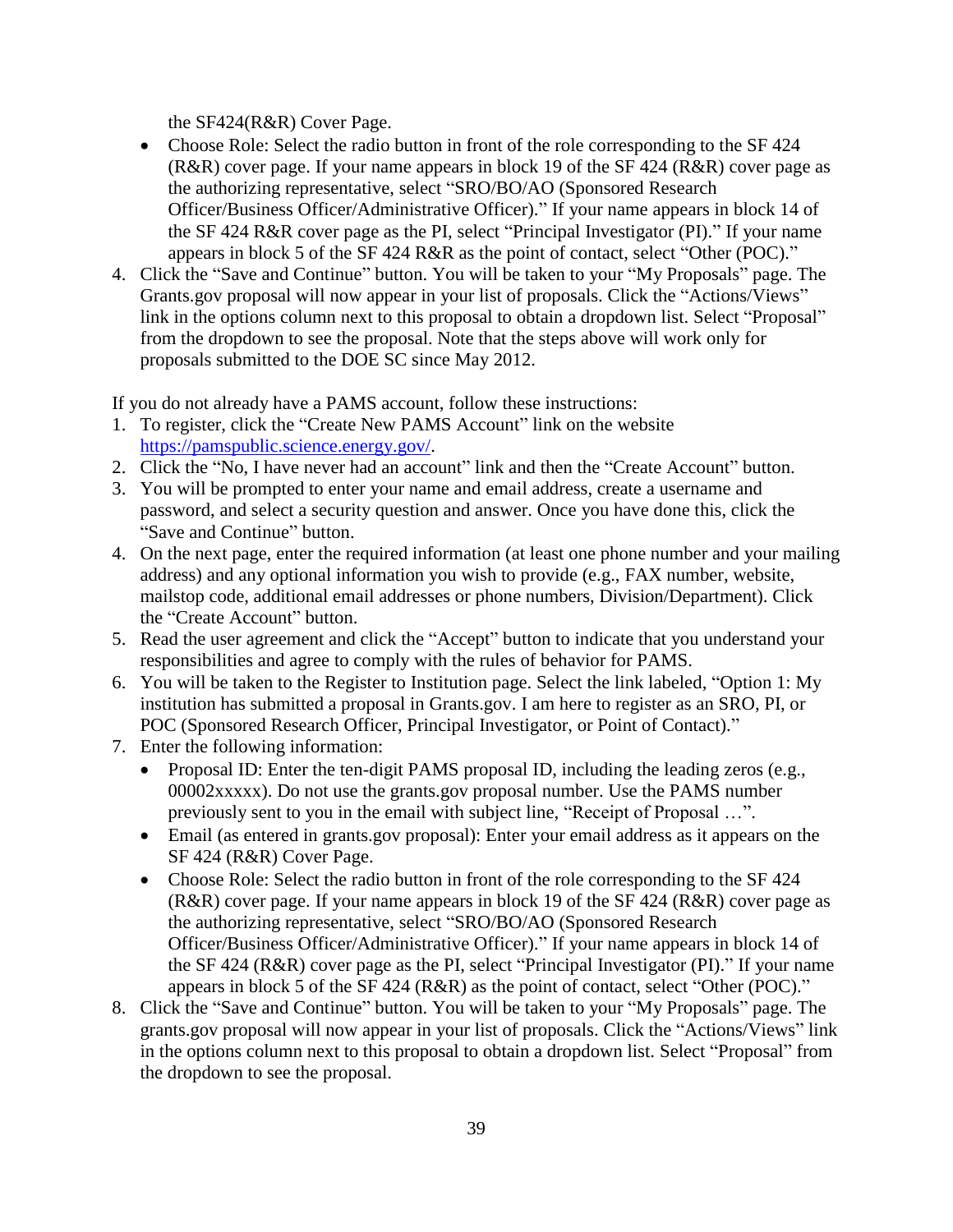the SF424(R&R) Cover Page.

- Choose Role: Select the radio button in front of the role corresponding to the SF 424 (R&R) cover page. If your name appears in block 19 of the SF 424 (R&R) cover page as the authorizing representative, select "SRO/BO/AO (Sponsored Research Officer/Business Officer/Administrative Officer)." If your name appears in block 14 of the SF 424 R&R cover page as the PI, select "Principal Investigator (PI)." If your name appears in block 5 of the SF 424 R&R as the point of contact, select "Other (POC)."

4. Click the "Save and Continue" button. You will be taken to your "My Proposals" page. The Grants.gov proposal will now appear in your list of proposals. Click the "Actions/Views" link in the options column next to this proposal to obtain a dropdown list. Select "Proposal" from the dropdown to see the proposal. Note that the steps above will work only for proposals submitted to the DOE SC since May 2012.

If you do not already have a PAMS account, follow these instructions:

1. To register, click the "Create New PAMS Account" link on the website https://pamspublic.science.energy.gov/.
2. Click the "No, I have never had an account" link and then the "Create Account" button.
3. You will be prompted to enter your name and email address, create a username and password, and select a security question and answer. Once you have done this, click the "Save and Continue" button.
4. On the next page, enter the required information (at least one phone number and your mailing address) and any optional information you wish to provide (e.g., FAX number, website, mailstop code, additional email addresses or phone numbers, Division/Department). Click the "Create Account" button.
5. Read the user agreement and click the "Accept" button to indicate that you understand your responsibilities and agree to comply with the rules of behavior for PAMS.
6. You will be taken to the Register to Institution page. Select the link labeled, "Option 1: My institution has submitted a proposal in Grants.gov. I am here to register as an SRO, PI, or POC (Sponsored Research Officer, Principal Investigator, or Point of Contact)."
7. Enter the following information:
   - Proposal ID: Enter the ten-digit PAMS proposal ID, including the leading zeros (e.g., 00002xxxxx). Do not use the grants.gov proposal number. Use the PAMS number previously sent to you in the email with subject line, "Receipt of Proposal …".
   - Email (as entered in grants.gov proposal): Enter your email address as it appears on the SF 424 (R&R) Cover Page.
   - Choose Role: Select the radio button in front of the role corresponding to the SF 424 (R&R) cover page. If your name appears in block 19 of the SF 424 (R&R) cover page as the authorizing representative, select "SRO/BO/AO (Sponsored Research Officer/Business Officer/Administrative Officer)." If your name appears in block 14 of the SF 424 (R&R) cover page as the PI, select "Principal Investigator (PI)." If your name appears in block 5 of the SF 424 (R&R) as the point of contact, select "Other (POC)."
8. Click the "Save and Continue" button. You will be taken to your "My Proposals" page. The grants.gov proposal will now appear in your list of proposals. Click the "Actions/Views" link in the options column next to this proposal to obtain a dropdown list. Select "Proposal" from the dropdown to see the proposal.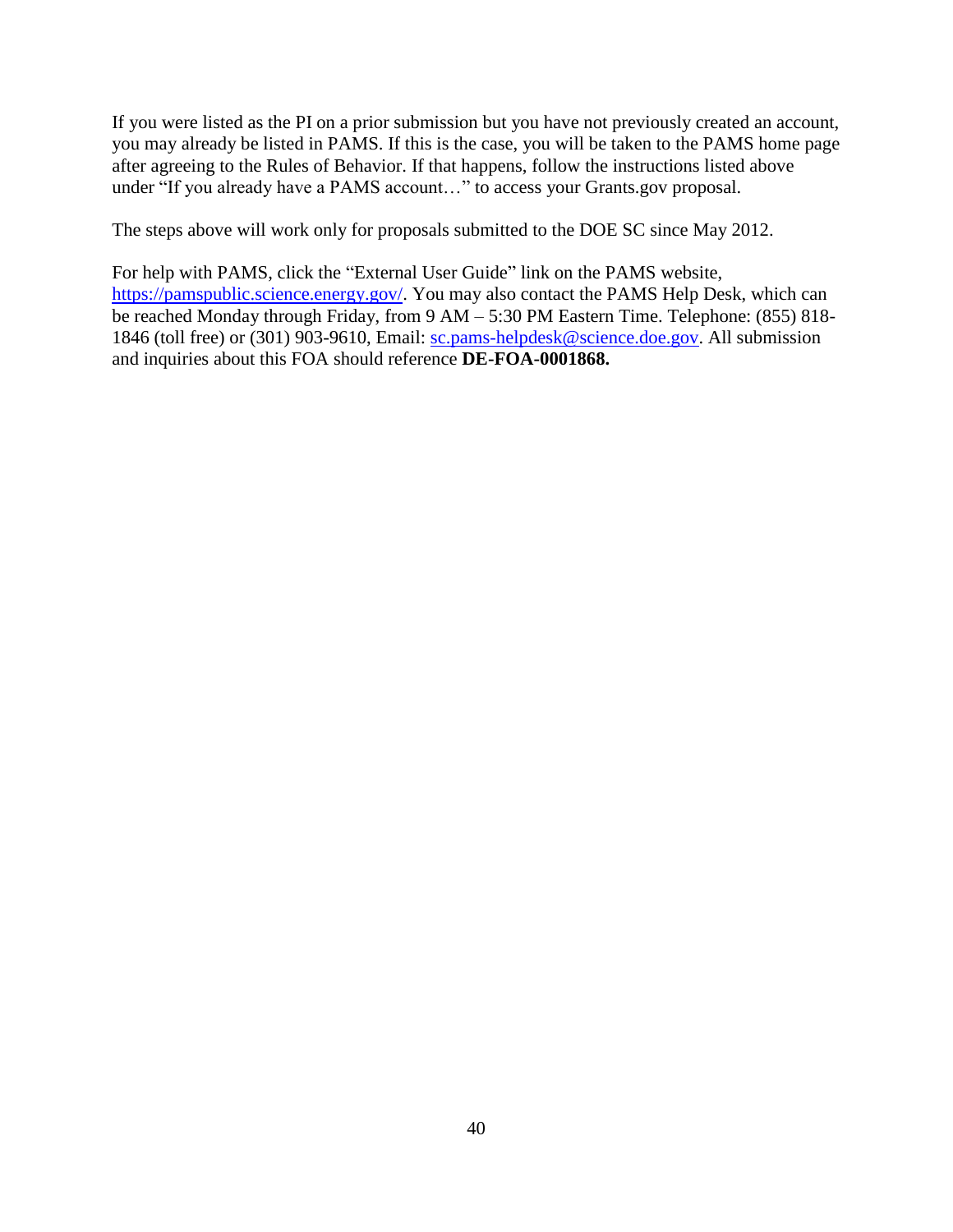If you were listed as the PI on a prior submission but you have not previously created an account, you may already be listed in PAMS. If this is the case, you will be taken to the PAMS home page after agreeing to the Rules of Behavior. If that happens, follow the instructions listed above under "If you already have a PAMS account…" to access your Grants.gov proposal.

The steps above will work only for proposals submitted to the DOE SC since May 2012.

For help with PAMS, click the "External User Guide" link on the PAMS website, https://pamspublic.science.energy.gov/. You may also contact the PAMS Help Desk, which can be reached Monday through Friday, from 9 AM – 5:30 PM Eastern Time. Telephone: (855) 818-1846 (toll free) or (301) 903-9610, Email: sc.pams-helpdesk@science.doe.gov. All submission and inquiries about this FOA should reference **DE-FOA-0001868.**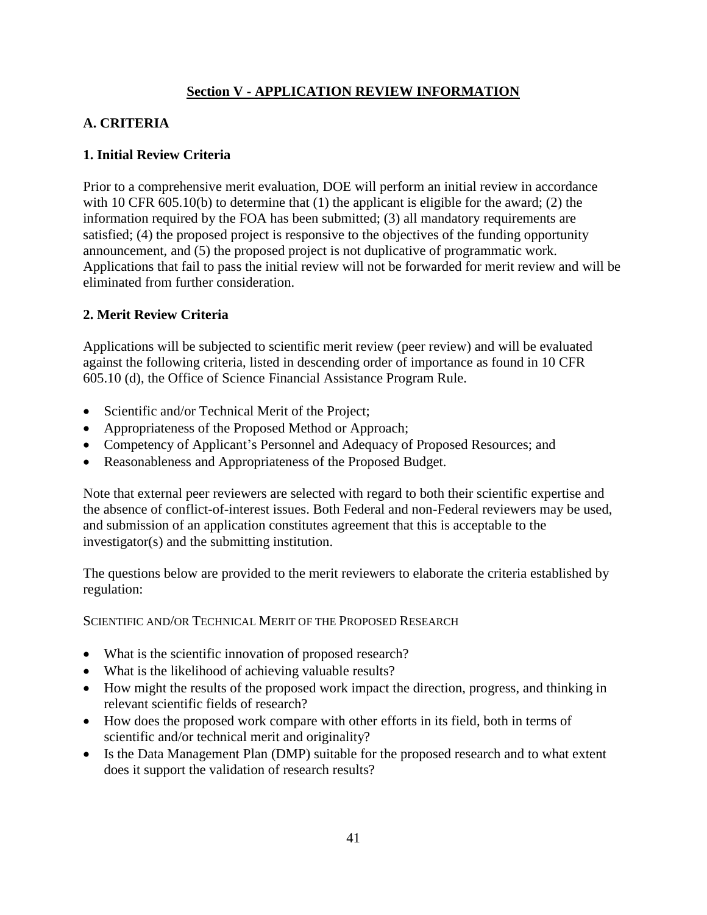## Section V - APPLICATION REVIEW INFORMATION

### A. CRITERIA

### 1. Initial Review Criteria

Prior to a comprehensive merit evaluation, DOE will perform an initial review in accordance with 10 CFR 605.10(b) to determine that (1) the applicant is eligible for the award; (2) the information required by the FOA has been submitted; (3) all mandatory requirements are satisfied; (4) the proposed project is responsive to the objectives of the funding opportunity announcement, and (5) the proposed project is not duplicative of programmatic work. Applications that fail to pass the initial review will not be forwarded for merit review and will be eliminated from further consideration.

### 2. Merit Review Criteria

Applications will be subjected to scientific merit review (peer review) and will be evaluated against the following criteria, listed in descending order of importance as found in 10 CFR 605.10 (d), the Office of Science Financial Assistance Program Rule.

- Scientific and/or Technical Merit of the Project;
- Appropriateness of the Proposed Method or Approach;
- Competency of Applicant's Personnel and Adequacy of Proposed Resources; and
- Reasonableness and Appropriateness of the Proposed Budget.

Note that external peer reviewers are selected with regard to both their scientific expertise and the absence of conflict-of-interest issues. Both Federal and non-Federal reviewers may be used, and submission of an application constitutes agreement that this is acceptable to the investigator(s) and the submitting institution.

The questions below are provided to the merit reviewers to elaborate the criteria established by regulation:

SCIENTIFIC AND/OR TECHNICAL MERIT OF THE PROPOSED RESEARCH

- What is the scientific innovation of proposed research?
- What is the likelihood of achieving valuable results?
- How might the results of the proposed work impact the direction, progress, and thinking in relevant scientific fields of research?
- How does the proposed work compare with other efforts in its field, both in terms of scientific and/or technical merit and originality?
- Is the Data Management Plan (DMP) suitable for the proposed research and to what extent does it support the validation of research results?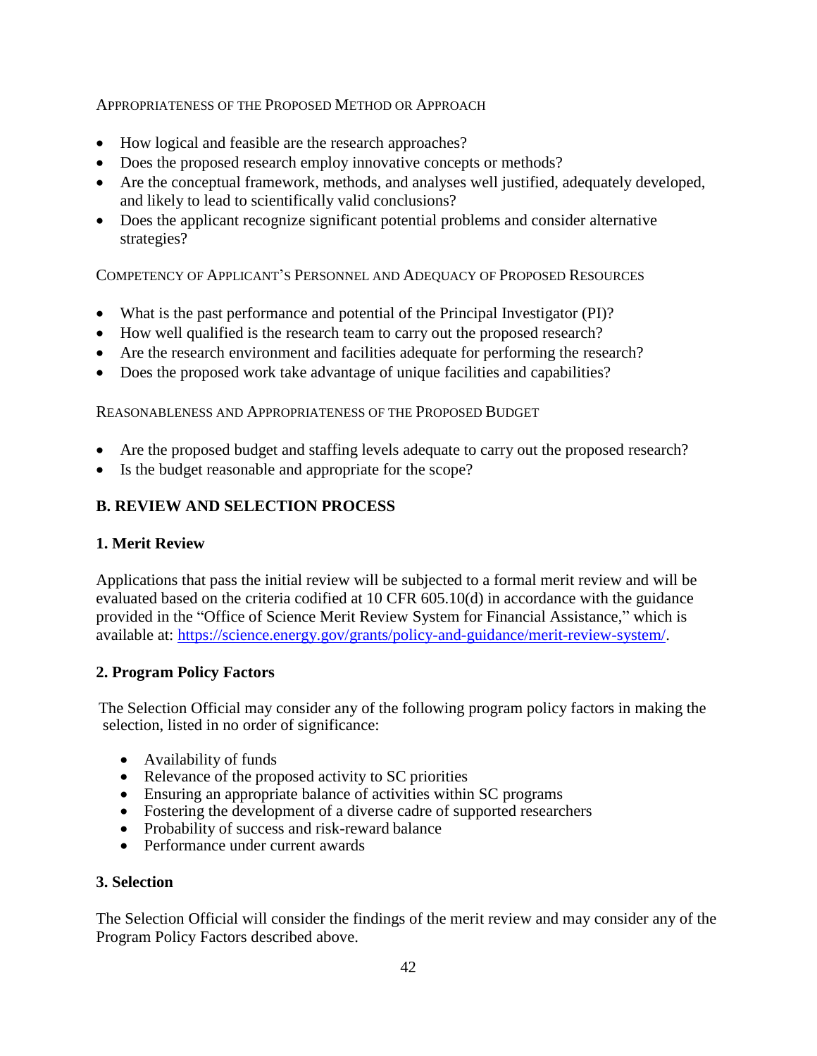Appropriateness of the Proposed Method or Approach

- How logical and feasible are the research approaches?
- Does the proposed research employ innovative concepts or methods?
- Are the conceptual framework, methods, and analyses well justified, adequately developed, and likely to lead to scientifically valid conclusions?
- Does the applicant recognize significant potential problems and consider alternative strategies?

Competency of Applicant's Personnel and Adequacy of Proposed Resources

- What is the past performance and potential of the Principal Investigator (PI)?
- How well qualified is the research team to carry out the proposed research?
- Are the research environment and facilities adequate for performing the research?
- Does the proposed work take advantage of unique facilities and capabilities?

Reasonableness and Appropriateness of the Proposed Budget

- Are the proposed budget and staffing levels adequate to carry out the proposed research?
- Is the budget reasonable and appropriate for the scope?

## B. REVIEW AND SELECTION PROCESS

### 1. Merit Review

Applications that pass the initial review will be subjected to a formal merit review and will be evaluated based on the criteria codified at 10 CFR 605.10(d) in accordance with the guidance provided in the "Office of Science Merit Review System for Financial Assistance," which is available at: https://science.energy.gov/grants/policy-and-guidance/merit-review-system/.

### 2. Program Policy Factors

The Selection Official may consider any of the following program policy factors in making the selection, listed in no order of significance:

- Availability of funds
- Relevance of the proposed activity to SC priorities
- Ensuring an appropriate balance of activities within SC programs
- Fostering the development of a diverse cadre of supported researchers
- Probability of success and risk-reward balance
- Performance under current awards

### 3. Selection

The Selection Official will consider the findings of the merit review and may consider any of the Program Policy Factors described above.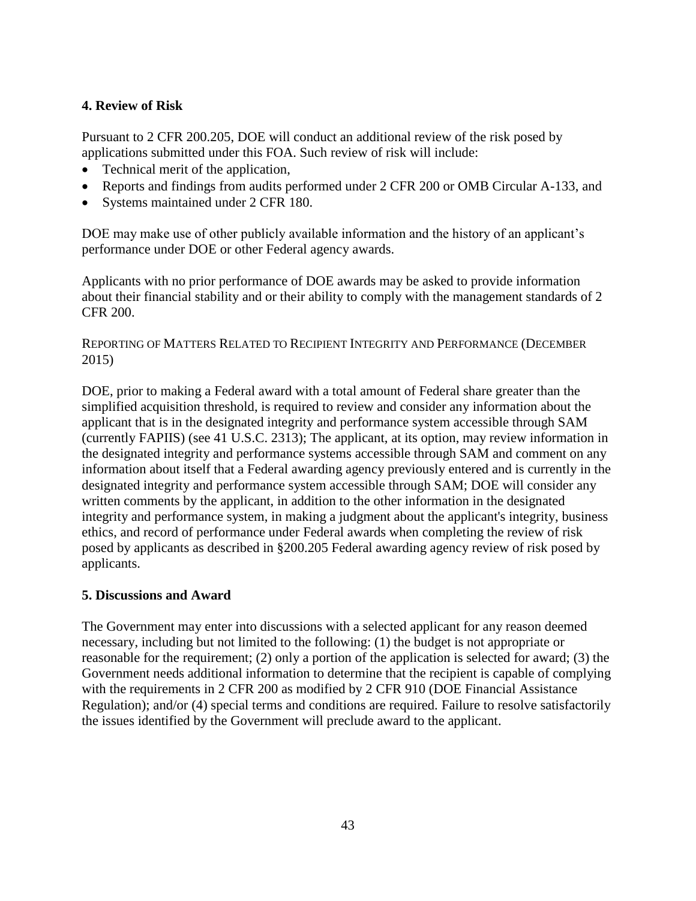### 4. Review of Risk

Pursuant to 2 CFR 200.205, DOE will conduct an additional review of the risk posed by applications submitted under this FOA. Such review of risk will include:

- Technical merit of the application,
- Reports and findings from audits performed under 2 CFR 200 or OMB Circular A-133, and
- Systems maintained under 2 CFR 180.

DOE may make use of other publicly available information and the history of an applicant's performance under DOE or other Federal agency awards.

Applicants with no prior performance of DOE awards may be asked to provide information about their financial stability and or their ability to comply with the management standards of 2 CFR 200.

REPORTING OF MATTERS RELATED TO RECIPIENT INTEGRITY AND PERFORMANCE (DECEMBER 2015)

DOE, prior to making a Federal award with a total amount of Federal share greater than the simplified acquisition threshold, is required to review and consider any information about the applicant that is in the designated integrity and performance system accessible through SAM (currently FAPIIS) (see 41 U.S.C. 2313); The applicant, at its option, may review information in the designated integrity and performance systems accessible through SAM and comment on any information about itself that a Federal awarding agency previously entered and is currently in the designated integrity and performance system accessible through SAM; DOE will consider any written comments by the applicant, in addition to the other information in the designated integrity and performance system, in making a judgment about the applicant's integrity, business ethics, and record of performance under Federal awards when completing the review of risk posed by applicants as described in §200.205 Federal awarding agency review of risk posed by applicants.

### 5. Discussions and Award

The Government may enter into discussions with a selected applicant for any reason deemed necessary, including but not limited to the following: (1) the budget is not appropriate or reasonable for the requirement; (2) only a portion of the application is selected for award; (3) the Government needs additional information to determine that the recipient is capable of complying with the requirements in 2 CFR 200 as modified by 2 CFR 910 (DOE Financial Assistance Regulation); and/or (4) special terms and conditions are required. Failure to resolve satisfactorily the issues identified by the Government will preclude award to the applicant.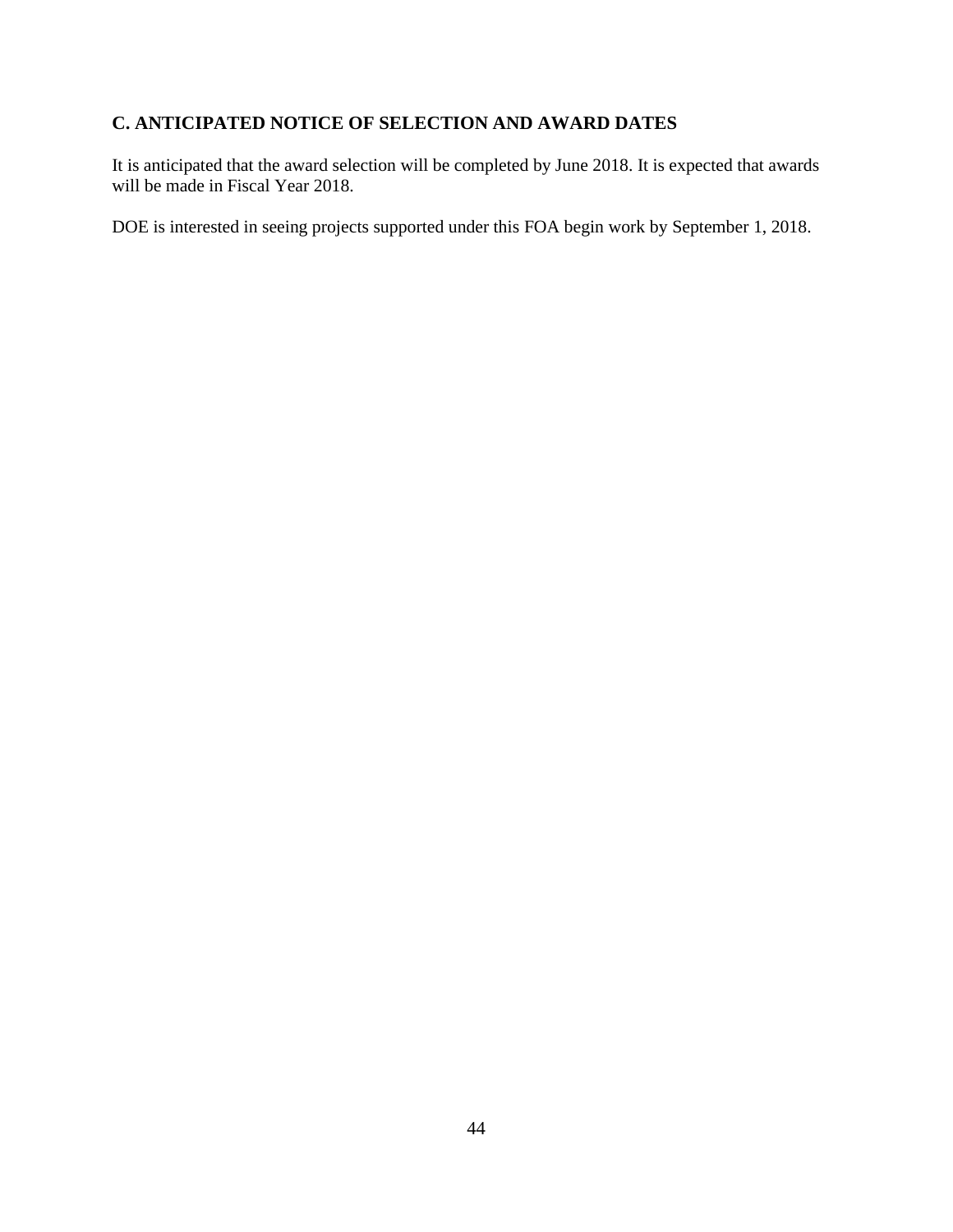## C. ANTICIPATED NOTICE OF SELECTION AND AWARD DATES

It is anticipated that the award selection will be completed by June 2018. It is expected that awards will be made in Fiscal Year 2018.

DOE is interested in seeing projects supported under this FOA begin work by September 1, 2018.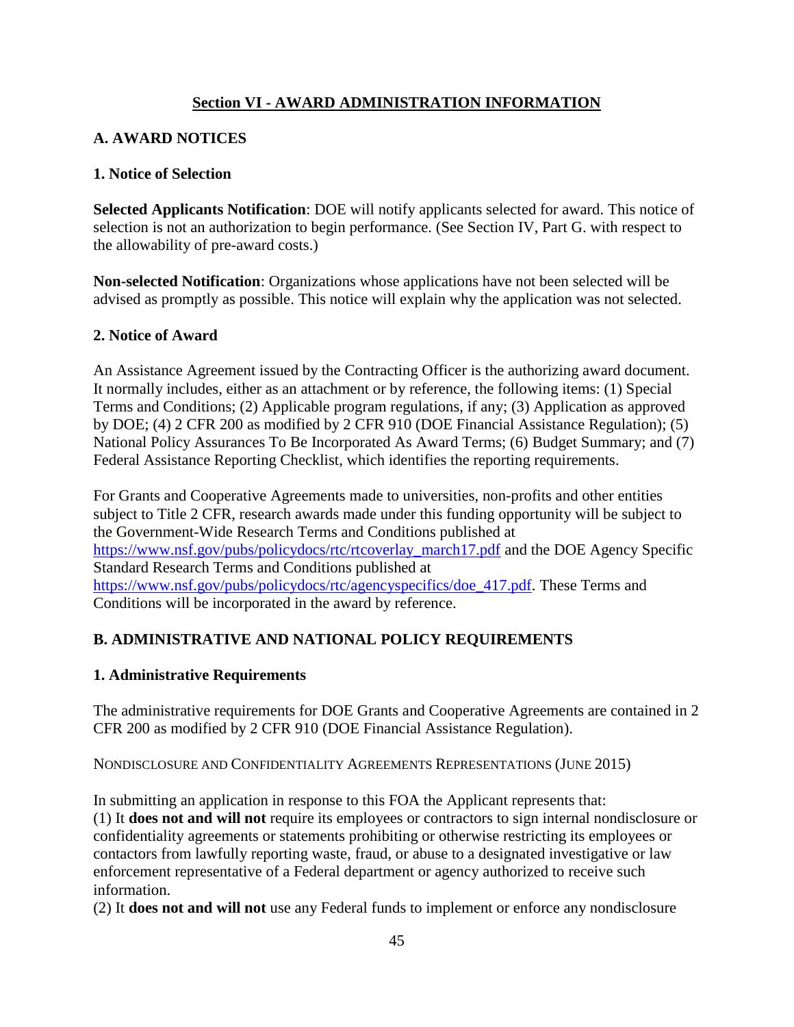## Section VI - AWARD ADMINISTRATION INFORMATION

### A. AWARD NOTICES

#### 1. Notice of Selection

**Selected Applicants Notification**: DOE will notify applicants selected for award. This notice of selection is not an authorization to begin performance. (See Section IV, Part G. with respect to the allowability of pre-award costs.)

**Non-selected Notification**: Organizations whose applications have not been selected will be advised as promptly as possible. This notice will explain why the application was not selected.

#### 2. Notice of Award

An Assistance Agreement issued by the Contracting Officer is the authorizing award document. It normally includes, either as an attachment or by reference, the following items: (1) Special Terms and Conditions; (2) Applicable program regulations, if any; (3) Application as approved by DOE; (4) 2 CFR 200 as modified by 2 CFR 910 (DOE Financial Assistance Regulation); (5) National Policy Assurances To Be Incorporated As Award Terms; (6) Budget Summary; and (7) Federal Assistance Reporting Checklist, which identifies the reporting requirements.

For Grants and Cooperative Agreements made to universities, non-profits and other entities subject to Title 2 CFR, research awards made under this funding opportunity will be subject to the Government-Wide Research Terms and Conditions published at https://www.nsf.gov/pubs/policydocs/rtc/rtcoverlay_march17.pdf and the DOE Agency Specific Standard Research Terms and Conditions published at https://www.nsf.gov/pubs/policydocs/rtc/agencyspecifics/doe_417.pdf. These Terms and Conditions will be incorporated in the award by reference.

### B. ADMINISTRATIVE AND NATIONAL POLICY REQUIREMENTS

#### 1. Administrative Requirements

The administrative requirements for DOE Grants and Cooperative Agreements are contained in 2 CFR 200 as modified by 2 CFR 910 (DOE Financial Assistance Regulation).

NONDISCLOSURE AND CONFIDENTIALITY AGREEMENTS REPRESENTATIONS (JUNE 2015)

In submitting an application in response to this FOA the Applicant represents that:
(1) It **does not and will not** require its employees or contractors to sign internal nondisclosure or confidentiality agreements or statements prohibiting or otherwise restricting its employees or contactors from lawfully reporting waste, fraud, or abuse to a designated investigative or law enforcement representative of a Federal department or agency authorized to receive such information.
(2) It **does not and will not** use any Federal funds to implement or enforce any nondisclosure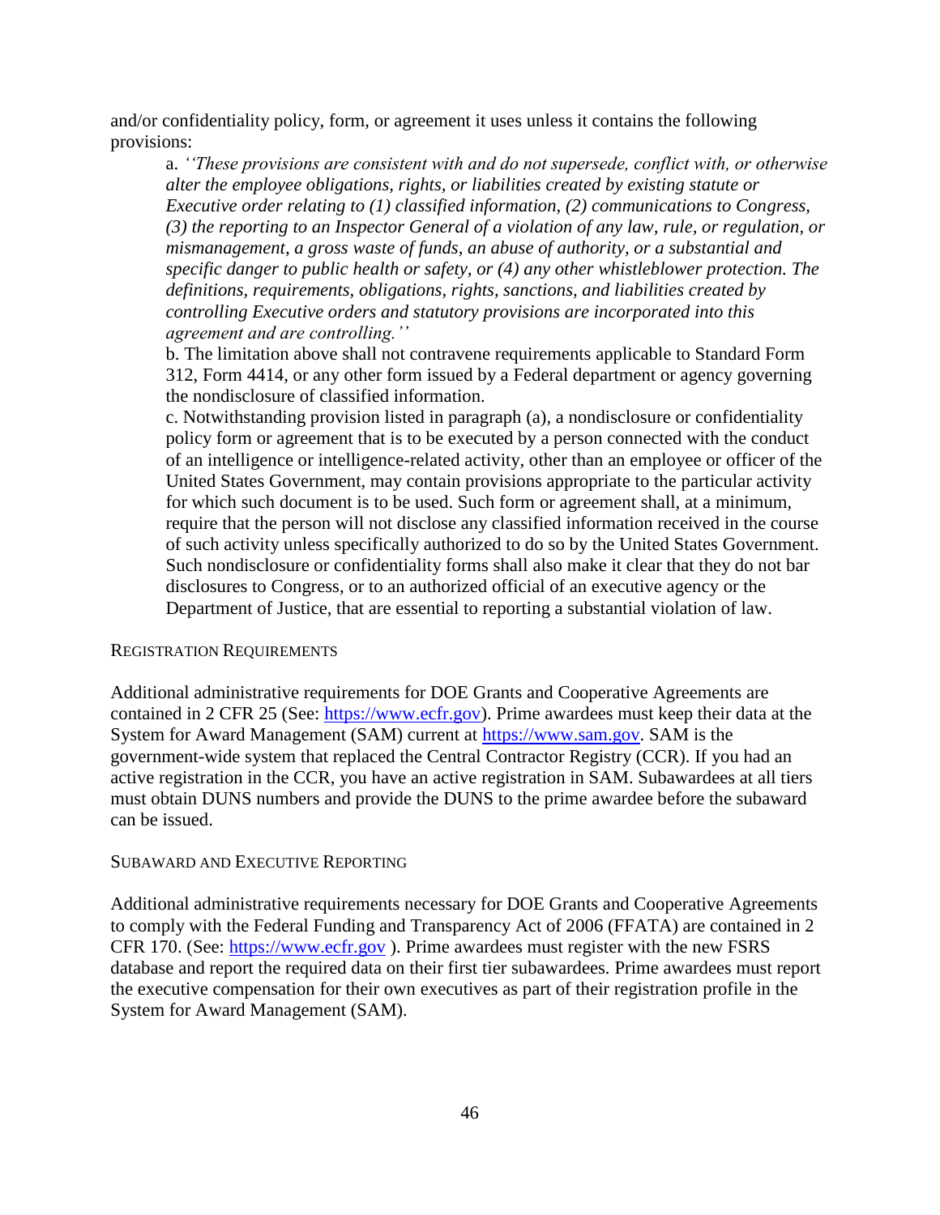and/or confidentiality policy, form, or agreement it uses unless it contains the following provisions:

a. *''These provisions are consistent with and do not supersede, conflict with, or otherwise alter the employee obligations, rights, or liabilities created by existing statute or Executive order relating to (1) classified information, (2) communications to Congress, (3) the reporting to an Inspector General of a violation of any law, rule, or regulation, or mismanagement, a gross waste of funds, an abuse of authority, or a substantial and specific danger to public health or safety, or (4) any other whistleblower protection. The definitions, requirements, obligations, rights, sanctions, and liabilities created by controlling Executive orders and statutory provisions are incorporated into this agreement and are controlling.''*

b. The limitation above shall not contravene requirements applicable to Standard Form 312, Form 4414, or any other form issued by a Federal department or agency governing the nondisclosure of classified information.

c. Notwithstanding provision listed in paragraph (a), a nondisclosure or confidentiality policy form or agreement that is to be executed by a person connected with the conduct of an intelligence or intelligence-related activity, other than an employee or officer of the United States Government, may contain provisions appropriate to the particular activity for which such document is to be used. Such form or agreement shall, at a minimum, require that the person will not disclose any classified information received in the course of such activity unless specifically authorized to do so by the United States Government. Such nondisclosure or confidentiality forms shall also make it clear that they do not bar disclosures to Congress, or to an authorized official of an executive agency or the Department of Justice, that are essential to reporting a substantial violation of law.

### REGISTRATION REQUIREMENTS

Additional administrative requirements for DOE Grants and Cooperative Agreements are contained in 2 CFR 25 (See: https://www.ecfr.gov). Prime awardees must keep their data at the System for Award Management (SAM) current at https://www.sam.gov. SAM is the government-wide system that replaced the Central Contractor Registry (CCR). If you had an active registration in the CCR, you have an active registration in SAM. Subawardees at all tiers must obtain DUNS numbers and provide the DUNS to the prime awardee before the subaward can be issued.

### SUBAWARD AND EXECUTIVE REPORTING

Additional administrative requirements necessary for DOE Grants and Cooperative Agreements to comply with the Federal Funding and Transparency Act of 2006 (FFATA) are contained in 2 CFR 170. (See: https://www.ecfr.gov ). Prime awardees must register with the new FSRS database and report the required data on their first tier subawardees. Prime awardees must report the executive compensation for their own executives as part of their registration profile in the System for Award Management (SAM).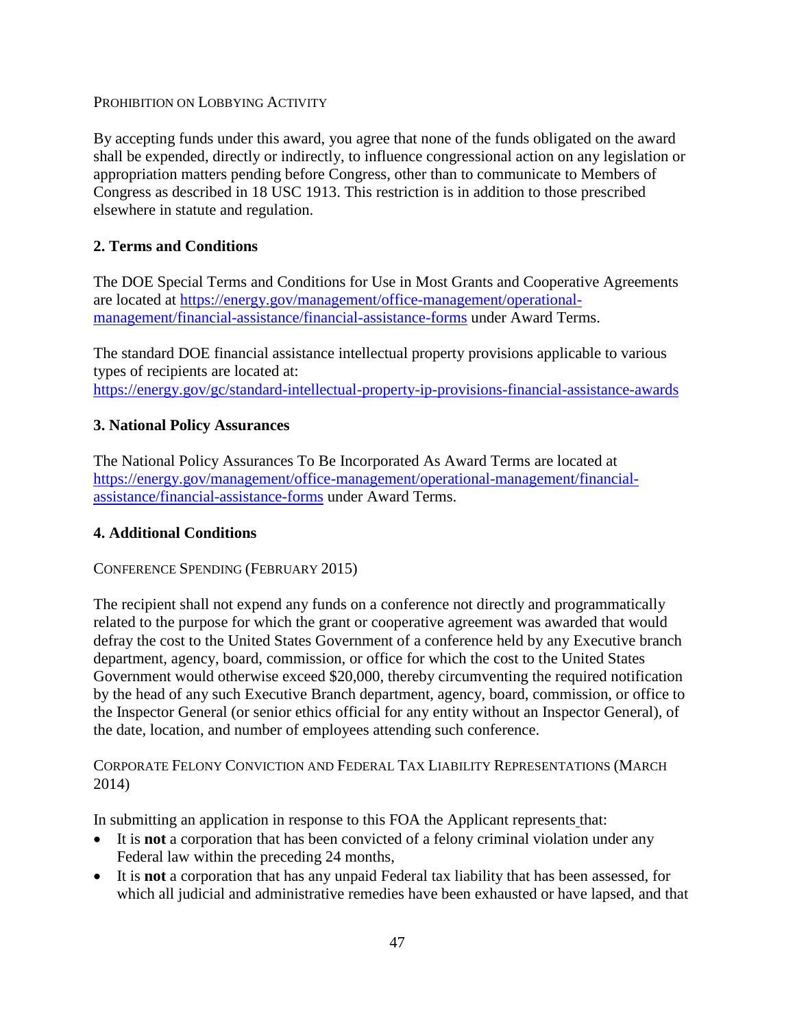PROHIBITION ON LOBBYING ACTIVITY

By accepting funds under this award, you agree that none of the funds obligated on the award shall be expended, directly or indirectly, to influence congressional action on any legislation or appropriation matters pending before Congress, other than to communicate to Members of Congress as described in 18 USC 1913. This restriction is in addition to those prescribed elsewhere in statute and regulation.

## 2. Terms and Conditions

The DOE Special Terms and Conditions for Use in Most Grants and Cooperative Agreements are located at [https://energy.gov/management/office-management/operational-management/financial-assistance/financial-assistance-forms](https://energy.gov/management/office-management/operational-management/financial-assistance/financial-assistance-forms) under Award Terms.

The standard DOE financial assistance intellectual property provisions applicable to various types of recipients are located at: [https://energy.gov/gc/standard-intellectual-property-ip-provisions-financial-assistance-awards](https://energy.gov/gc/standard-intellectual-property-ip-provisions-financial-assistance-awards)

## 3. National Policy Assurances

The National Policy Assurances To Be Incorporated As Award Terms are located at [https://energy.gov/management/office-management/operational-management/financial-assistance/financial-assistance-forms](https://energy.gov/management/office-management/operational-management/financial-assistance/financial-assistance-forms) under Award Terms.

## 4. Additional Conditions

CONFERENCE SPENDING (FEBRUARY 2015)

The recipient shall not expend any funds on a conference not directly and programmatically related to the purpose for which the grant or cooperative agreement was awarded that would defray the cost to the United States Government of a conference held by any Executive branch department, agency, board, commission, or office for which the cost to the United States Government would otherwise exceed $20,000, thereby circumventing the required notification by the head of any such Executive Branch department, agency, board, commission, or office to the Inspector General (or senior ethics official for any entity without an Inspector General), of the date, location, and number of employees attending such conference.

CORPORATE FELONY CONVICTION AND FEDERAL TAX LIABILITY REPRESENTATIONS (MARCH 2014)

In submitting an application in response to this FOA the Applicant represents that:

- It is **not** a corporation that has been convicted of a felony criminal violation under any Federal law within the preceding 24 months,
- It is **not** a corporation that has any unpaid Federal tax liability that has been assessed, for which all judicial and administrative remedies have been exhausted or have lapsed, and that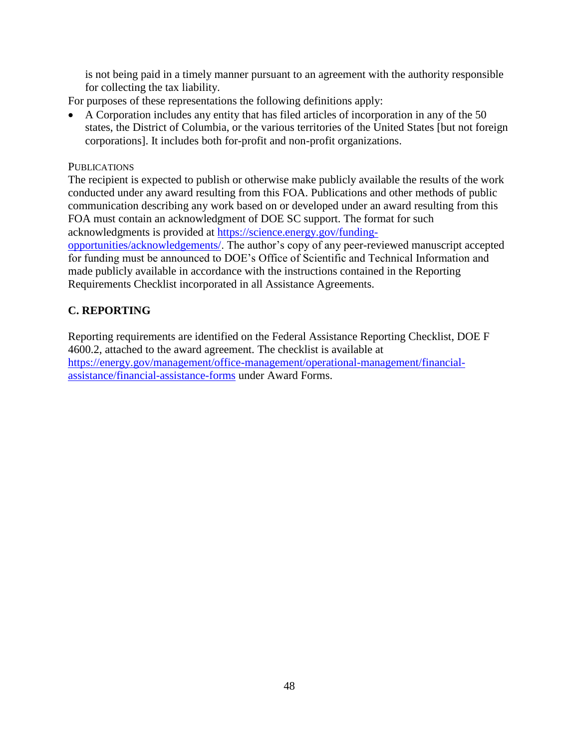is not being paid in a timely manner pursuant to an agreement with the authority responsible for collecting the tax liability.

For purposes of these representations the following definitions apply:

- A Corporation includes any entity that has filed articles of incorporation in any of the 50 states, the District of Columbia, or the various territories of the United States [but not foreign corporations]. It includes both for-profit and non-profit organizations.

PUBLICATIONS

The recipient is expected to publish or otherwise make publicly available the results of the work conducted under any award resulting from this FOA. Publications and other methods of public communication describing any work based on or developed under an award resulting from this FOA must contain an acknowledgment of DOE SC support. The format for such acknowledgments is provided at [https://science.energy.gov/funding-opportunities/acknowledgements/](https://science.energy.gov/funding-opportunities/acknowledgements/). The author's copy of any peer-reviewed manuscript accepted for funding must be announced to DOE's Office of Scientific and Technical Information and made publicly available in accordance with the instructions contained in the Reporting Requirements Checklist incorporated in all Assistance Agreements.

## C. REPORTING

Reporting requirements are identified on the Federal Assistance Reporting Checklist, DOE F 4600.2, attached to the award agreement. The checklist is available at [https://energy.gov/management/office-management/operational-management/financial-assistance/financial-assistance-forms](https://energy.gov/management/office-management/operational-management/financial-assistance/financial-assistance-forms) under Award Forms.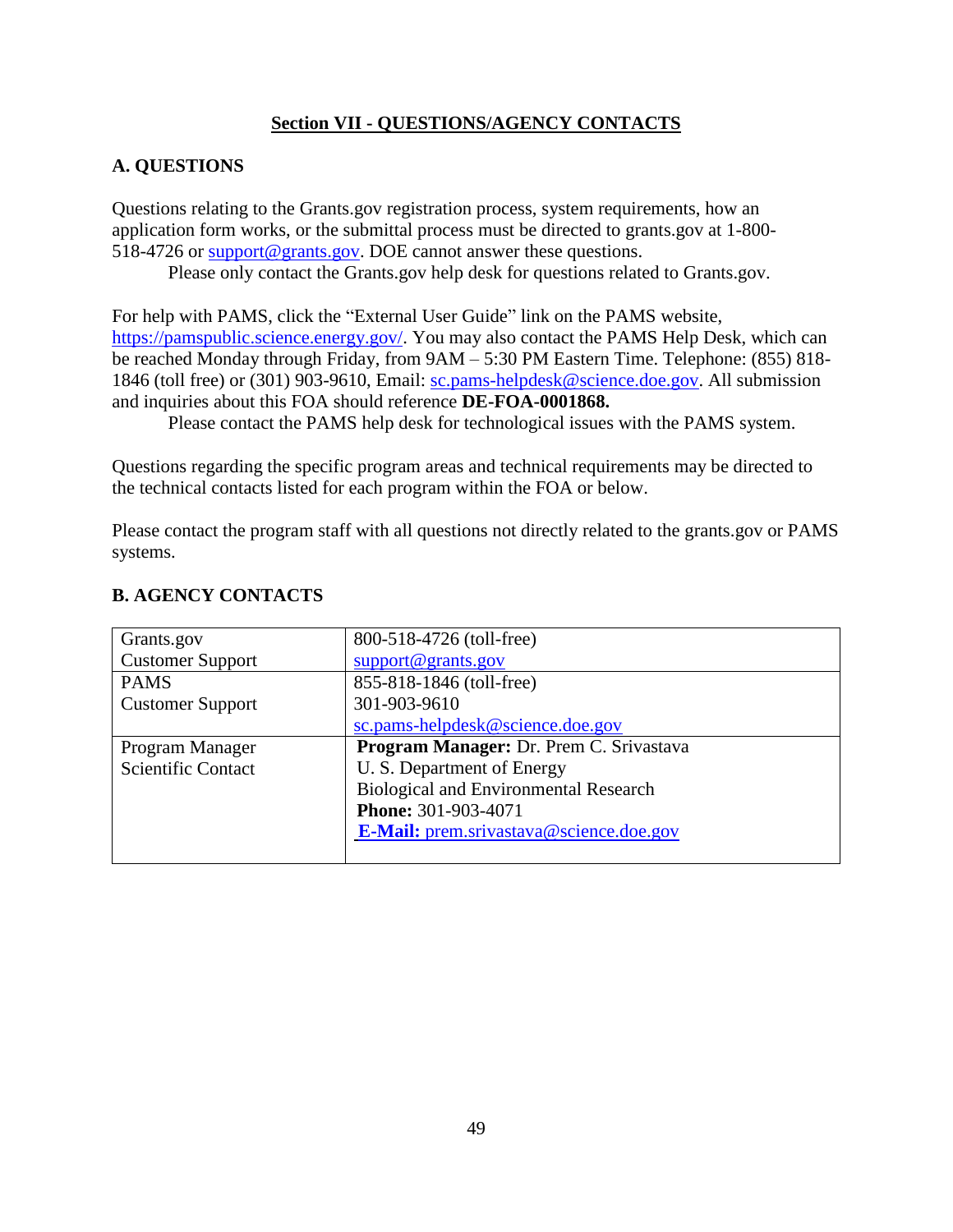## Section VII - QUESTIONS/AGENCY CONTACTS

### A. QUESTIONS

Questions relating to the Grants.gov registration process, system requirements, how an application form works, or the submittal process must be directed to grants.gov at 1-800-518-4726 or support@grants.gov. DOE cannot answer these questions.

Please only contact the Grants.gov help desk for questions related to Grants.gov.

For help with PAMS, click the "External User Guide" link on the PAMS website, https://pamspublic.science.energy.gov/. You may also contact the PAMS Help Desk, which can be reached Monday through Friday, from 9AM – 5:30 PM Eastern Time. Telephone: (855) 818-1846 (toll free) or (301) 903-9610, Email: sc.pams-helpdesk@science.doe.gov. All submission and inquiries about this FOA should reference **DE-FOA-0001868.**

Please contact the PAMS help desk for technological issues with the PAMS system.

Questions regarding the specific program areas and technical requirements may be directed to the technical contacts listed for each program within the FOA or below.

Please contact the program staff with all questions not directly related to the grants.gov or PAMS systems.

### B. AGENCY CONTACTS

| | |
|---|---|
| Grants.gov<br>Customer Support | 800-518-4726 (toll-free)<br>support@grants.gov |
| PAMS<br>Customer Support | 855-818-1846 (toll-free)<br>301-903-9610<br>sc.pams-helpdesk@science.doe.gov |
| Program Manager<br>Scientific Contact | **Program Manager:** Dr. Prem C. Srivastava<br>U. S. Department of Energy<br>Biological and Environmental Research<br>**Phone:** 301-903-4071<br>**E-Mail:** prem.srivastava@science.doe.gov |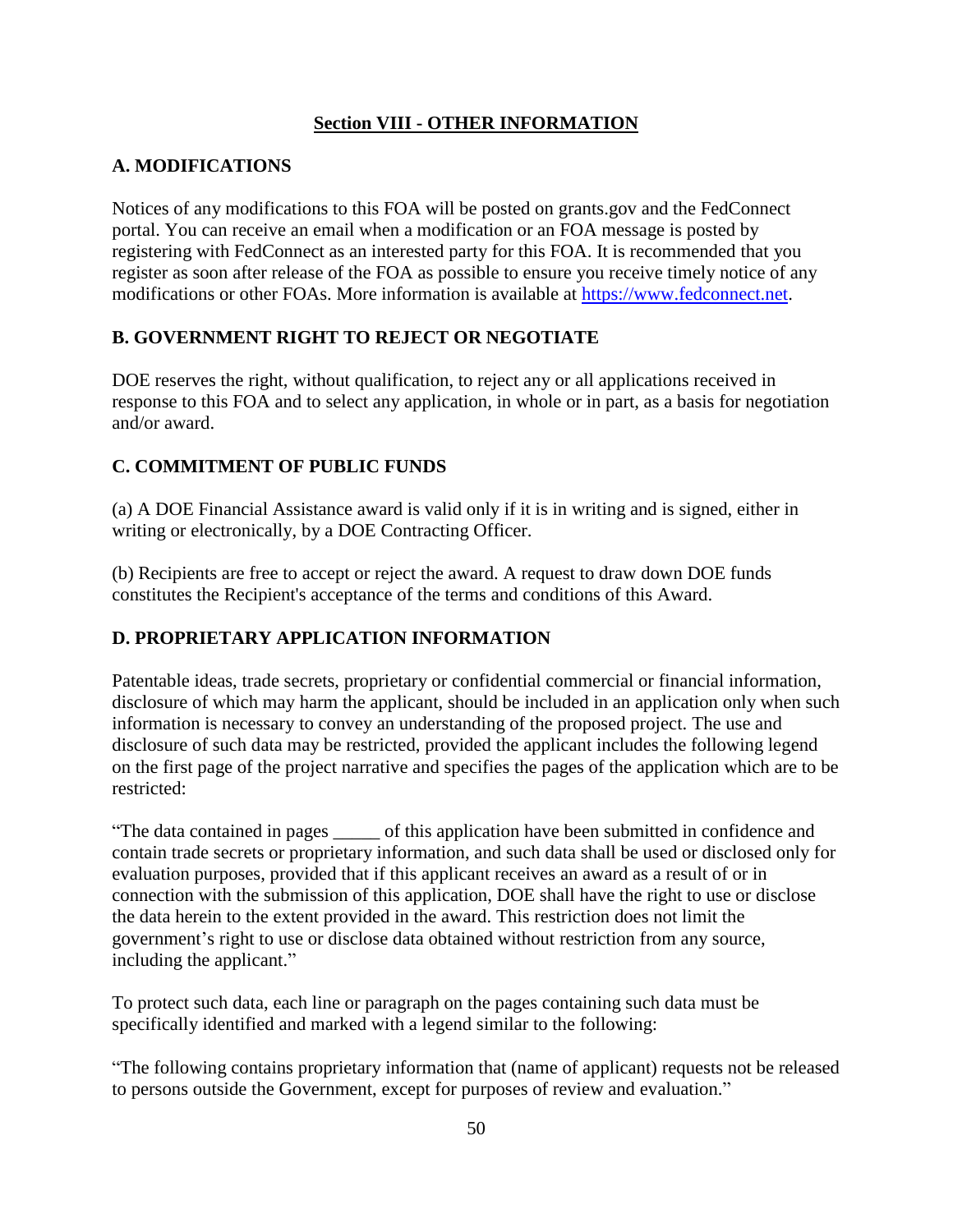## Section VIII - OTHER INFORMATION

### A. MODIFICATIONS

Notices of any modifications to this FOA will be posted on grants.gov and the FedConnect portal. You can receive an email when a modification or an FOA message is posted by registering with FedConnect as an interested party for this FOA. It is recommended that you register as soon after release of the FOA as possible to ensure you receive timely notice of any modifications or other FOAs. More information is available at https://www.fedconnect.net.

### B. GOVERNMENT RIGHT TO REJECT OR NEGOTIATE

DOE reserves the right, without qualification, to reject any or all applications received in response to this FOA and to select any application, in whole or in part, as a basis for negotiation and/or award.

### C. COMMITMENT OF PUBLIC FUNDS

(a) A DOE Financial Assistance award is valid only if it is in writing and is signed, either in writing or electronically, by a DOE Contracting Officer.

(b) Recipients are free to accept or reject the award. A request to draw down DOE funds constitutes the Recipient's acceptance of the terms and conditions of this Award.

### D. PROPRIETARY APPLICATION INFORMATION

Patentable ideas, trade secrets, proprietary or confidential commercial or financial information, disclosure of which may harm the applicant, should be included in an application only when such information is necessary to convey an understanding of the proposed project. The use and disclosure of such data may be restricted, provided the applicant includes the following legend on the first page of the project narrative and specifies the pages of the application which are to be restricted:

"The data contained in pages _____ of this application have been submitted in confidence and contain trade secrets or proprietary information, and such data shall be used or disclosed only for evaluation purposes, provided that if this applicant receives an award as a result of or in connection with the submission of this application, DOE shall have the right to use or disclose the data herein to the extent provided in the award. This restriction does not limit the government's right to use or disclose data obtained without restriction from any source, including the applicant."

To protect such data, each line or paragraph on the pages containing such data must be specifically identified and marked with a legend similar to the following:

"The following contains proprietary information that (name of applicant) requests not be released to persons outside the Government, except for purposes of review and evaluation."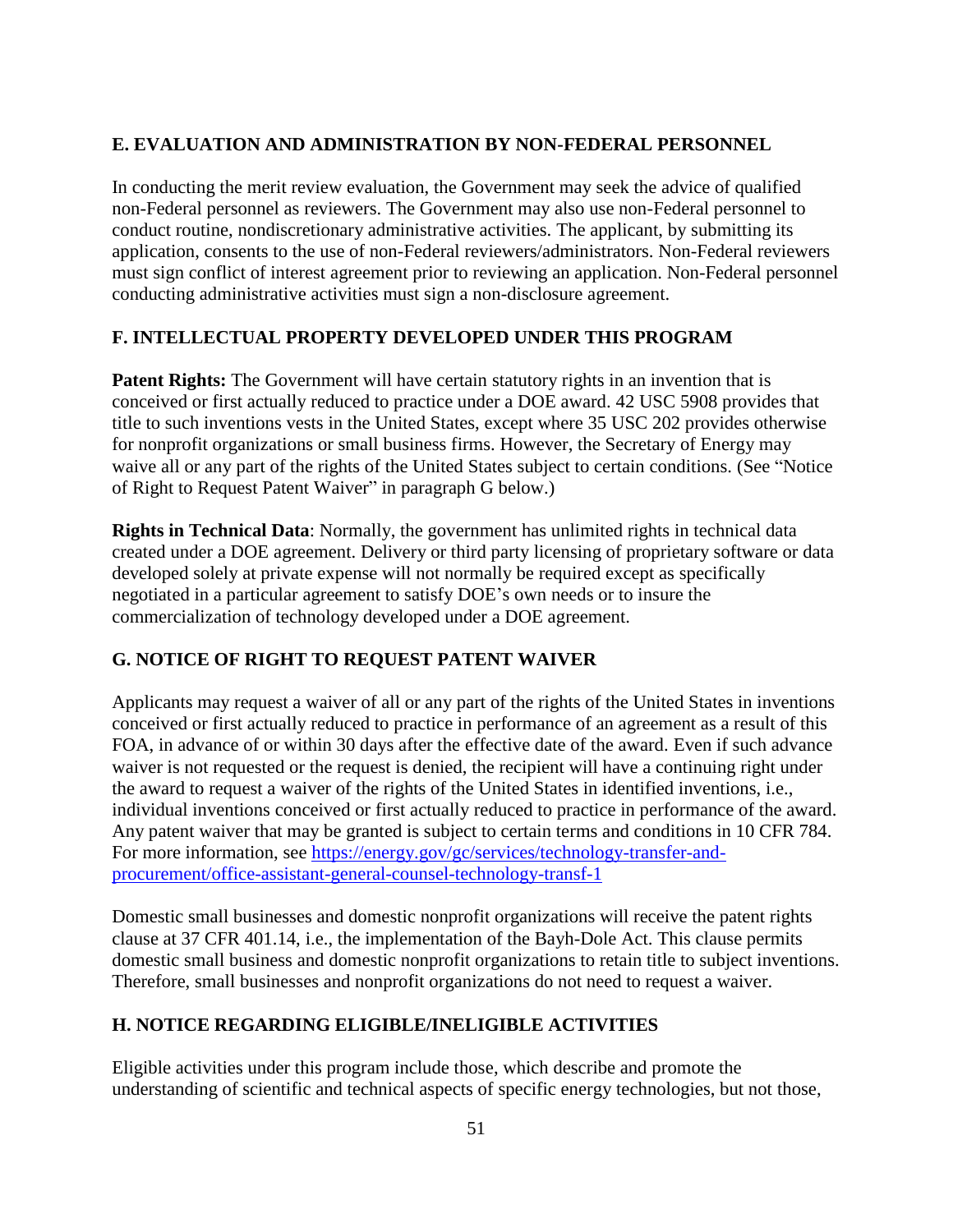## E. EVALUATION AND ADMINISTRATION BY NON-FEDERAL PERSONNEL

In conducting the merit review evaluation, the Government may seek the advice of qualified non-Federal personnel as reviewers. The Government may also use non-Federal personnel to conduct routine, nondiscretionary administrative activities. The applicant, by submitting its application, consents to the use of non-Federal reviewers/administrators. Non-Federal reviewers must sign conflict of interest agreement prior to reviewing an application. Non-Federal personnel conducting administrative activities must sign a non-disclosure agreement.

## F. INTELLECTUAL PROPERTY DEVELOPED UNDER THIS PROGRAM

**Patent Rights:** The Government will have certain statutory rights in an invention that is conceived or first actually reduced to practice under a DOE award. 42 USC 5908 provides that title to such inventions vests in the United States, except where 35 USC 202 provides otherwise for nonprofit organizations or small business firms. However, the Secretary of Energy may waive all or any part of the rights of the United States subject to certain conditions. (See "Notice of Right to Request Patent Waiver" in paragraph G below.)

**Rights in Technical Data**: Normally, the government has unlimited rights in technical data created under a DOE agreement. Delivery or third party licensing of proprietary software or data developed solely at private expense will not normally be required except as specifically negotiated in a particular agreement to satisfy DOE's own needs or to insure the commercialization of technology developed under a DOE agreement.

## G. NOTICE OF RIGHT TO REQUEST PATENT WAIVER

Applicants may request a waiver of all or any part of the rights of the United States in inventions conceived or first actually reduced to practice in performance of an agreement as a result of this FOA, in advance of or within 30 days after the effective date of the award. Even if such advance waiver is not requested or the request is denied, the recipient will have a continuing right under the award to request a waiver of the rights of the United States in identified inventions, i.e., individual inventions conceived or first actually reduced to practice in performance of the award. Any patent waiver that may be granted is subject to certain terms and conditions in 10 CFR 784. For more information, see [https://energy.gov/gc/services/technology-transfer-and-procurement/office-assistant-general-counsel-technology-transf-1](https://energy.gov/gc/services/technology-transfer-and-procurement/office-assistant-general-counsel-technology-transf-1)

Domestic small businesses and domestic nonprofit organizations will receive the patent rights clause at 37 CFR 401.14, i.e., the implementation of the Bayh-Dole Act. This clause permits domestic small business and domestic nonprofit organizations to retain title to subject inventions. Therefore, small businesses and nonprofit organizations do not need to request a waiver.

## H. NOTICE REGARDING ELIGIBLE/INELIGIBLE ACTIVITIES

Eligible activities under this program include those, which describe and promote the understanding of scientific and technical aspects of specific energy technologies, but not those,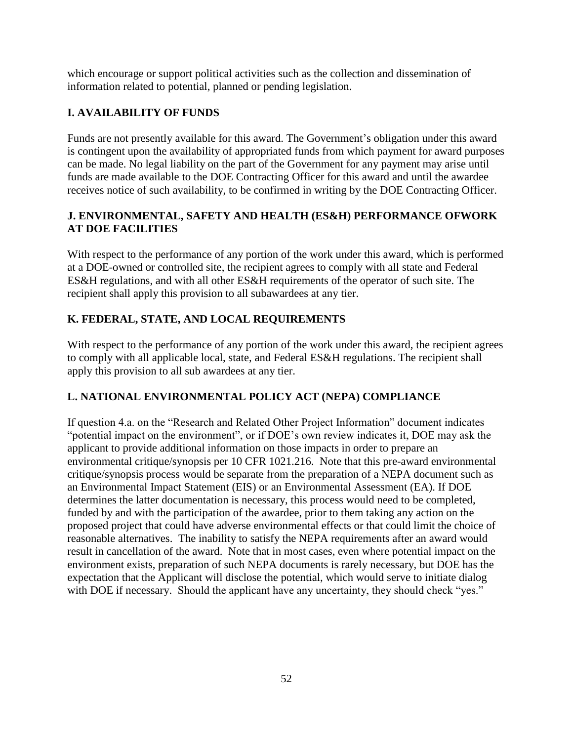which encourage or support political activities such as the collection and dissemination of information related to potential, planned or pending legislation.

## I. AVAILABILITY OF FUNDS

Funds are not presently available for this award. The Government's obligation under this award is contingent upon the availability of appropriated funds from which payment for award purposes can be made. No legal liability on the part of the Government for any payment may arise until funds are made available to the DOE Contracting Officer for this award and until the awardee receives notice of such availability, to be confirmed in writing by the DOE Contracting Officer.

## J. ENVIRONMENTAL, SAFETY AND HEALTH (ES&H) PERFORMANCE OFWORK AT DOE FACILITIES

With respect to the performance of any portion of the work under this award, which is performed at a DOE-owned or controlled site, the recipient agrees to comply with all state and Federal ES&H regulations, and with all other ES&H requirements of the operator of such site. The recipient shall apply this provision to all subawardees at any tier.

## K. FEDERAL, STATE, AND LOCAL REQUIREMENTS

With respect to the performance of any portion of the work under this award, the recipient agrees to comply with all applicable local, state, and Federal ES&H regulations. The recipient shall apply this provision to all sub awardees at any tier.

## L. NATIONAL ENVIRONMENTAL POLICY ACT (NEPA) COMPLIANCE

If question 4.a. on the "Research and Related Other Project Information" document indicates "potential impact on the environment", or if DOE's own review indicates it, DOE may ask the applicant to provide additional information on those impacts in order to prepare an environmental critique/synopsis per 10 CFR 1021.216. Note that this pre-award environmental critique/synopsis process would be separate from the preparation of a NEPA document such as an Environmental Impact Statement (EIS) or an Environmental Assessment (EA). If DOE determines the latter documentation is necessary, this process would need to be completed, funded by and with the participation of the awardee, prior to them taking any action on the proposed project that could have adverse environmental effects or that could limit the choice of reasonable alternatives. The inability to satisfy the NEPA requirements after an award would result in cancellation of the award. Note that in most cases, even where potential impact on the environment exists, preparation of such NEPA documents is rarely necessary, but DOE has the expectation that the Applicant will disclose the potential, which would serve to initiate dialog with DOE if necessary. Should the applicant have any uncertainty, they should check "yes."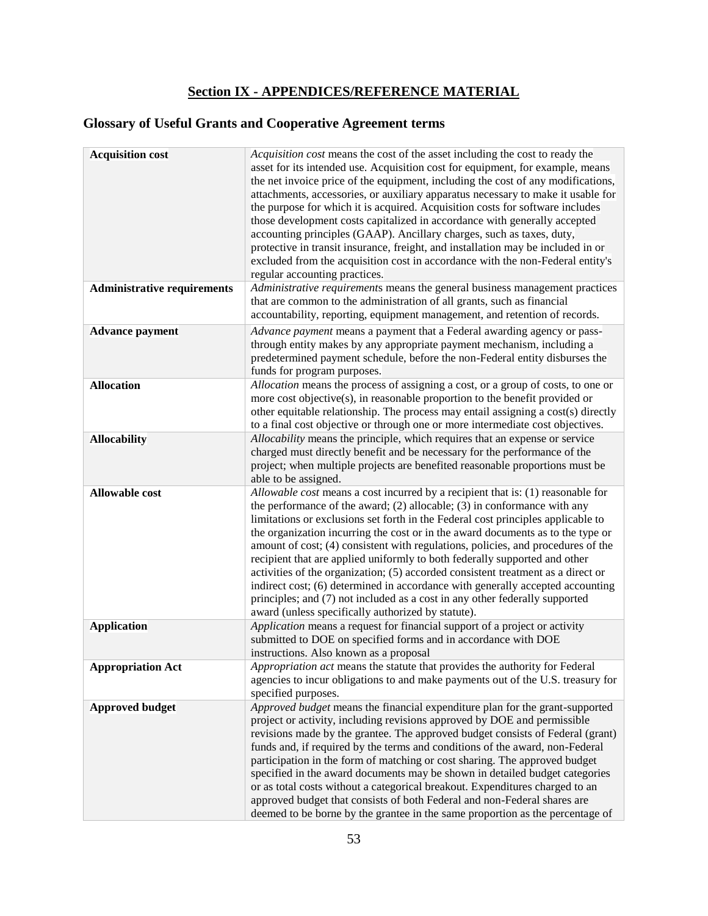## Section IX - APPENDICES/REFERENCE MATERIAL

### Glossary of Useful Grants and Cooperative Agreement terms

| | |
|---|---|
| **Acquisition cost** | *Acquisition cost* means the cost of the asset including the cost to ready the asset for its intended use. Acquisition cost for equipment, for example, means the net invoice price of the equipment, including the cost of any modifications, attachments, accessories, or auxiliary apparatus necessary to make it usable for the purpose for which it is acquired. Acquisition costs for software includes those development costs capitalized in accordance with generally accepted accounting principles (GAAP). Ancillary charges, such as taxes, duty, protective in transit insurance, freight, and installation may be included in or excluded from the acquisition cost in accordance with the non-Federal entity's regular accounting practices. |
| **Administrative requirements** | *Administrative requirements* means the general business management practices that are common to the administration of all grants, such as financial accountability, reporting, equipment management, and retention of records. |
| **Advance payment** | *Advance payment* means a payment that a Federal awarding agency or pass-through entity makes by any appropriate payment mechanism, including a predetermined payment schedule, before the non-Federal entity disburses the funds for program purposes. |
| **Allocation** | *Allocation* means the process of assigning a cost, or a group of costs, to one or more cost objective(s), in reasonable proportion to the benefit provided or other equitable relationship. The process may entail assigning a cost(s) directly to a final cost objective or through one or more intermediate cost objectives. |
| **Allocability** | *Allocability* means the principle, which requires that an expense or service charged must directly benefit and be necessary for the performance of the project; when multiple projects are benefited reasonable proportions must be able to be assigned. |
| **Allowable cost** | *Allowable cost* means a cost incurred by a recipient that is: (1) reasonable for the performance of the award; (2) allocable; (3) in conformance with any limitations or exclusions set forth in the Federal cost principles applicable to the organization incurring the cost or in the award documents as to the type or amount of cost; (4) consistent with regulations, policies, and procedures of the recipient that are applied uniformly to both federally supported and other activities of the organization; (5) accorded consistent treatment as a direct or indirect cost; (6) determined in accordance with generally accepted accounting principles; and (7) not included as a cost in any other federally supported award (unless specifically authorized by statute). |
| **Application** | *Application* means a request for financial support of a project or activity submitted to DOE on specified forms and in accordance with DOE instructions. Also known as a proposal |
| **Appropriation Act** | *Appropriation act* means the statute that provides the authority for Federal agencies to incur obligations to and make payments out of the U.S. treasury for specified purposes. |
| **Approved budget** | *Approved budget* means the financial expenditure plan for the grant-supported project or activity, including revisions approved by DOE and permissible revisions made by the grantee. The approved budget consists of Federal (grant) funds and, if required by the terms and conditions of the award, non-Federal participation in the form of matching or cost sharing. The approved budget specified in the award documents may be shown in detailed budget categories or as total costs without a categorical breakout. Expenditures charged to an approved budget that consists of both Federal and non-Federal shares are deemed to be borne by the grantee in the same proportion as the percentage of |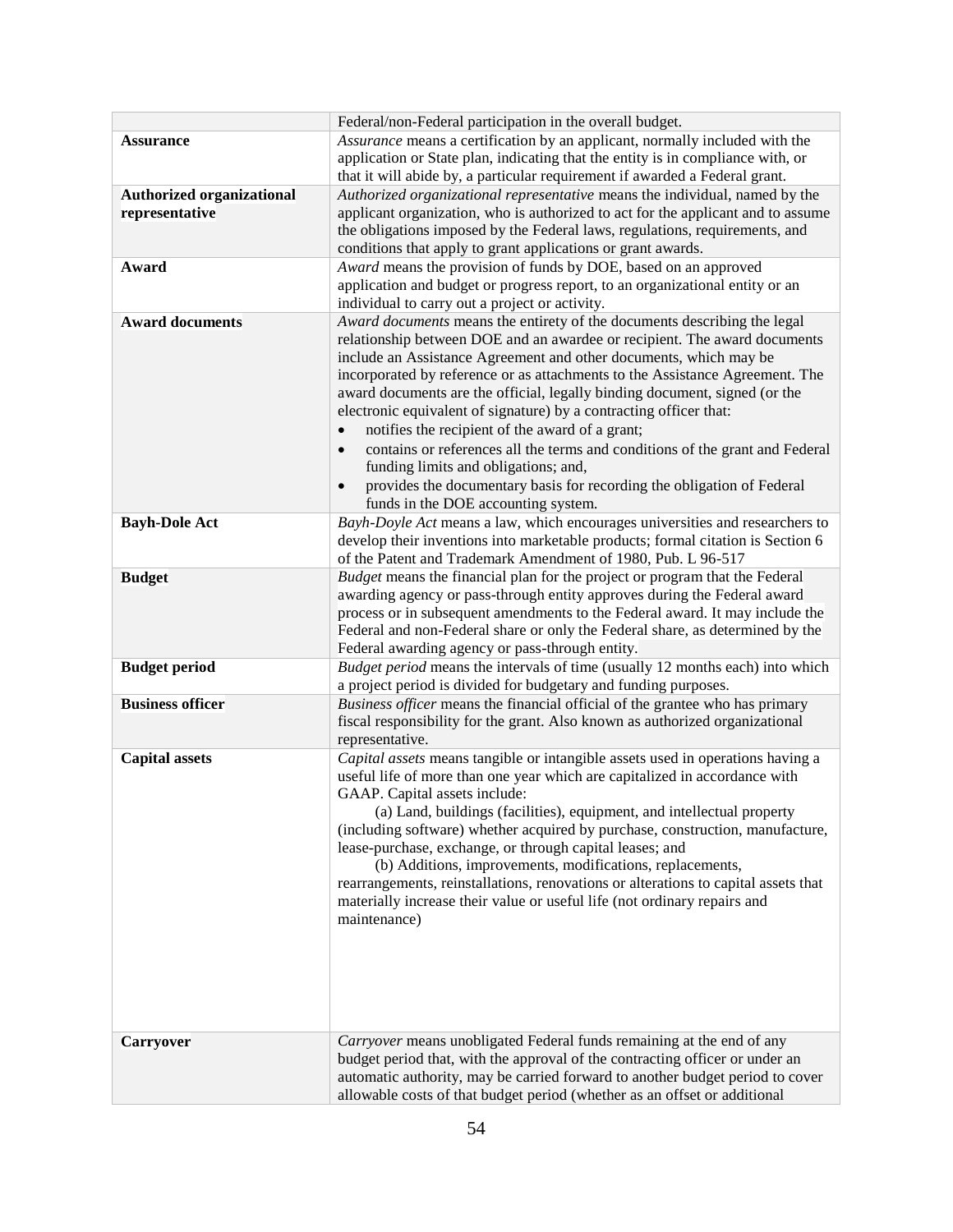| | |
|---|---|
| | Federal/non-Federal participation in the overall budget. |
| **Assurance** | *Assurance* means a certification by an applicant, normally included with the application or State plan, indicating that the entity is in compliance with, or that it will abide by, a particular requirement if awarded a Federal grant. |
| **Authorized organizational representative** | *Authorized organizational representative* means the individual, named by the applicant organization, who is authorized to act for the applicant and to assume the obligations imposed by the Federal laws, regulations, requirements, and conditions that apply to grant applications or grant awards. |
| **Award** | *Award* means the provision of funds by DOE, based on an approved application and budget or progress report, to an organizational entity or an individual to carry out a project or activity. |
| **Award documents** | *Award documents* means the entirety of the documents describing the legal relationship between DOE and an awardee or recipient. The award documents include an Assistance Agreement and other documents, which may be incorporated by reference or as attachments to the Assistance Agreement. The award documents are the official, legally binding document, signed (or the electronic equivalent of signature) by a contracting officer that: <br>• notifies the recipient of the award of a grant; <br>• contains or references all the terms and conditions of the grant and Federal funding limits and obligations; and, <br>• provides the documentary basis for recording the obligation of Federal funds in the DOE accounting system. |
| **Bayh-Dole Act** | *Bayh-Doyle Act* means a law, which encourages universities and researchers to develop their inventions into marketable products; formal citation is Section 6 of the Patent and Trademark Amendment of 1980, Pub. L 96-517 |
| **Budget** | *Budget* means the financial plan for the project or program that the Federal awarding agency or pass-through entity approves during the Federal award process or in subsequent amendments to the Federal award. It may include the Federal and non-Federal share or only the Federal share, as determined by the Federal awarding agency or pass-through entity. |
| **Budget period** | *Budget period* means the intervals of time (usually 12 months each) into which a project period is divided for budgetary and funding purposes. |
| **Business officer** | *Business officer* means the financial official of the grantee who has primary fiscal responsibility for the grant. Also known as authorized organizational representative. |
| **Capital assets** | *Capital assets* means tangible or intangible assets used in operations having a useful life of more than one year which are capitalized in accordance with GAAP. Capital assets include: <br>(a) Land, buildings (facilities), equipment, and intellectual property (including software) whether acquired by purchase, construction, manufacture, lease-purchase, exchange, or through capital leases; and <br>(b) Additions, improvements, modifications, replacements, rearrangements, reinstallations, renovations or alterations to capital assets that materially increase their value or useful life (not ordinary repairs and maintenance) |
| **Carryover** | *Carryover* means unobligated Federal funds remaining at the end of any budget period that, with the approval of the contracting officer or under an automatic authority, may be carried forward to another budget period to cover allowable costs of that budget period (whether as an offset or additional |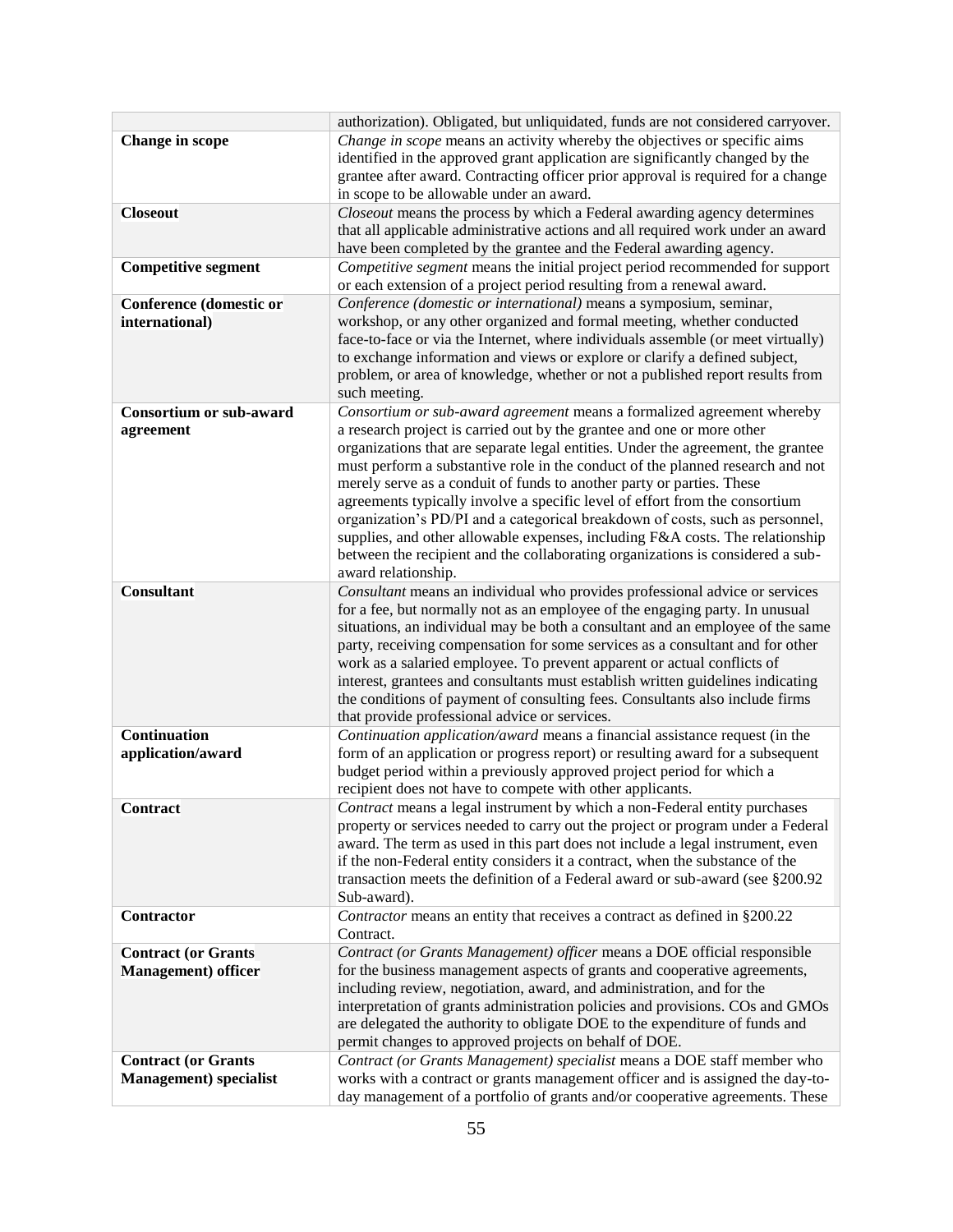| | |
|---|---|
| | authorization). Obligated, but unliquidated, funds are not considered carryover. |
| **Change in scope** | *Change in scope* means an activity whereby the objectives or specific aims identified in the approved grant application are significantly changed by the grantee after award. Contracting officer prior approval is required for a change in scope to be allowable under an award. |
| **Closeout** | *Closeout* means the process by which a Federal awarding agency determines that all applicable administrative actions and all required work under an award have been completed by the grantee and the Federal awarding agency. |
| **Competitive segment** | *Competitive segment* means the initial project period recommended for support or each extension of a project period resulting from a renewal award. |
| **Conference (domestic or international)** | *Conference (domestic or international)* means a symposium, seminar, workshop, or any other organized and formal meeting, whether conducted face-to-face or via the Internet, where individuals assemble (or meet virtually) to exchange information and views or explore or clarify a defined subject, problem, or area of knowledge, whether or not a published report results from such meeting. |
| **Consortium or sub-award agreement** | *Consortium or sub-award agreement* means a formalized agreement whereby a research project is carried out by the grantee and one or more other organizations that are separate legal entities. Under the agreement, the grantee must perform a substantive role in the conduct of the planned research and not merely serve as a conduit of funds to another party or parties. These agreements typically involve a specific level of effort from the consortium organization's PD/PI and a categorical breakdown of costs, such as personnel, supplies, and other allowable expenses, including F&A costs. The relationship between the recipient and the collaborating organizations is considered a sub-award relationship. |
| **Consultant** | *Consultant* means an individual who provides professional advice or services for a fee, but normally not as an employee of the engaging party. In unusual situations, an individual may be both a consultant and an employee of the same party, receiving compensation for some services as a consultant and for other work as a salaried employee. To prevent apparent or actual conflicts of interest, grantees and consultants must establish written guidelines indicating the conditions of payment of consulting fees. Consultants also include firms that provide professional advice or services. |
| **Continuation application/award** | *Continuation application/award* means a financial assistance request (in the form of an application or progress report) or resulting award for a subsequent budget period within a previously approved project period for which a recipient does not have to compete with other applicants. |
| **Contract** | *Contract* means a legal instrument by which a non-Federal entity purchases property or services needed to carry out the project or program under a Federal award. The term as used in this part does not include a legal instrument, even if the non-Federal entity considers it a contract, when the substance of the transaction meets the definition of a Federal award or sub-award (see §200.92 Sub-award). |
| **Contractor** | *Contractor* means an entity that receives a contract as defined in §200.22 Contract. |
| **Contract (or Grants Management) officer** | *Contract (or Grants Management) officer* means a DOE official responsible for the business management aspects of grants and cooperative agreements, including review, negotiation, award, and administration, and for the interpretation of grants administration policies and provisions. COs and GMOs are delegated the authority to obligate DOE to the expenditure of funds and permit changes to approved projects on behalf of DOE. |
| **Contract (or Grants Management) specialist** | *Contract (or Grants Management) specialist* means a DOE staff member who works with a contract or grants management officer and is assigned the day-to-day management of a portfolio of grants and/or cooperative agreements. These |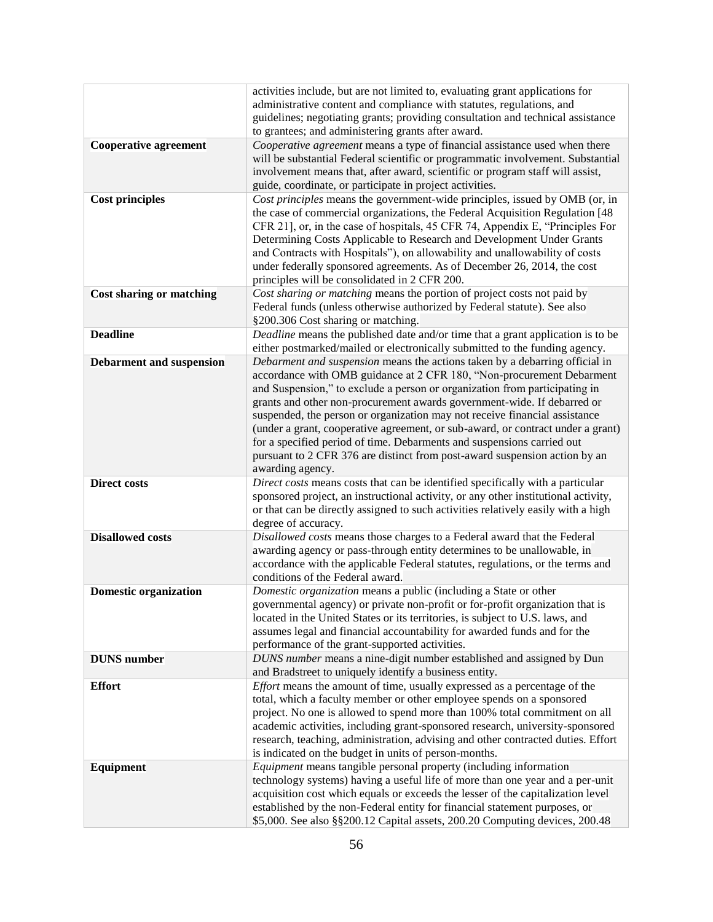| | |
|---|---|
| | activities include, but are not limited to, evaluating grant applications for administrative content and compliance with statutes, regulations, and guidelines; negotiating grants; providing consultation and technical assistance to grantees; and administering grants after award. |
| **Cooperative agreement** | *Cooperative agreement* means a type of financial assistance used when there will be substantial Federal scientific or programmatic involvement. Substantial involvement means that, after award, scientific or program staff will assist, guide, coordinate, or participate in project activities. |
| **Cost principles** | *Cost principles* means the government-wide principles, issued by OMB (or, in the case of commercial organizations, the Federal Acquisition Regulation [48 CFR 21], or, in the case of hospitals, 45 CFR 74, Appendix E, "Principles For Determining Costs Applicable to Research and Development Under Grants and Contracts with Hospitals"), on allowability and unallowability of costs under federally sponsored agreements. As of December 26, 2014, the cost principles will be consolidated in 2 CFR 200. |
| **Cost sharing or matching** | *Cost sharing or matching* means the portion of project costs not paid by Federal funds (unless otherwise authorized by Federal statute). See also §200.306 Cost sharing or matching. |
| **Deadline** | *Deadline* means the published date and/or time that a grant application is to be either postmarked/mailed or electronically submitted to the funding agency. |
| **Debarment and suspension** | *Debarment and suspension* means the actions taken by a debarring official in accordance with OMB guidance at 2 CFR 180, "Non-procurement Debarment and Suspension," to exclude a person or organization from participating in grants and other non-procurement awards government-wide. If debarred or suspended, the person or organization may not receive financial assistance (under a grant, cooperative agreement, or sub-award, or contract under a grant) for a specified period of time. Debarments and suspensions carried out pursuant to 2 CFR 376 are distinct from post-award suspension action by an awarding agency. |
| **Direct costs** | *Direct costs* means costs that can be identified specifically with a particular sponsored project, an instructional activity, or any other institutional activity, or that can be directly assigned to such activities relatively easily with a high degree of accuracy. |
| **Disallowed costs** | *Disallowed costs* means those charges to a Federal award that the Federal awarding agency or pass-through entity determines to be unallowable, in accordance with the applicable Federal statutes, regulations, or the terms and conditions of the Federal award. |
| **Domestic organization** | *Domestic organization* means a public (including a State or other governmental agency) or private non-profit or for-profit organization that is located in the United States or its territories, is subject to U.S. laws, and assumes legal and financial accountability for awarded funds and for the performance of the grant-supported activities. |
| **DUNS number** | *DUNS number* means a nine-digit number established and assigned by Dun and Bradstreet to uniquely identify a business entity. |
| **Effort** | *Effort* means the amount of time, usually expressed as a percentage of the total, which a faculty member or other employee spends on a sponsored project. No one is allowed to spend more than 100% total commitment on all academic activities, including grant-sponsored research, university-sponsored research, teaching, administration, advising and other contracted duties. Effort is indicated on the budget in units of person-months. |
| **Equipment** | *Equipment* means tangible personal property (including information technology systems) having a useful life of more than one year and a per-unit acquisition cost which equals or exceeds the lesser of the capitalization level established by the non-Federal entity for financial statement purposes, or \$5,000. See also §§200.12 Capital assets, 200.20 Computing devices, 200.48 |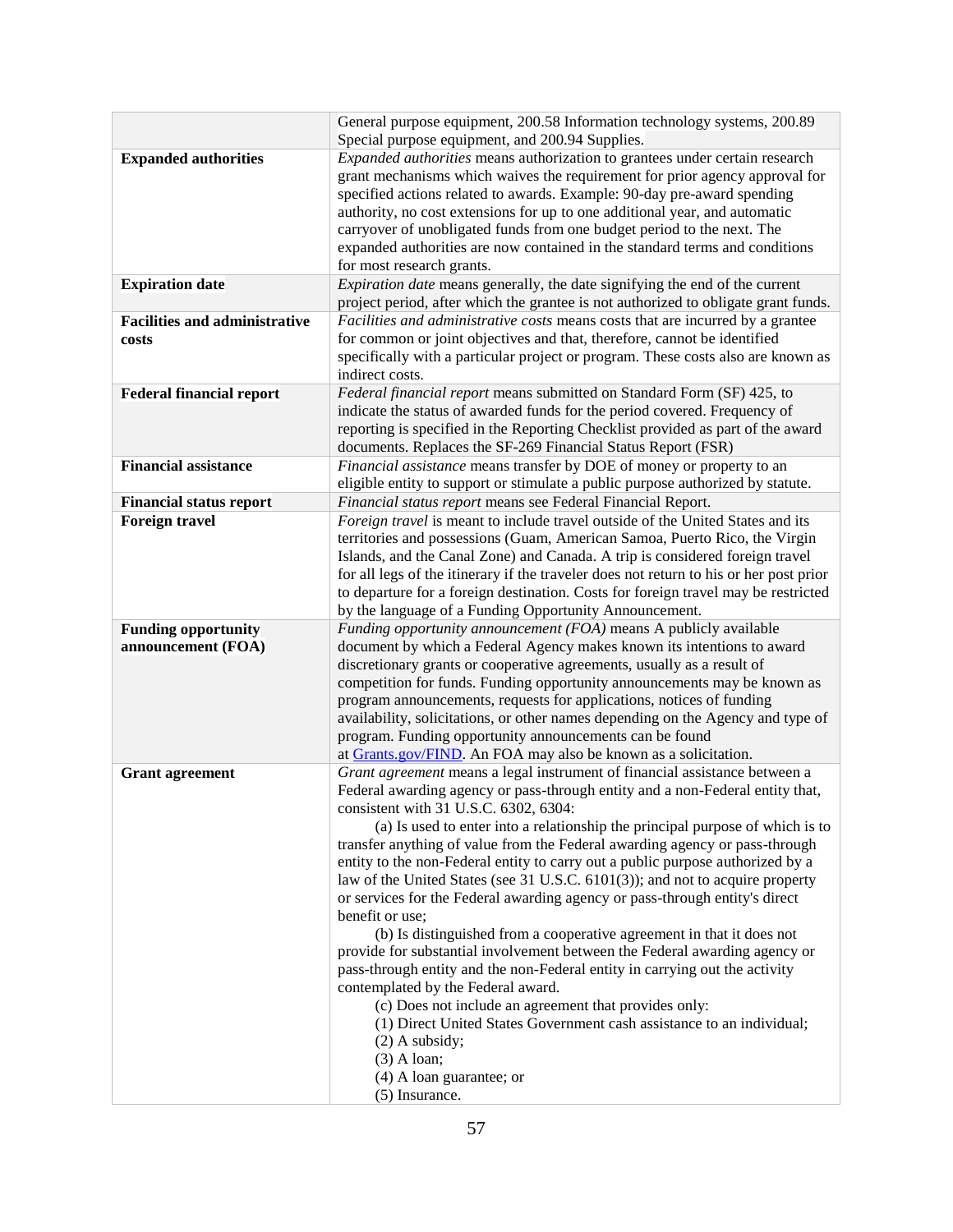| | |
|---|---|
| | General purpose equipment, 200.58 Information technology systems, 200.89 Special purpose equipment, and 200.94 Supplies. |
| **Expanded authorities** | *Expanded authorities* means authorization to grantees under certain research grant mechanisms which waives the requirement for prior agency approval for specified actions related to awards. Example: 90-day pre-award spending authority, no cost extensions for up to one additional year, and automatic carryover of unobligated funds from one budget period to the next. The expanded authorities are now contained in the standard terms and conditions for most research grants. |
| **Expiration date** | *Expiration date* means generally, the date signifying the end of the current project period, after which the grantee is not authorized to obligate grant funds. |
| **Facilities and administrative costs** | *Facilities and administrative costs* means costs that are incurred by a grantee for common or joint objectives and that, therefore, cannot be identified specifically with a particular project or program. These costs also are known as indirect costs. |
| **Federal financial report** | *Federal financial report* means submitted on Standard Form (SF) 425, to indicate the status of awarded funds for the period covered. Frequency of reporting is specified in the Reporting Checklist provided as part of the award documents. Replaces the SF-269 Financial Status Report (FSR) |
| **Financial assistance** | *Financial assistance* means transfer by DOE of money or property to an eligible entity to support or stimulate a public purpose authorized by statute. |
| **Financial status report** | *Financial status report* means see Federal Financial Report. |
| **Foreign travel** | *Foreign travel* is meant to include travel outside of the United States and its territories and possessions (Guam, American Samoa, Puerto Rico, the Virgin Islands, and the Canal Zone) and Canada. A trip is considered foreign travel for all legs of the itinerary if the traveler does not return to his or her post prior to departure for a foreign destination. Costs for foreign travel may be restricted by the language of a Funding Opportunity Announcement. |
| **Funding opportunity announcement (FOA)** | *Funding opportunity announcement (FOA)* means A publicly available document by which a Federal Agency makes known its intentions to award discretionary grants or cooperative agreements, usually as a result of competition for funds. Funding opportunity announcements may be known as program announcements, requests for applications, notices of funding availability, solicitations, or other names depending on the Agency and type of program. Funding opportunity announcements can be found at [Grants.gov/FIND](Grants.gov/FIND). An FOA may also be known as a solicitation. |
| **Grant agreement** | *Grant agreement* means a legal instrument of financial assistance between a Federal awarding agency or pass-through entity and a non-Federal entity that, consistent with 31 U.S.C. 6302, 6304:<br>(a) Is used to enter into a relationship the principal purpose of which is to transfer anything of value from the Federal awarding agency or pass-through entity to the non-Federal entity to carry out a public purpose authorized by a law of the United States (see 31 U.S.C. 6101(3)); and not to acquire property or services for the Federal awarding agency or pass-through entity's direct benefit or use;<br>(b) Is distinguished from a cooperative agreement in that it does not provide for substantial involvement between the Federal awarding agency or pass-through entity and the non-Federal entity in carrying out the activity contemplated by the Federal award.<br>(c) Does not include an agreement that provides only:<br>(1) Direct United States Government cash assistance to an individual;<br>(2) A subsidy;<br>(3) A loan;<br>(4) A loan guarantee; or<br>(5) Insurance. |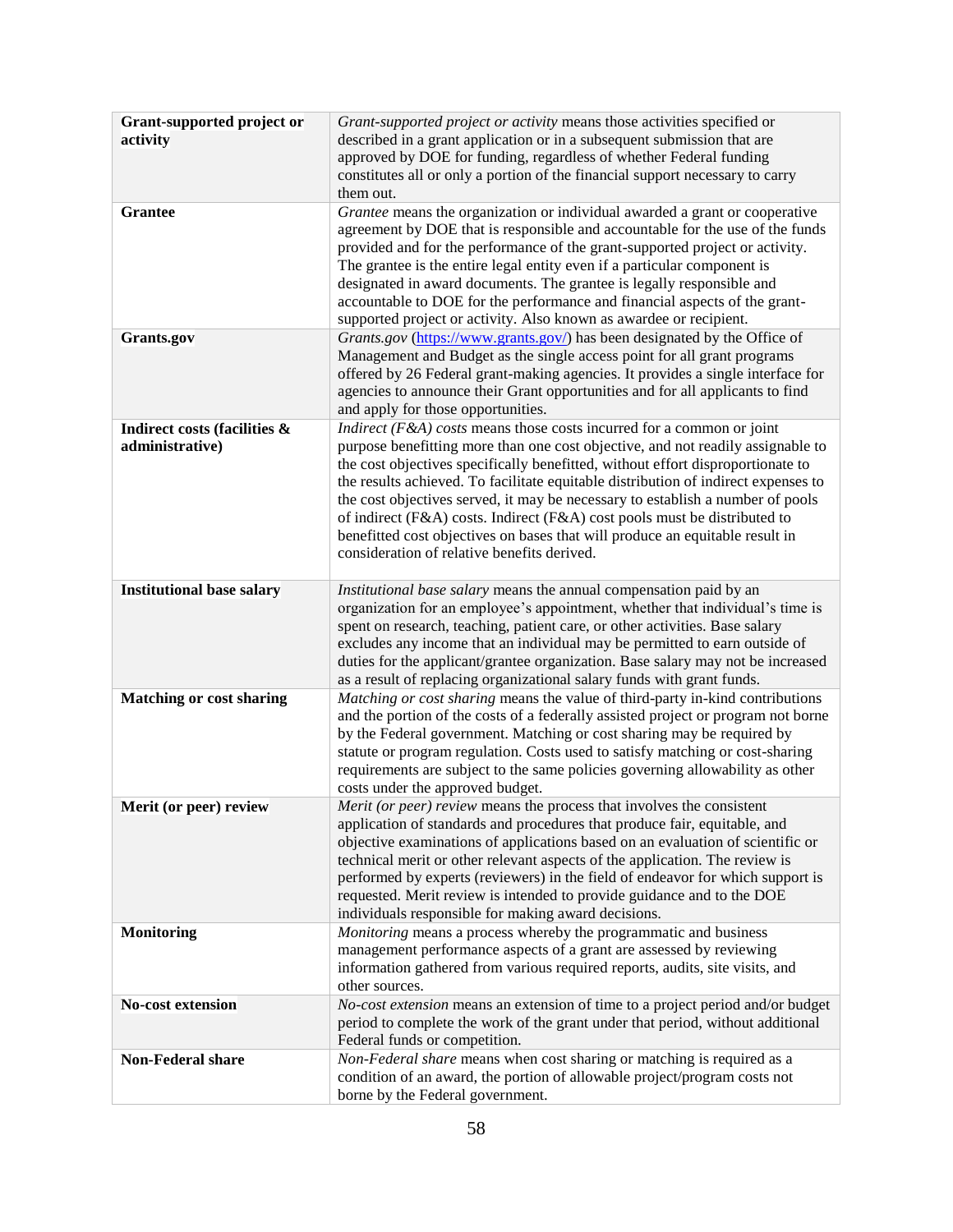| | |
|---|---|
| **Grant-supported project or activity** | *Grant-supported project or activity* means those activities specified or described in a grant application or in a subsequent submission that are approved by DOE for funding, regardless of whether Federal funding constitutes all or only a portion of the financial support necessary to carry them out. |
| **Grantee** | *Grantee* means the organization or individual awarded a grant or cooperative agreement by DOE that is responsible and accountable for the use of the funds provided and for the performance of the grant-supported project or activity. The grantee is the entire legal entity even if a particular component is designated in award documents. The grantee is legally responsible and accountable to DOE for the performance and financial aspects of the grant-supported project or activity. Also known as awardee or recipient. |
| **Grants.gov** | *Grants.gov* (https://www.grants.gov/) has been designated by the Office of Management and Budget as the single access point for all grant programs offered by 26 Federal grant-making agencies. It provides a single interface for agencies to announce their Grant opportunities and for all applicants to find and apply for those opportunities. |
| **Indirect costs (facilities & administrative)** | *Indirect (F&A) costs* means those costs incurred for a common or joint purpose benefitting more than one cost objective, and not readily assignable to the cost objectives specifically benefitted, without effort disproportionate to the results achieved. To facilitate equitable distribution of indirect expenses to the cost objectives served, it may be necessary to establish a number of pools of indirect (F&A) costs. Indirect (F&A) cost pools must be distributed to benefitted cost objectives on bases that will produce an equitable result in consideration of relative benefits derived. |
| **Institutional base salary** | *Institutional base salary* means the annual compensation paid by an organization for an employee's appointment, whether that individual's time is spent on research, teaching, patient care, or other activities. Base salary excludes any income that an individual may be permitted to earn outside of duties for the applicant/grantee organization. Base salary may not be increased as a result of replacing organizational salary funds with grant funds. |
| **Matching or cost sharing** | *Matching or cost sharing* means the value of third-party in-kind contributions and the portion of the costs of a federally assisted project or program not borne by the Federal government. Matching or cost sharing may be required by statute or program regulation. Costs used to satisfy matching or cost-sharing requirements are subject to the same policies governing allowability as other costs under the approved budget. |
| **Merit (or peer) review** | *Merit (or peer) review* means the process that involves the consistent application of standards and procedures that produce fair, equitable, and objective examinations of applications based on an evaluation of scientific or technical merit or other relevant aspects of the application. The review is performed by experts (reviewers) in the field of endeavor for which support is requested. Merit review is intended to provide guidance and to the DOE individuals responsible for making award decisions. |
| **Monitoring** | *Monitoring* means a process whereby the programmatic and business management performance aspects of a grant are assessed by reviewing information gathered from various required reports, audits, site visits, and other sources. |
| **No-cost extension** | *No-cost extension* means an extension of time to a project period and/or budget period to complete the work of the grant under that period, without additional Federal funds or competition. |
| **Non-Federal share** | *Non-Federal share* means when cost sharing or matching is required as a condition of an award, the portion of allowable project/program costs not borne by the Federal government. |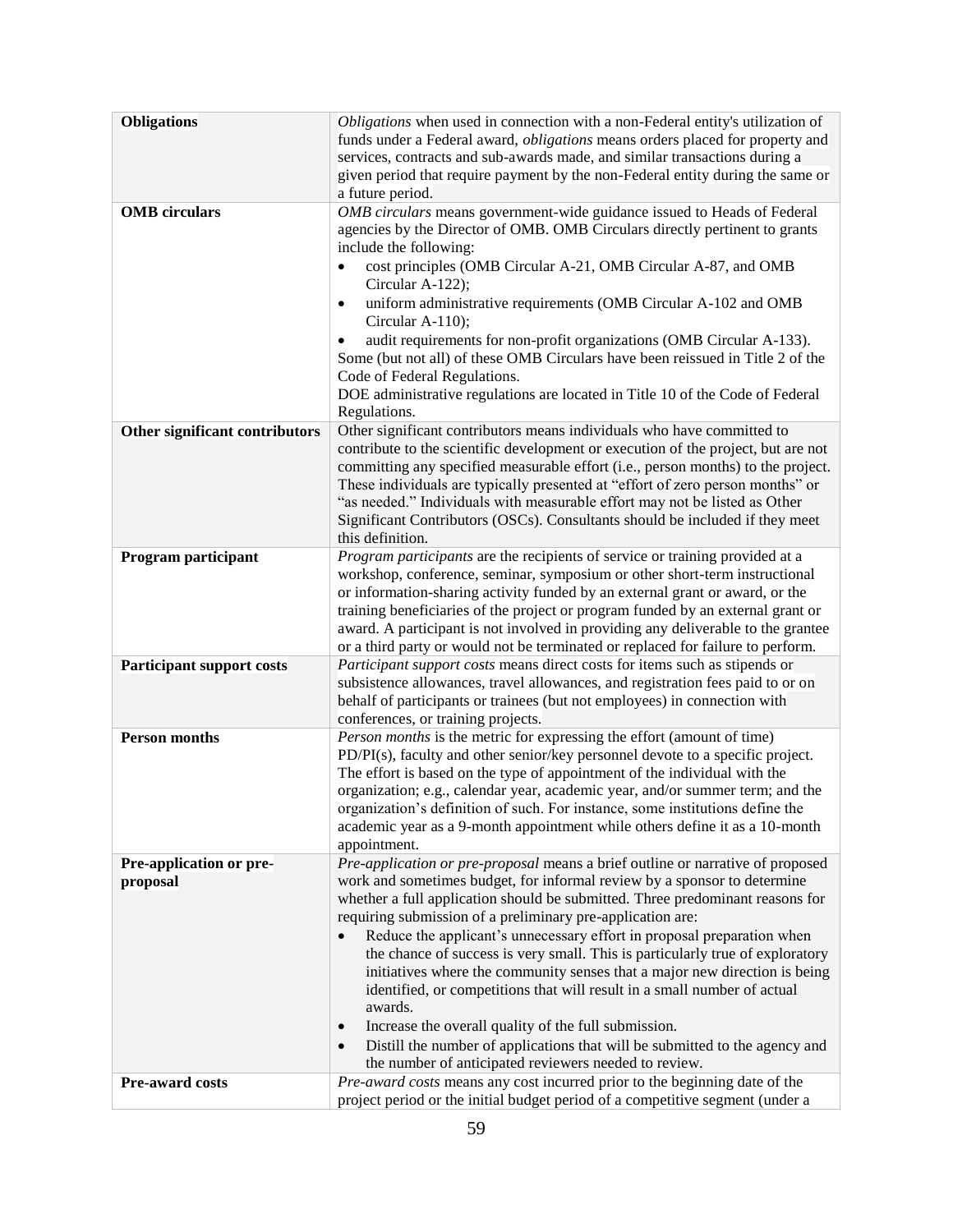| | |
|---|---|
| **Obligations** | *Obligations* when used in connection with a non-Federal entity's utilization of funds under a Federal award, *obligations* means orders placed for property and services, contracts and sub-awards made, and similar transactions during a given period that require payment by the non-Federal entity during the same or a future period. |
| **OMB circulars** | *OMB circulars* means government-wide guidance issued to Heads of Federal agencies by the Director of OMB. OMB Circulars directly pertinent to grants include the following: <br>• cost principles (OMB Circular A-21, OMB Circular A-87, and OMB Circular A-122); <br>• uniform administrative requirements (OMB Circular A-102 and OMB Circular A-110); <br>• audit requirements for non-profit organizations (OMB Circular A-133). <br>Some (but not all) of these OMB Circulars have been reissued in Title 2 of the Code of Federal Regulations. <br>DOE administrative regulations are located in Title 10 of the Code of Federal Regulations. |
| **Other significant contributors** | Other significant contributors means individuals who have committed to contribute to the scientific development or execution of the project, but are not committing any specified measurable effort (i.e., person months) to the project. These individuals are typically presented at "effort of zero person months" or "as needed." Individuals with measurable effort may not be listed as Other Significant Contributors (OSCs). Consultants should be included if they meet this definition. |
| **Program participant** | *Program participants* are the recipients of service or training provided at a workshop, conference, seminar, symposium or other short-term instructional or information-sharing activity funded by an external grant or award, or the training beneficiaries of the project or program funded by an external grant or award. A participant is not involved in providing any deliverable to the grantee or a third party or would not be terminated or replaced for failure to perform. |
| **Participant support costs** | *Participant support costs* means direct costs for items such as stipends or subsistence allowances, travel allowances, and registration fees paid to or on behalf of participants or trainees (but not employees) in connection with conferences, or training projects. |
| **Person months** | *Person months* is the metric for expressing the effort (amount of time) PD/PI(s), faculty and other senior/key personnel devote to a specific project. The effort is based on the type of appointment of the individual with the organization; e.g., calendar year, academic year, and/or summer term; and the organization's definition of such. For instance, some institutions define the academic year as a 9-month appointment while others define it as a 10-month appointment. |
| **Pre-application or pre-proposal** | *Pre-application or pre-proposal* means a brief outline or narrative of proposed work and sometimes budget, for informal review by a sponsor to determine whether a full application should be submitted. Three predominant reasons for requiring submission of a preliminary pre-application are: <br>• Reduce the applicant's unnecessary effort in proposal preparation when the chance of success is very small. This is particularly true of exploratory initiatives where the community senses that a major new direction is being identified, or competitions that will result in a small number of actual awards. <br>• Increase the overall quality of the full submission. <br>• Distill the number of applications that will be submitted to the agency and the number of anticipated reviewers needed to review. |
| **Pre-award costs** | *Pre-award costs* means any cost incurred prior to the beginning date of the project period or the initial budget period of a competitive segment (under a |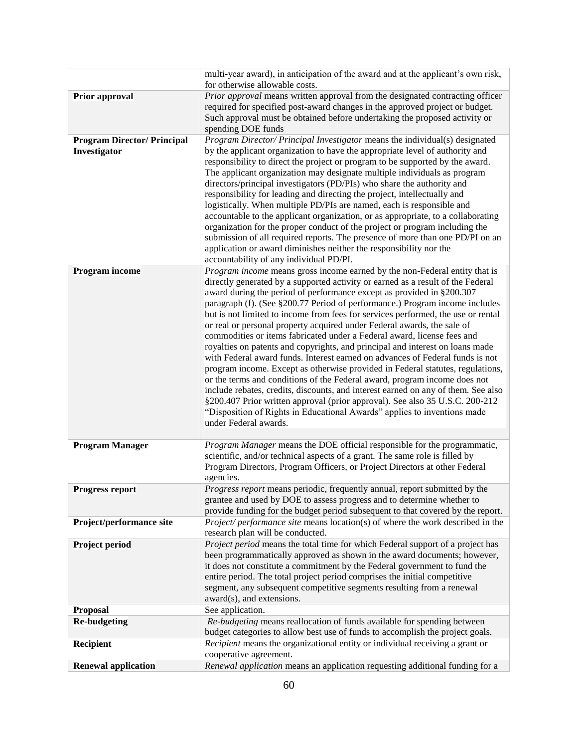| | |
|---|---|
| | multi-year award), in anticipation of the award and at the applicant's own risk, for otherwise allowable costs. |
| **Prior approval** | *Prior approval* means written approval from the designated contracting officer required for specified post-award changes in the approved project or budget. Such approval must be obtained before undertaking the proposed activity or spending DOE funds |
| **Program Director/ Principal Investigator** | *Program Director/ Principal Investigator* means the individual(s) designated by the applicant organization to have the appropriate level of authority and responsibility to direct the project or program to be supported by the award. The applicant organization may designate multiple individuals as program directors/principal investigators (PD/PIs) who share the authority and responsibility for leading and directing the project, intellectually and logistically. When multiple PD/PIs are named, each is responsible and accountable to the applicant organization, or as appropriate, to a collaborating organization for the proper conduct of the project or program including the submission of all required reports. The presence of more than one PD/PI on an application or award diminishes neither the responsibility nor the accountability of any individual PD/PI. |
| **Program income** | *Program income* means gross income earned by the non-Federal entity that is directly generated by a supported activity or earned as a result of the Federal award during the period of performance except as provided in §200.307 paragraph (f). (See §200.77 Period of performance.) Program income includes but is not limited to income from fees for services performed, the use or rental or real or personal property acquired under Federal awards, the sale of commodities or items fabricated under a Federal award, license fees and royalties on patents and copyrights, and principal and interest on loans made with Federal award funds. Interest earned on advances of Federal funds is not program income. Except as otherwise provided in Federal statutes, regulations, or the terms and conditions of the Federal award, program income does not include rebates, credits, discounts, and interest earned on any of them. See also §200.407 Prior written approval (prior approval). See also 35 U.S.C. 200-212 "Disposition of Rights in Educational Awards" applies to inventions made under Federal awards. |
| **Program Manager** | *Program Manager* means the DOE official responsible for the programmatic, scientific, and/or technical aspects of a grant. The same role is filled by Program Directors, Program Officers, or Project Directors at other Federal agencies. |
| **Progress report** | *Progress report* means periodic, frequently annual, report submitted by the grantee and used by DOE to assess progress and to determine whether to provide funding for the budget period subsequent to that covered by the report. |
| **Project/performance site** | *Project/ performance site* means location(s) of where the work described in the research plan will be conducted. |
| **Project period** | *Project period* means the total time for which Federal support of a project has been programmatically approved as shown in the award documents; however, it does not constitute a commitment by the Federal government to fund the entire period. The total project period comprises the initial competitive segment, any subsequent competitive segments resulting from a renewal award(s), and extensions. |
| **Proposal** | See application. |
| **Re-budgeting** | *Re-budgeting* means reallocation of funds available for spending between budget categories to allow best use of funds to accomplish the project goals. |
| **Recipient** | *Recipient* means the organizational entity or individual receiving a grant or cooperative agreement. |
| **Renewal application** | *Renewal application* means an application requesting additional funding for a |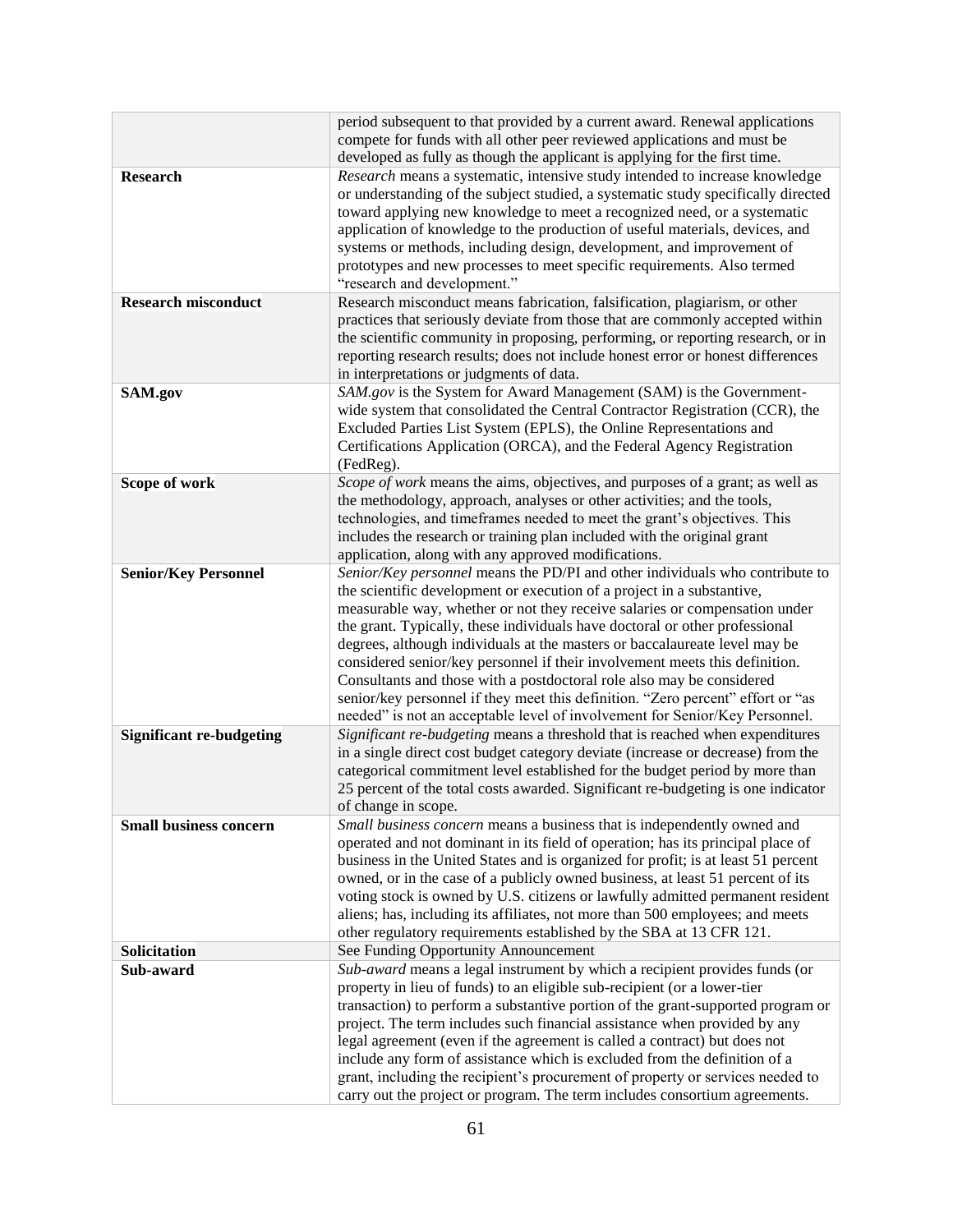| | |
|---|---|
| | period subsequent to that provided by a current award. Renewal applications compete for funds with all other peer reviewed applications and must be developed as fully as though the applicant is applying for the first time. |
| **Research** | *Research* means a systematic, intensive study intended to increase knowledge or understanding of the subject studied, a systematic study specifically directed toward applying new knowledge to meet a recognized need, or a systematic application of knowledge to the production of useful materials, devices, and systems or methods, including design, development, and improvement of prototypes and new processes to meet specific requirements. Also termed "research and development." |
| **Research misconduct** | Research misconduct means fabrication, falsification, plagiarism, or other practices that seriously deviate from those that are commonly accepted within the scientific community in proposing, performing, or reporting research, or in reporting research results; does not include honest error or honest differences in interpretations or judgments of data. |
| **SAM.gov** | *SAM.gov* is the System for Award Management (SAM) is the Government-wide system that consolidated the Central Contractor Registration (CCR), the Excluded Parties List System (EPLS), the Online Representations and Certifications Application (ORCA), and the Federal Agency Registration (FedReg). |
| **Scope of work** | *Scope of work* means the aims, objectives, and purposes of a grant; as well as the methodology, approach, analyses or other activities; and the tools, technologies, and timeframes needed to meet the grant's objectives. This includes the research or training plan included with the original grant application, along with any approved modifications. |
| **Senior/Key Personnel** | *Senior/Key personnel* means the PD/PI and other individuals who contribute to the scientific development or execution of a project in a substantive, measurable way, whether or not they receive salaries or compensation under the grant. Typically, these individuals have doctoral or other professional degrees, although individuals at the masters or baccalaureate level may be considered senior/key personnel if their involvement meets this definition. Consultants and those with a postdoctoral role also may be considered senior/key personnel if they meet this definition. "Zero percent" effort or "as needed" is not an acceptable level of involvement for Senior/Key Personnel. |
| **Significant re-budgeting** | *Significant re-budgeting* means a threshold that is reached when expenditures in a single direct cost budget category deviate (increase or decrease) from the categorical commitment level established for the budget period by more than 25 percent of the total costs awarded. Significant re-budgeting is one indicator of change in scope. |
| **Small business concern** | *Small business concern* means a business that is independently owned and operated and not dominant in its field of operation; has its principal place of business in the United States and is organized for profit; is at least 51 percent owned, or in the case of a publicly owned business, at least 51 percent of its voting stock is owned by U.S. citizens or lawfully admitted permanent resident aliens; has, including its affiliates, not more than 500 employees; and meets other regulatory requirements established by the SBA at 13 CFR 121. |
| **Solicitation** | See Funding Opportunity Announcement |
| **Sub-award** | *Sub-award* means a legal instrument by which a recipient provides funds (or property in lieu of funds) to an eligible sub-recipient (or a lower-tier transaction) to perform a substantive portion of the grant-supported program or project. The term includes such financial assistance when provided by any legal agreement (even if the agreement is called a contract) but does not include any form of assistance which is excluded from the definition of a grant, including the recipient's procurement of property or services needed to carry out the project or program. The term includes consortium agreements. |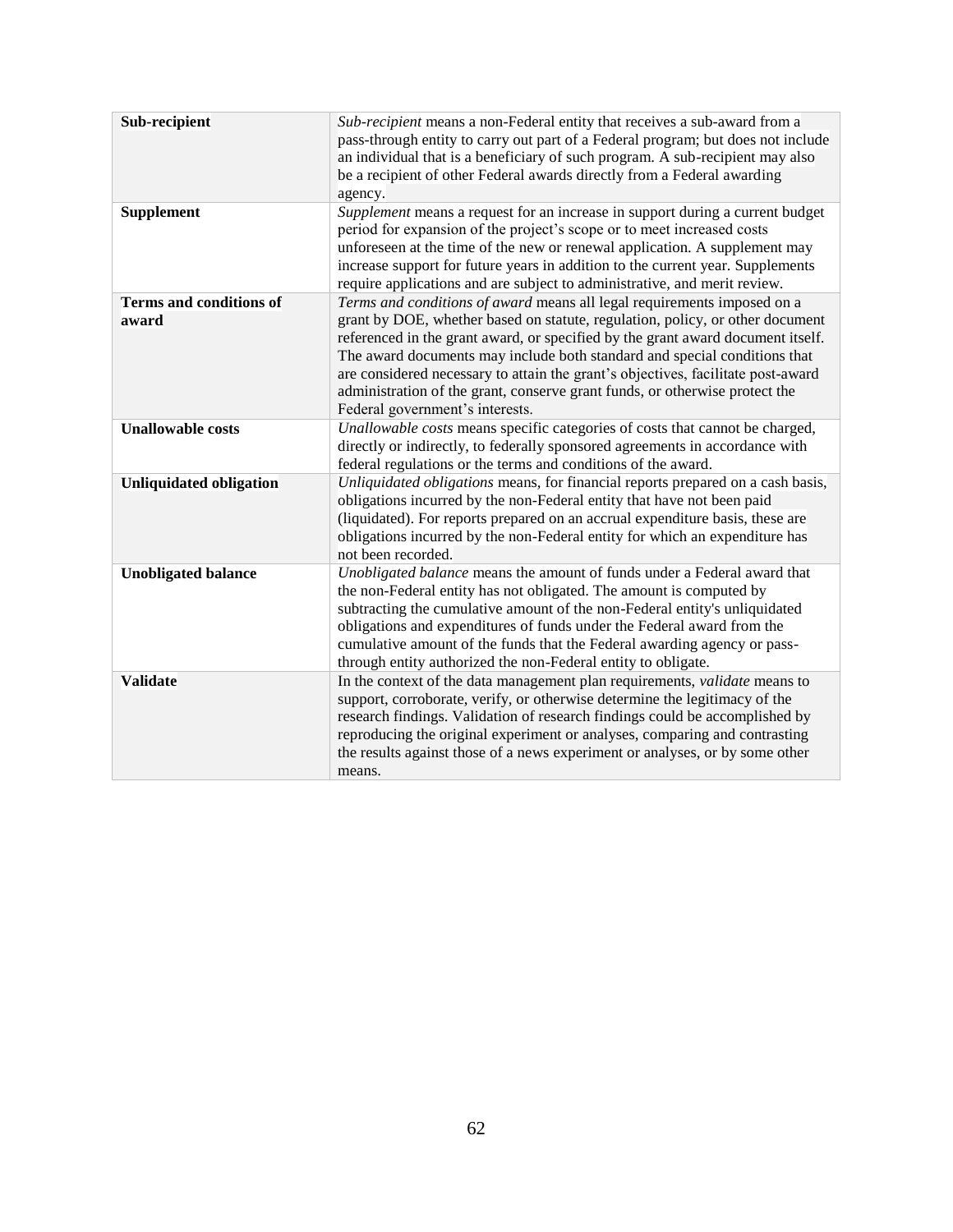| | |
|---|---|
| **Sub-recipient** | *Sub-recipient* means a non-Federal entity that receives a sub-award from a pass-through entity to carry out part of a Federal program; but does not include an individual that is a beneficiary of such program. A sub-recipient may also be a recipient of other Federal awards directly from a Federal awarding agency. |
| **Supplement** | *Supplement* means a request for an increase in support during a current budget period for expansion of the project's scope or to meet increased costs unforeseen at the time of the new or renewal application. A supplement may increase support for future years in addition to the current year. Supplements require applications and are subject to administrative, and merit review. |
| **Terms and conditions of award** | *Terms and conditions of award* means all legal requirements imposed on a grant by DOE, whether based on statute, regulation, policy, or other document referenced in the grant award, or specified by the grant award document itself. The award documents may include both standard and special conditions that are considered necessary to attain the grant's objectives, facilitate post-award administration of the grant, conserve grant funds, or otherwise protect the Federal government's interests. |
| **Unallowable costs** | *Unallowable costs* means specific categories of costs that cannot be charged, directly or indirectly, to federally sponsored agreements in accordance with federal regulations or the terms and conditions of the award. |
| **Unliquidated obligation** | *Unliquidated obligations* means, for financial reports prepared on a cash basis, obligations incurred by the non-Federal entity that have not been paid (liquidated). For reports prepared on an accrual expenditure basis, these are obligations incurred by the non-Federal entity for which an expenditure has not been recorded. |
| **Unobligated balance** | *Unobligated balance* means the amount of funds under a Federal award that the non-Federal entity has not obligated. The amount is computed by subtracting the cumulative amount of the non-Federal entity's unliquidated obligations and expenditures of funds under the Federal award from the cumulative amount of the funds that the Federal awarding agency or pass-through entity authorized the non-Federal entity to obligate. |
| **Validate** | In the context of the data management plan requirements, *validate* means to support, corroborate, verify, or otherwise determine the legitimacy of the research findings. Validation of research findings could be accomplished by reproducing the original experiment or analyses, comparing and contrasting the results against those of a news experiment or analyses, or by some other means. |